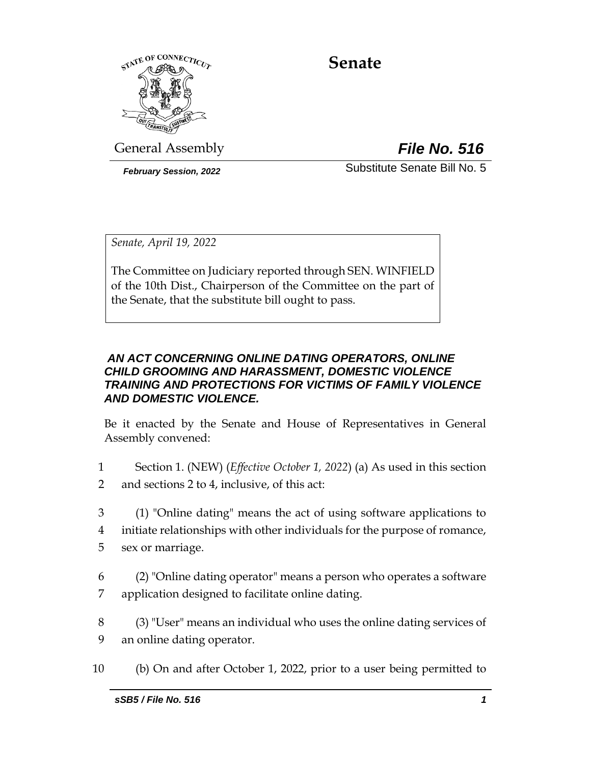# Senate

General Assembly **_File No. 516_**

***February Session, 2022*** Substitute Senate Bill No. 5

*Senate, April 19, 2022*

The Committee on Judiciary reported through SEN. WINFIELD of the 10th Dist., Chairperson of the Committee on the part of the Senate, that the substitute bill ought to pass.

***AN ACT CONCERNING ONLINE DATING OPERATORS, ONLINE CHILD GROOMING AND HARASSMENT, DOMESTIC VIOLENCE TRAINING AND PROTECTIONS FOR VICTIMS OF FAMILY VIOLENCE AND DOMESTIC VIOLENCE.***

Be it enacted by the Senate and House of Representatives in General Assembly convened:

1 Section 1. (NEW) (*Effective October 1, 2022*) (a) As used in this section
2 and sections 2 to 4, inclusive, of this act:

3 (1) "Online dating" means the act of using software applications to
4 initiate relationships with other individuals for the purpose of romance,
5 sex or marriage.

6 (2) "Online dating operator" means a person who operates a software
7 application designed to facilitate online dating.

8 (3) "User" means an individual who uses the online dating services of
9 an online dating operator.

10 (b) On and after October 1, 2022, prior to a user being permitted to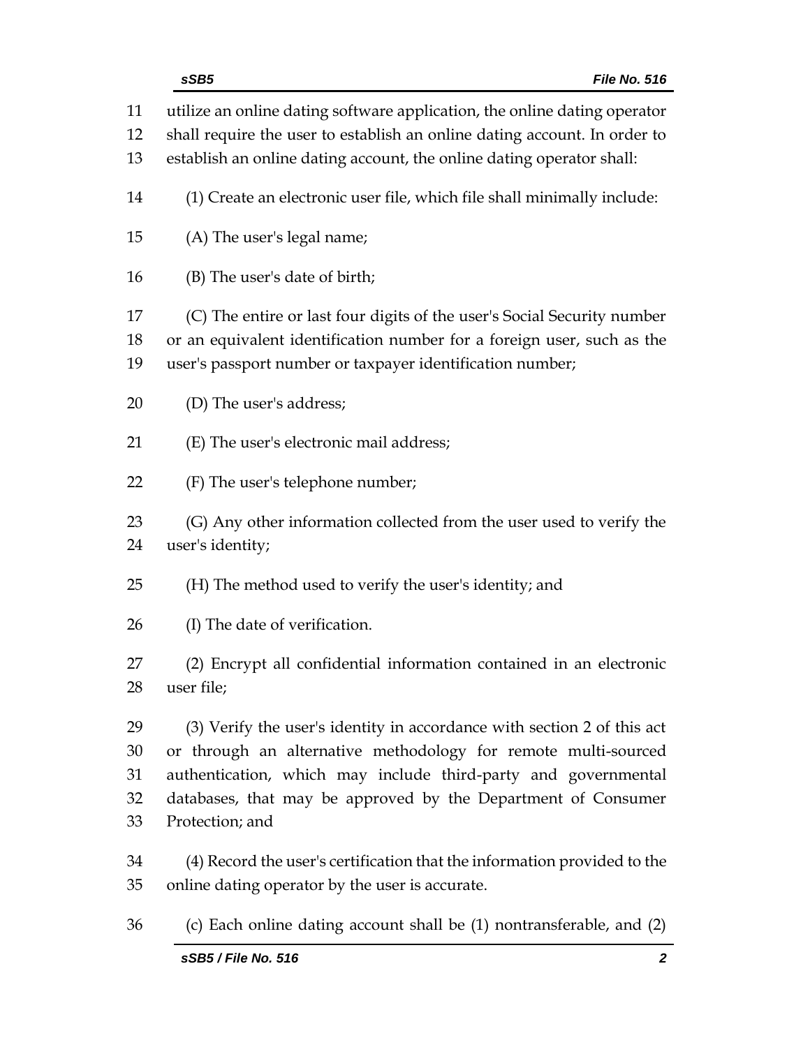utilize an online dating software application, the online dating operator shall require the user to establish an online dating account. In order to establish an online dating account, the online dating operator shall:

(1) Create an electronic user file, which file shall minimally include:

(A) The user's legal name;

(B) The user's date of birth;

(C) The entire or last four digits of the user's Social Security number or an equivalent identification number for a foreign user, such as the user's passport number or taxpayer identification number;

(D) The user's address;

(E) The user's electronic mail address;

(F) The user's telephone number;

(G) Any other information collected from the user used to verify the user's identity;

(H) The method used to verify the user's identity; and

(I) The date of verification.

(2) Encrypt all confidential information contained in an electronic user file;

(3) Verify the user's identity in accordance with section 2 of this act or through an alternative methodology for remote multi-sourced authentication, which may include third-party and governmental databases, that may be approved by the Department of Consumer Protection; and

(4) Record the user's certification that the information provided to the online dating operator by the user is accurate.

(c) Each online dating account shall be (1) nontransferable, and (2)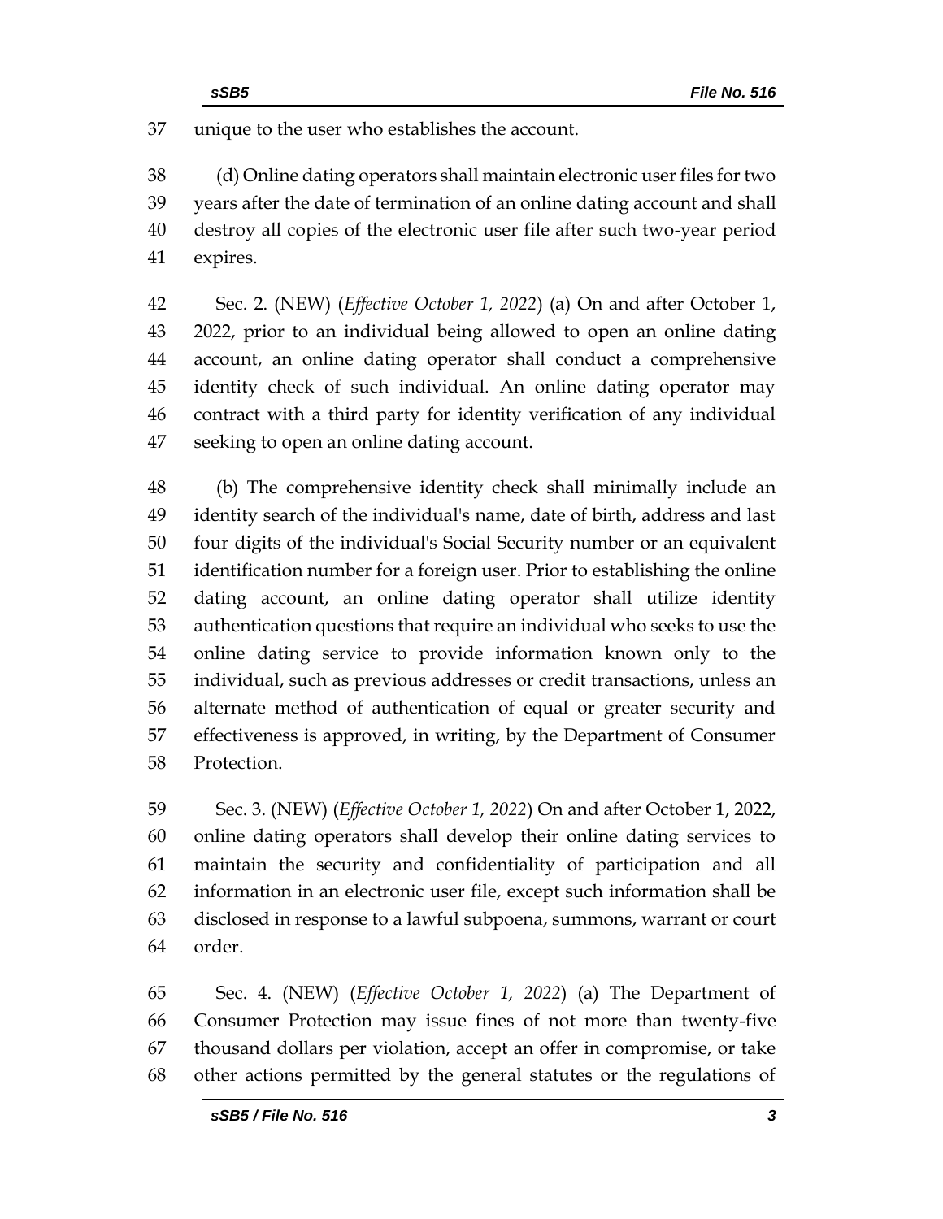unique to the user who establishes the account.

(d) Online dating operators shall maintain electronic user files for two years after the date of termination of an online dating account and shall destroy all copies of the electronic user file after such two-year period expires.

Sec. 2. (NEW) (*Effective October 1, 2022*) (a) On and after October 1, 2022, prior to an individual being allowed to open an online dating account, an online dating operator shall conduct a comprehensive identity check of such individual. An online dating operator may contract with a third party for identity verification of any individual seeking to open an online dating account.

(b) The comprehensive identity check shall minimally include an identity search of the individual's name, date of birth, address and last four digits of the individual's Social Security number or an equivalent identification number for a foreign user. Prior to establishing the online dating account, an online dating operator shall utilize identity authentication questions that require an individual who seeks to use the online dating service to provide information known only to the individual, such as previous addresses or credit transactions, unless an alternate method of authentication of equal or greater security and effectiveness is approved, in writing, by the Department of Consumer Protection.

Sec. 3. (NEW) (*Effective October 1, 2022*) On and after October 1, 2022, online dating operators shall develop their online dating services to maintain the security and confidentiality of participation and all information in an electronic user file, except such information shall be disclosed in response to a lawful subpoena, summons, warrant or court order.

Sec. 4. (NEW) (*Effective October 1, 2022*) (a) The Department of Consumer Protection may issue fines of not more than twenty-five thousand dollars per violation, accept an offer in compromise, or take other actions permitted by the general statutes or the regulations of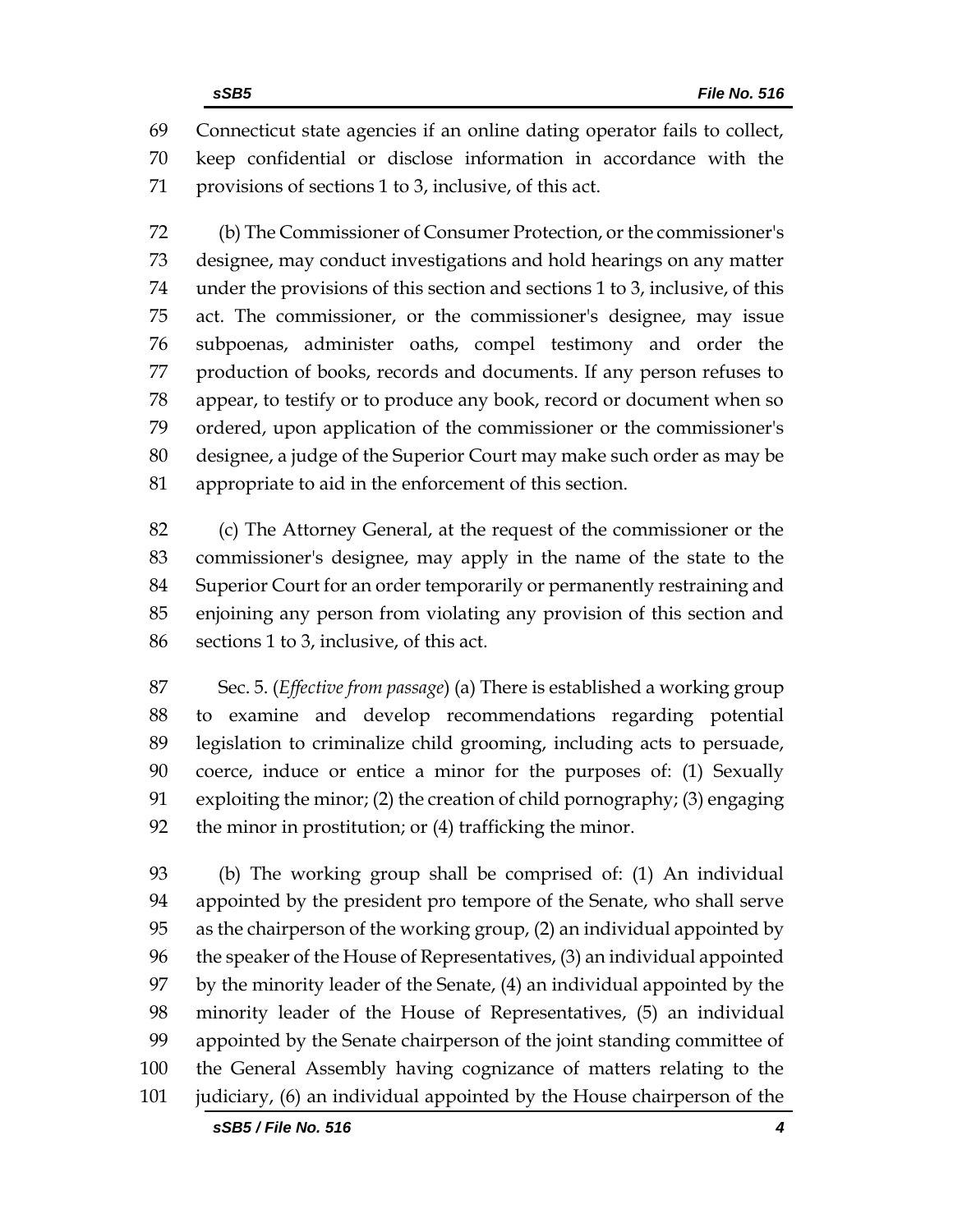Connecticut state agencies if an online dating operator fails to collect, keep confidential or disclose information in accordance with the provisions of sections 1 to 3, inclusive, of this act.

(b) The Commissioner of Consumer Protection, or the commissioner's designee, may conduct investigations and hold hearings on any matter under the provisions of this section and sections 1 to 3, inclusive, of this act. The commissioner, or the commissioner's designee, may issue subpoenas, administer oaths, compel testimony and order the production of books, records and documents. If any person refuses to appear, to testify or to produce any book, record or document when so ordered, upon application of the commissioner or the commissioner's designee, a judge of the Superior Court may make such order as may be appropriate to aid in the enforcement of this section.

(c) The Attorney General, at the request of the commissioner or the commissioner's designee, may apply in the name of the state to the Superior Court for an order temporarily or permanently restraining and enjoining any person from violating any provision of this section and sections 1 to 3, inclusive, of this act.

Sec. 5. (*Effective from passage*) (a) There is established a working group to examine and develop recommendations regarding potential legislation to criminalize child grooming, including acts to persuade, coerce, induce or entice a minor for the purposes of: (1) Sexually exploiting the minor; (2) the creation of child pornography; (3) engaging the minor in prostitution; or (4) trafficking the minor.

(b) The working group shall be comprised of: (1) An individual appointed by the president pro tempore of the Senate, who shall serve as the chairperson of the working group, (2) an individual appointed by the speaker of the House of Representatives, (3) an individual appointed by the minority leader of the Senate, (4) an individual appointed by the minority leader of the House of Representatives, (5) an individual appointed by the Senate chairperson of the joint standing committee of the General Assembly having cognizance of matters relating to the judiciary, (6) an individual appointed by the House chairperson of the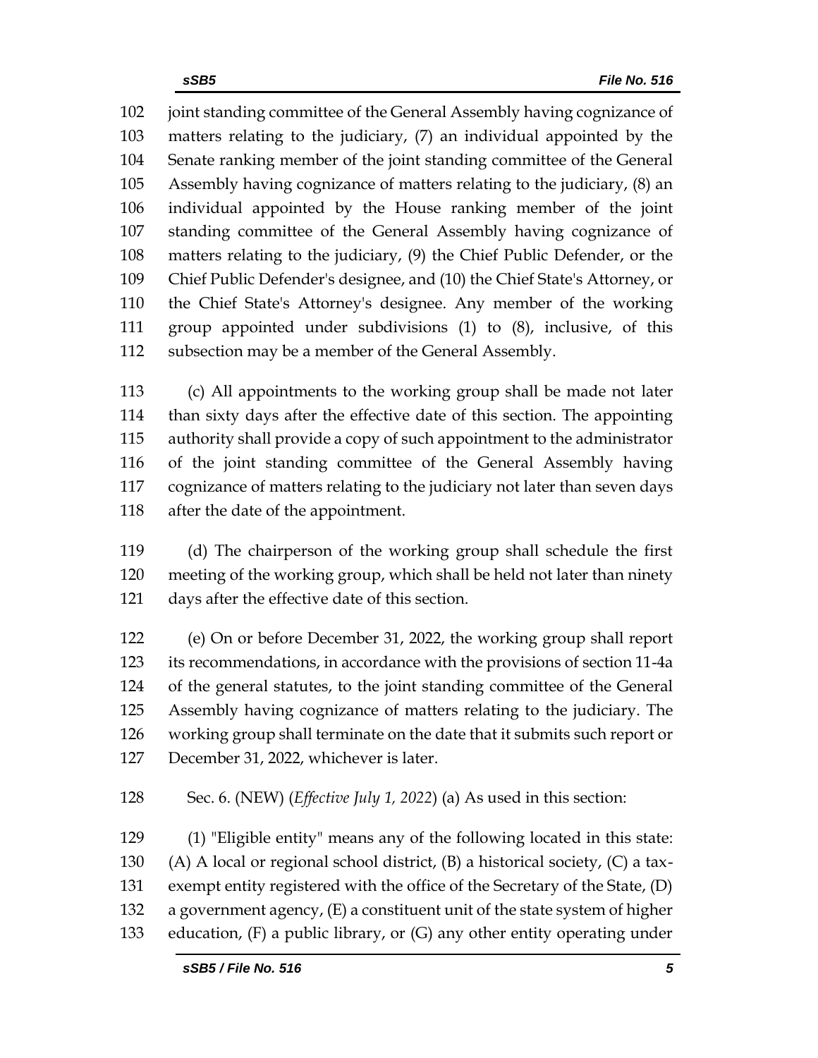joint standing committee of the General Assembly having cognizance of matters relating to the judiciary, (7) an individual appointed by the Senate ranking member of the joint standing committee of the General Assembly having cognizance of matters relating to the judiciary, (8) an individual appointed by the House ranking member of the joint standing committee of the General Assembly having cognizance of matters relating to the judiciary, (9) the Chief Public Defender, or the Chief Public Defender's designee, and (10) the Chief State's Attorney, or the Chief State's Attorney's designee. Any member of the working group appointed under subdivisions (1) to (8), inclusive, of this subsection may be a member of the General Assembly.

(c) All appointments to the working group shall be made not later than sixty days after the effective date of this section. The appointing authority shall provide a copy of such appointment to the administrator of the joint standing committee of the General Assembly having cognizance of matters relating to the judiciary not later than seven days after the date of the appointment.

(d) The chairperson of the working group shall schedule the first meeting of the working group, which shall be held not later than ninety days after the effective date of this section.

(e) On or before December 31, 2022, the working group shall report its recommendations, in accordance with the provisions of section 11-4a of the general statutes, to the joint standing committee of the General Assembly having cognizance of matters relating to the judiciary. The working group shall terminate on the date that it submits such report or December 31, 2022, whichever is later.

Sec. 6. (NEW) (*Effective July 1, 2022*) (a) As used in this section:

(1) "Eligible entity" means any of the following located in this state: (A) A local or regional school district, (B) a historical society, (C) a tax-exempt entity registered with the office of the Secretary of the State, (D) a government agency, (E) a constituent unit of the state system of higher education, (F) a public library, or (G) any other entity operating under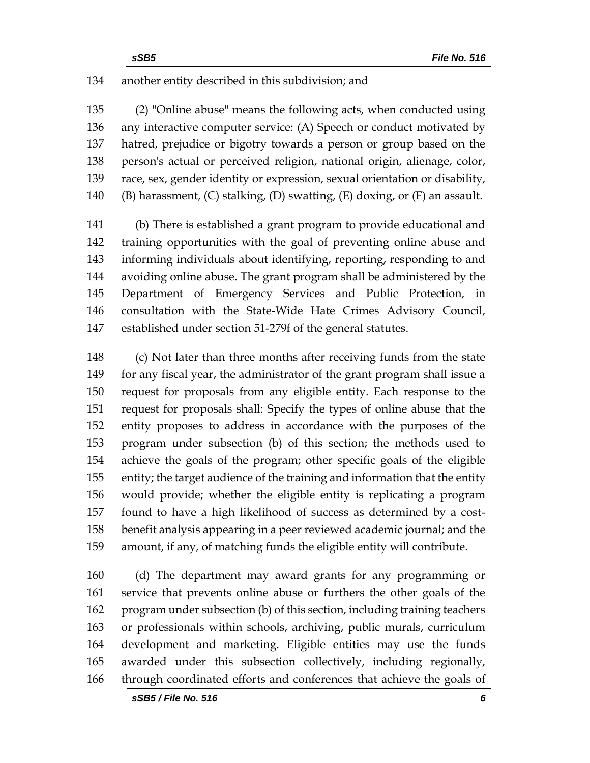another entity described in this subdivision; and

(2) "Online abuse" means the following acts, when conducted using any interactive computer service: (A) Speech or conduct motivated by hatred, prejudice or bigotry towards a person or group based on the person's actual or perceived religion, national origin, alienage, color, race, sex, gender identity or expression, sexual orientation or disability, (B) harassment, (C) stalking, (D) swatting, (E) doxing, or (F) an assault.

(b) There is established a grant program to provide educational and training opportunities with the goal of preventing online abuse and informing individuals about identifying, reporting, responding to and avoiding online abuse. The grant program shall be administered by the Department of Emergency Services and Public Protection, in consultation with the State-Wide Hate Crimes Advisory Council, established under section 51-279f of the general statutes.

(c) Not later than three months after receiving funds from the state for any fiscal year, the administrator of the grant program shall issue a request for proposals from any eligible entity. Each response to the request for proposals shall: Specify the types of online abuse that the entity proposes to address in accordance with the purposes of the program under subsection (b) of this section; the methods used to achieve the goals of the program; other specific goals of the eligible entity; the target audience of the training and information that the entity would provide; whether the eligible entity is replicating a program found to have a high likelihood of success as determined by a cost-benefit analysis appearing in a peer reviewed academic journal; and the amount, if any, of matching funds the eligible entity will contribute.

(d) The department may award grants for any programming or service that prevents online abuse or furthers the other goals of the program under subsection (b) of this section, including training teachers or professionals within schools, archiving, public murals, curriculum development and marketing. Eligible entities may use the funds awarded under this subsection collectively, including regionally, through coordinated efforts and conferences that achieve the goals of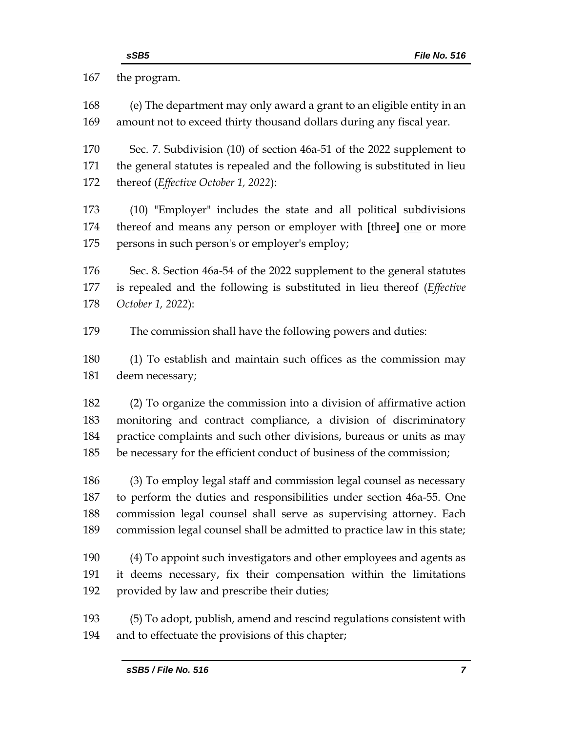the program.

(e) The department may only award a grant to an eligible entity in an amount not to exceed thirty thousand dollars during any fiscal year.

Sec. 7. Subdivision (10) of section 46a-51 of the 2022 supplement to the general statutes is repealed and the following is substituted in lieu thereof (*Effective October 1, 2022*):

(10) "Employer" includes the state and all political subdivisions thereof and means any person or employer with **[**three**]** <u>one</u> or more persons in such person's or employer's employ;

Sec. 8. Section 46a-54 of the 2022 supplement to the general statutes is repealed and the following is substituted in lieu thereof (*Effective October 1, 2022*):

The commission shall have the following powers and duties:

(1) To establish and maintain such offices as the commission may deem necessary;

(2) To organize the commission into a division of affirmative action monitoring and contract compliance, a division of discriminatory practice complaints and such other divisions, bureaus or units as may be necessary for the efficient conduct of business of the commission;

(3) To employ legal staff and commission legal counsel as necessary to perform the duties and responsibilities under section 46a-55. One commission legal counsel shall serve as supervising attorney. Each commission legal counsel shall be admitted to practice law in this state;

(4) To appoint such investigators and other employees and agents as it deems necessary, fix their compensation within the limitations provided by law and prescribe their duties;

(5) To adopt, publish, amend and rescind regulations consistent with and to effectuate the provisions of this chapter;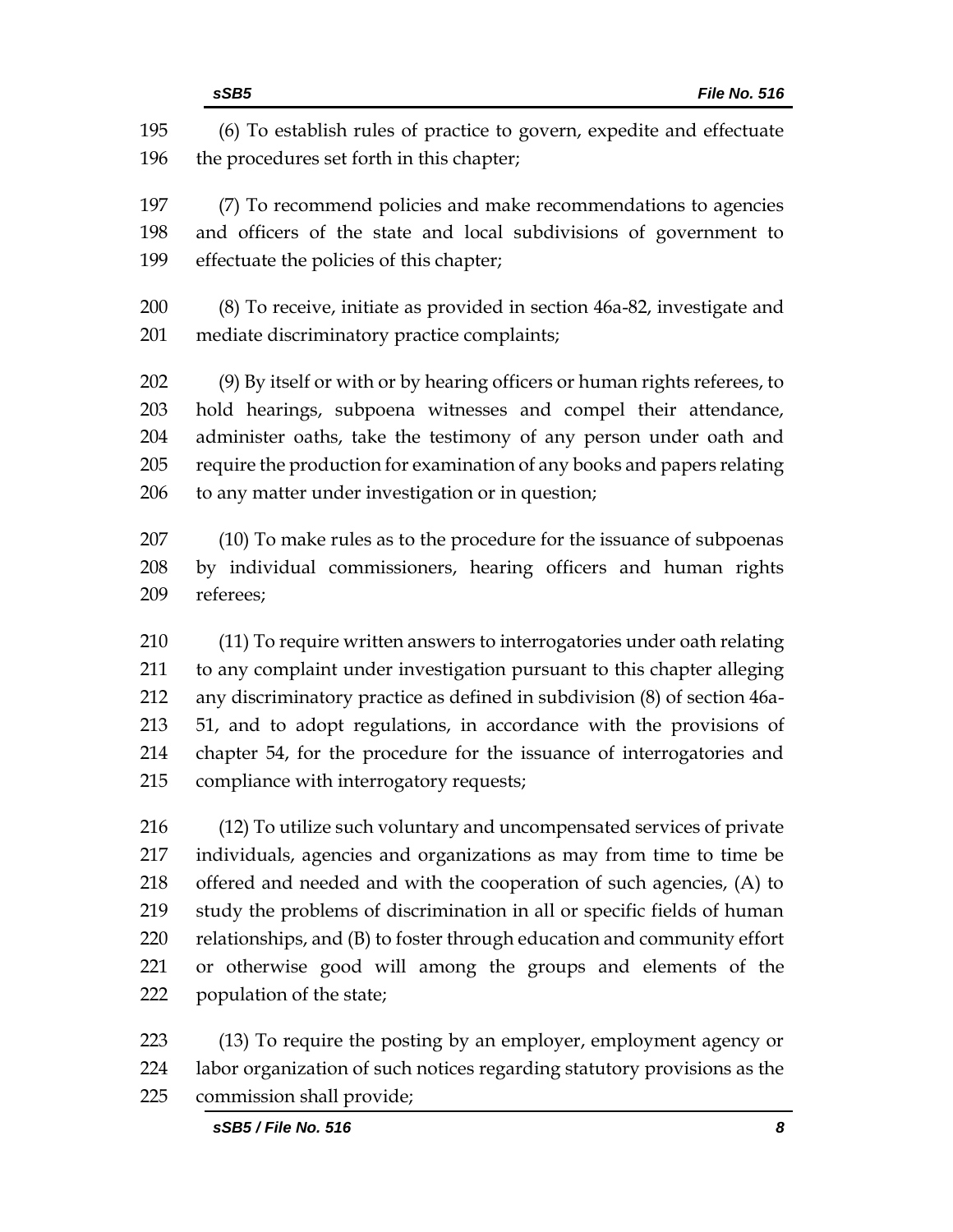(6) To establish rules of practice to govern, expedite and effectuate the procedures set forth in this chapter;

(7) To recommend policies and make recommendations to agencies and officers of the state and local subdivisions of government to effectuate the policies of this chapter;

(8) To receive, initiate as provided in section 46a-82, investigate and mediate discriminatory practice complaints;

(9) By itself or with or by hearing officers or human rights referees, to hold hearings, subpoena witnesses and compel their attendance, administer oaths, take the testimony of any person under oath and require the production for examination of any books and papers relating to any matter under investigation or in question;

(10) To make rules as to the procedure for the issuance of subpoenas by individual commissioners, hearing officers and human rights referees;

(11) To require written answers to interrogatories under oath relating to any complaint under investigation pursuant to this chapter alleging any discriminatory practice as defined in subdivision (8) of section 46a-51, and to adopt regulations, in accordance with the provisions of chapter 54, for the procedure for the issuance of interrogatories and compliance with interrogatory requests;

(12) To utilize such voluntary and uncompensated services of private individuals, agencies and organizations as may from time to time be offered and needed and with the cooperation of such agencies, (A) to study the problems of discrimination in all or specific fields of human relationships, and (B) to foster through education and community effort or otherwise good will among the groups and elements of the population of the state;

(13) To require the posting by an employer, employment agency or labor organization of such notices regarding statutory provisions as the commission shall provide;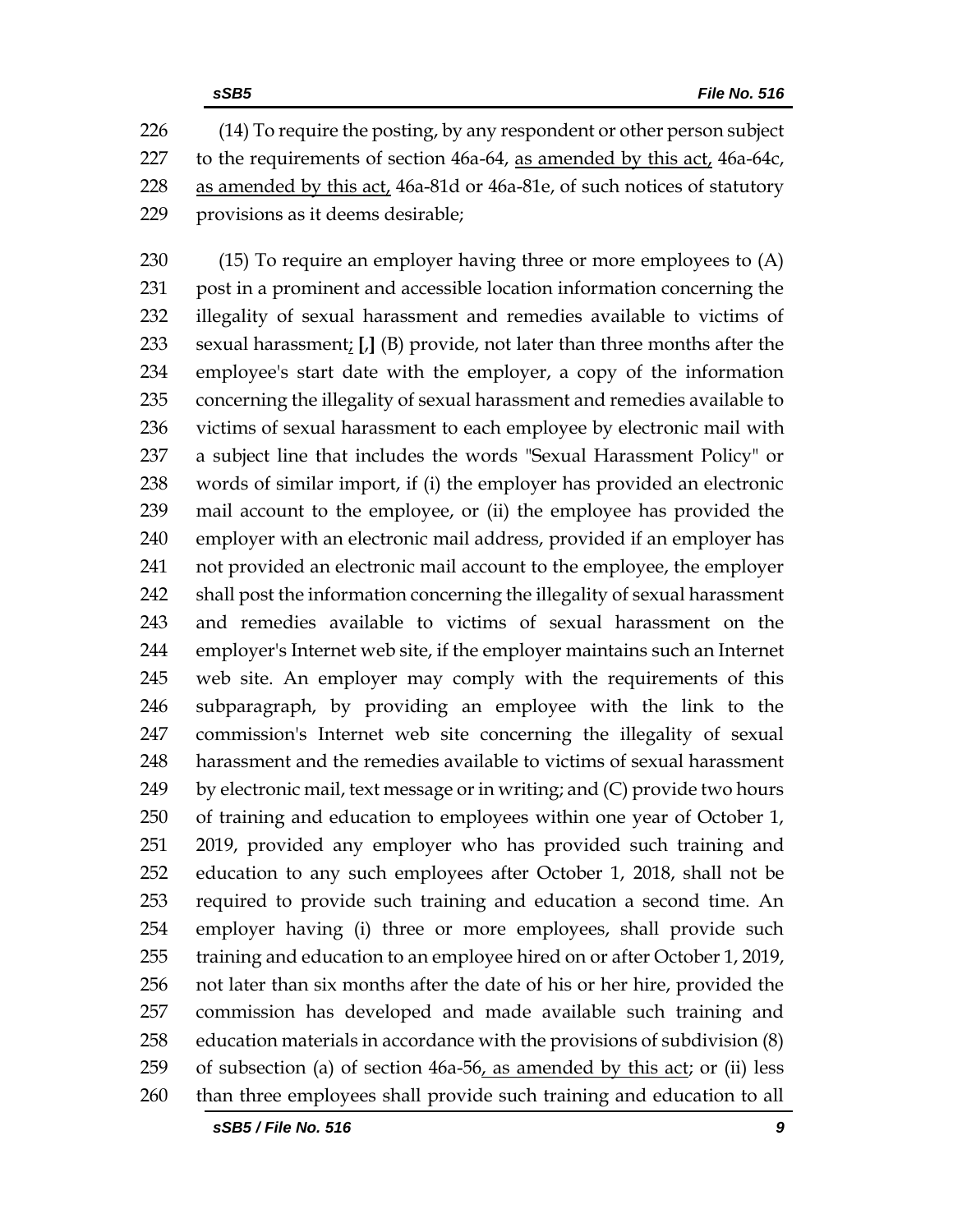(14) To require the posting, by any respondent or other person subject to the requirements of section 46a-64, as amended by this act, 46a-64c, as amended by this act, 46a-81d or 46a-81e, of such notices of statutory provisions as it deems desirable;

(15) To require an employer having three or more employees to (A) post in a prominent and accessible location information concerning the illegality of sexual harassment and remedies available to victims of sexual harassment; [,] (B) provide, not later than three months after the employee's start date with the employer, a copy of the information concerning the illegality of sexual harassment and remedies available to victims of sexual harassment to each employee by electronic mail with a subject line that includes the words "Sexual Harassment Policy" or words of similar import, if (i) the employer has provided an electronic mail account to the employee, or (ii) the employee has provided the employer with an electronic mail address, provided if an employer has not provided an electronic mail account to the employee, the employer shall post the information concerning the illegality of sexual harassment and remedies available to victims of sexual harassment on the employer's Internet web site, if the employer maintains such an Internet web site. An employer may comply with the requirements of this subparagraph, by providing an employee with the link to the commission's Internet web site concerning the illegality of sexual harassment and the remedies available to victims of sexual harassment by electronic mail, text message or in writing; and (C) provide two hours of training and education to employees within one year of October 1, 2019, provided any employer who has provided such training and education to any such employees after October 1, 2018, shall not be required to provide such training and education a second time. An employer having (i) three or more employees, shall provide such training and education to an employee hired on or after October 1, 2019, not later than six months after the date of his or her hire, provided the commission has developed and made available such training and education materials in accordance with the provisions of subdivision (8) of subsection (a) of section 46a-56, as amended by this act; or (ii) less than three employees shall provide such training and education to all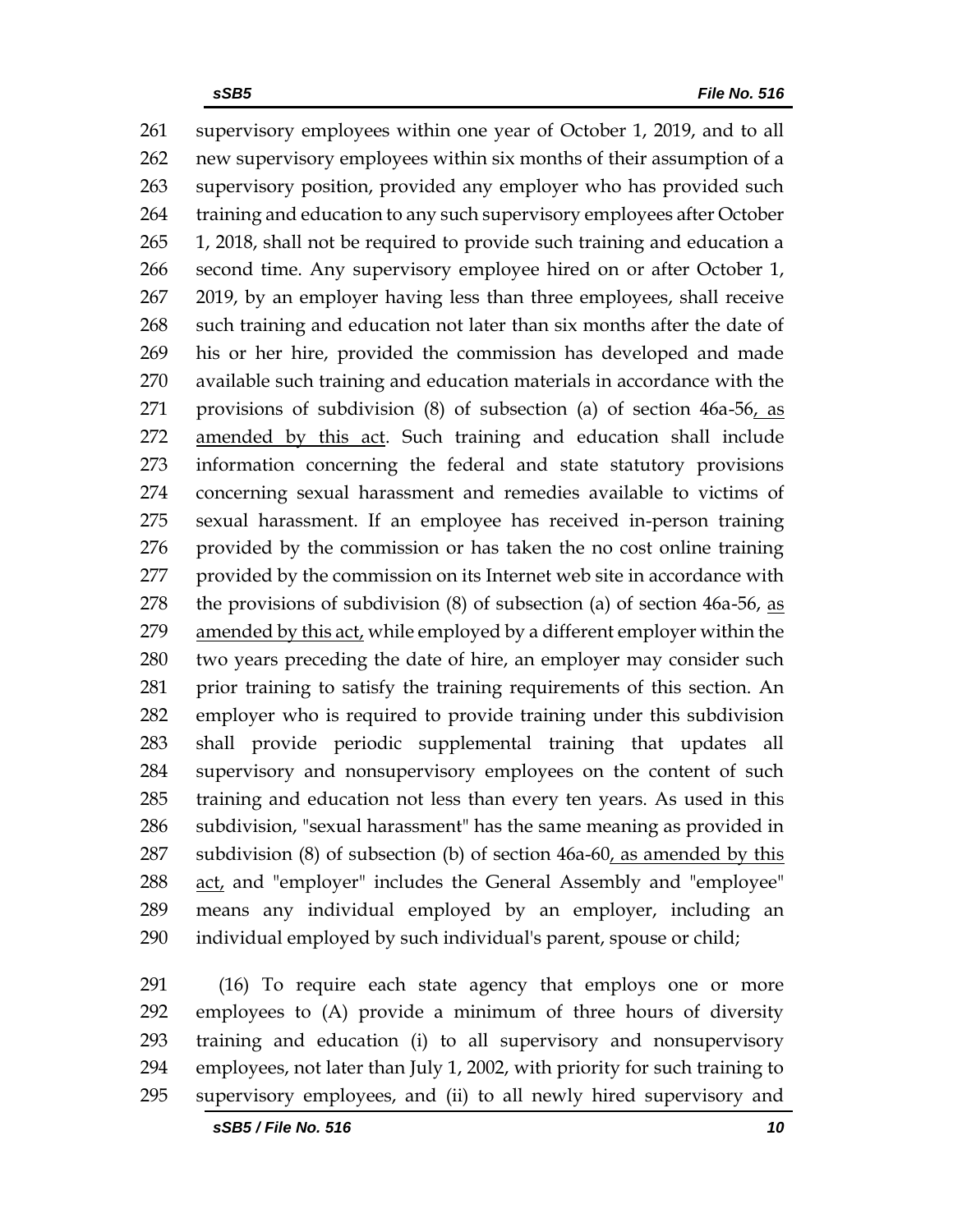261 supervisory employees within one year of October 1, 2019, and to all
262 new supervisory employees within six months of their assumption of a
263 supervisory position, provided any employer who has provided such
264 training and education to any such supervisory employees after October
265 1, 2018, shall not be required to provide such training and education a
266 second time. Any supervisory employee hired on or after October 1,
267 2019, by an employer having less than three employees, shall receive
268 such training and education not later than six months after the date of
269 his or her hire, provided the commission has developed and made
270 available such training and education materials in accordance with the
271 provisions of subdivision (8) of subsection (a) of section 46a-56, as
272 amended by this act. Such training and education shall include
273 information concerning the federal and state statutory provisions
274 concerning sexual harassment and remedies available to victims of
275 sexual harassment. If an employee has received in-person training
276 provided by the commission or has taken the no cost online training
277 provided by the commission on its Internet web site in accordance with
278 the provisions of subdivision (8) of subsection (a) of section 46a-56, as
279 amended by this act, while employed by a different employer within the
280 two years preceding the date of hire, an employer may consider such
281 prior training to satisfy the training requirements of this section. An
282 employer who is required to provide training under this subdivision
283 shall provide periodic supplemental training that updates all
284 supervisory and nonsupervisory employees on the content of such
285 training and education not less than every ten years. As used in this
286 subdivision, "sexual harassment" has the same meaning as provided in
287 subdivision (8) of subsection (b) of section 46a-60, as amended by this
288 act, and "employer" includes the General Assembly and "employee"
289 means any individual employed by an employer, including an
290 individual employed by such individual's parent, spouse or child;

291 (16) To require each state agency that employs one or more
292 employees to (A) provide a minimum of three hours of diversity
293 training and education (i) to all supervisory and nonsupervisory
294 employees, not later than July 1, 2002, with priority for such training to
295 supervisory employees, and (ii) to all newly hired supervisory and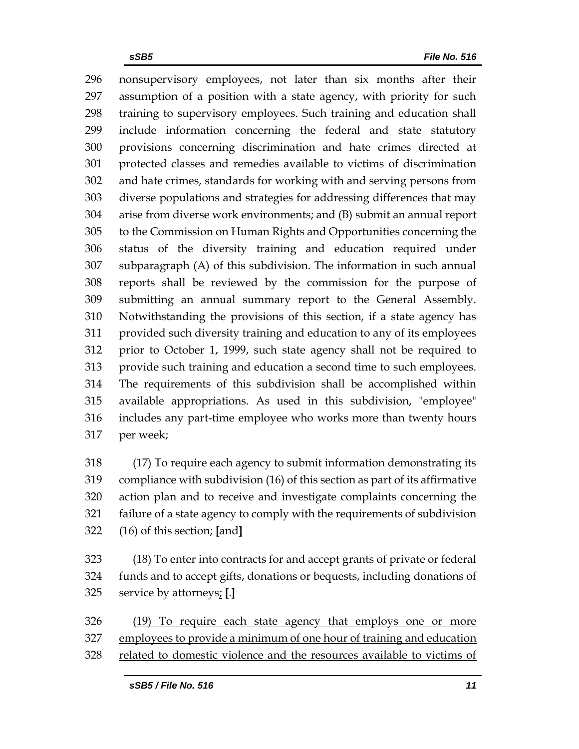nonsupervisory employees, not later than six months after their assumption of a position with a state agency, with priority for such training to supervisory employees. Such training and education shall include information concerning the federal and state statutory provisions concerning discrimination and hate crimes directed at protected classes and remedies available to victims of discrimination and hate crimes, standards for working with and serving persons from diverse populations and strategies for addressing differences that may arise from diverse work environments; and (B) submit an annual report to the Commission on Human Rights and Opportunities concerning the status of the diversity training and education required under subparagraph (A) of this subdivision. The information in such annual reports shall be reviewed by the commission for the purpose of submitting an annual summary report to the General Assembly. Notwithstanding the provisions of this section, if a state agency has provided such diversity training and education to any of its employees prior to October 1, 1999, such state agency shall not be required to provide such training and education a second time to such employees. The requirements of this subdivision shall be accomplished within available appropriations. As used in this subdivision, "employee" includes any part-time employee who works more than twenty hours per week;

(17) To require each agency to submit information demonstrating its compliance with subdivision (16) of this section as part of its affirmative action plan and to receive and investigate complaints concerning the failure of a state agency to comply with the requirements of subdivision (16) of this section; **[**and**]**

(18) To enter into contracts for and accept grants of private or federal funds and to accept gifts, donations or bequests, including donations of service by attorneys<u>;</u> **[**.**]**

<u>(19) To require each state agency that employs one or more employees to provide a minimum of one hour of training and education related to domestic violence and the resources available to victims of</u>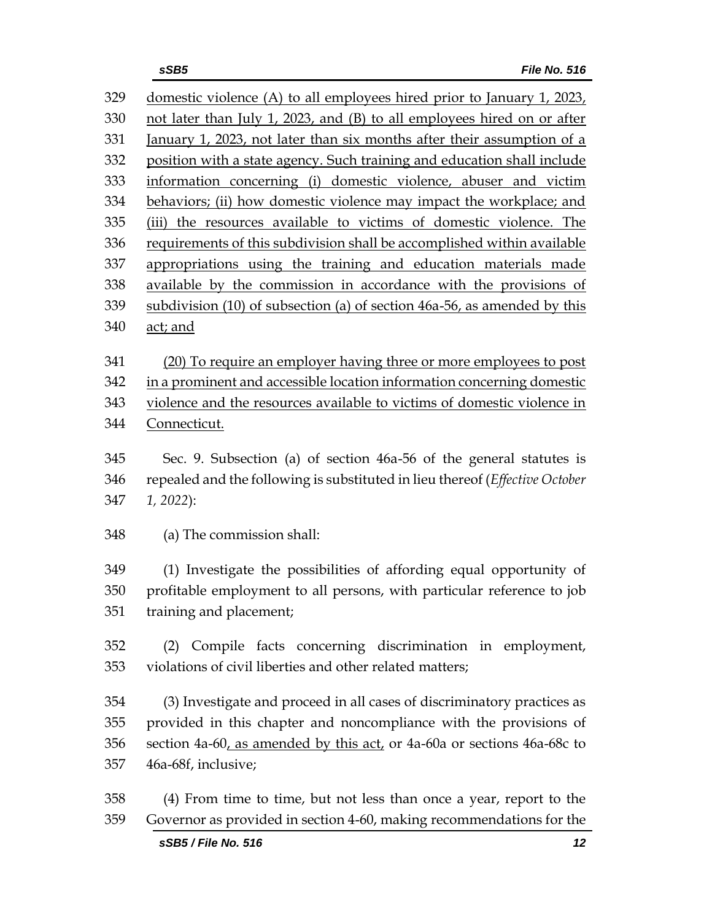domestic violence (A) to all employees hired prior to January 1, 2023, not later than July 1, 2023, and (B) to all employees hired on or after January 1, 2023, not later than six months after their assumption of a position with a state agency. Such training and education shall include information concerning (i) domestic violence, abuser and victim behaviors; (ii) how domestic violence may impact the workplace; and (iii) the resources available to victims of domestic violence. The requirements of this subdivision shall be accomplished within available appropriations using the training and education materials made available by the commission in accordance with the provisions of subdivision (10) of subsection (a) of section 46a-56, as amended by this act; and

(20) To require an employer having three or more employees to post in a prominent and accessible location information concerning domestic violence and the resources available to victims of domestic violence in Connecticut.

Sec. 9. Subsection (a) of section 46a-56 of the general statutes is repealed and the following is substituted in lieu thereof (*Effective October 1, 2022*):

(a) The commission shall:

(1) Investigate the possibilities of affording equal opportunity of profitable employment to all persons, with particular reference to job training and placement;

(2) Compile facts concerning discrimination in employment, violations of civil liberties and other related matters;

(3) Investigate and proceed in all cases of discriminatory practices as provided in this chapter and noncompliance with the provisions of section 4a-60, as amended by this act, or 4a-60a or sections 46a-68c to 46a-68f, inclusive;

(4) From time to time, but not less than once a year, report to the Governor as provided in section 4-60, making recommendations for the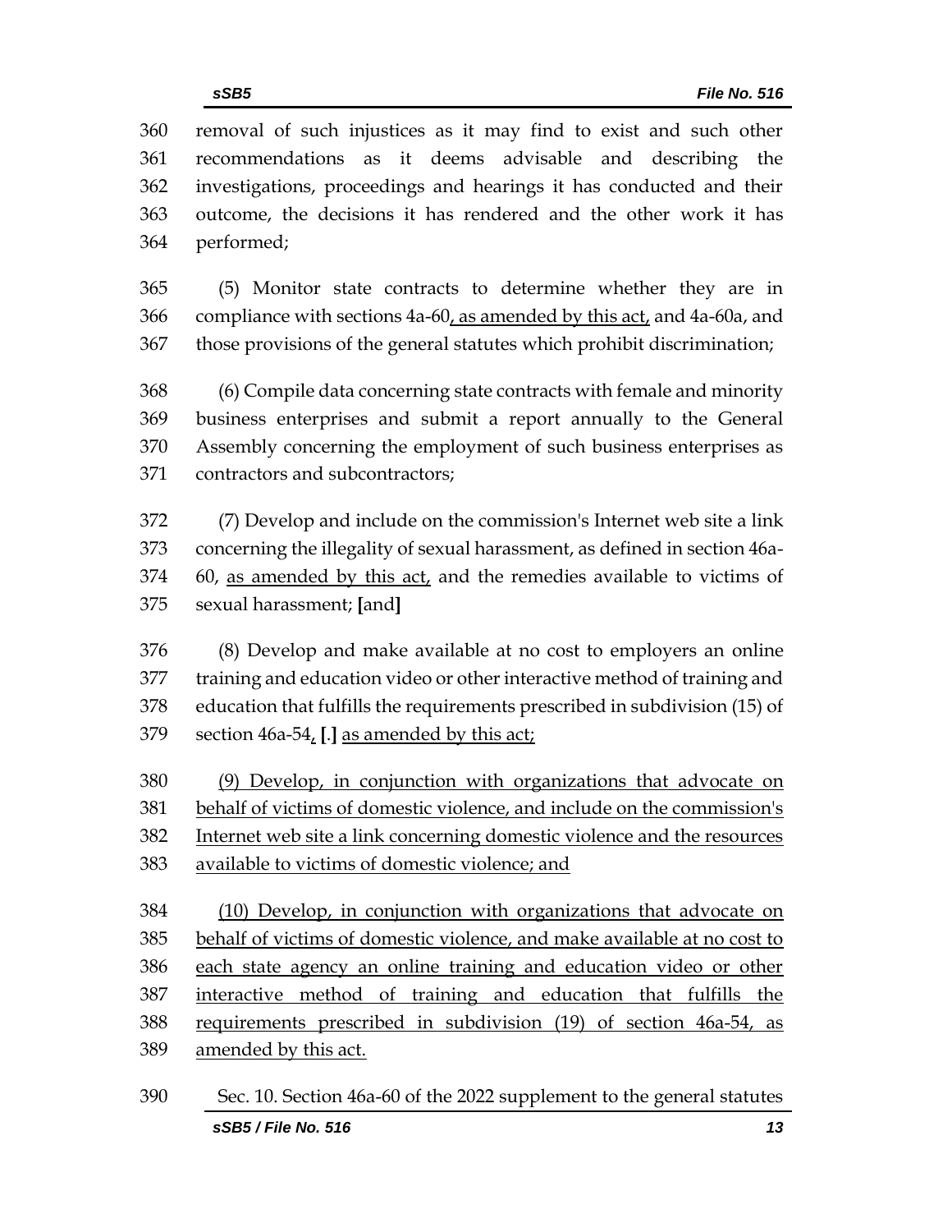removal of such injustices as it may find to exist and such other recommendations as it deems advisable and describing the investigations, proceedings and hearings it has conducted and their outcome, the decisions it has rendered and the other work it has performed;

(5) Monitor state contracts to determine whether they are in compliance with sections 4a-60, as amended by this act, and 4a-60a, and those provisions of the general statutes which prohibit discrimination;

(6) Compile data concerning state contracts with female and minority business enterprises and submit a report annually to the General Assembly concerning the employment of such business enterprises as contractors and subcontractors;

(7) Develop and include on the commission's Internet web site a link concerning the illegality of sexual harassment, as defined in section 46a-60, as amended by this act, and the remedies available to victims of sexual harassment; [and]

(8) Develop and make available at no cost to employers an online training and education video or other interactive method of training and education that fulfills the requirements prescribed in subdivision (15) of section 46a-54, [.] as amended by this act;

(9) Develop, in conjunction with organizations that advocate on behalf of victims of domestic violence, and include on the commission's Internet web site a link concerning domestic violence and the resources available to victims of domestic violence; and

(10) Develop, in conjunction with organizations that advocate on behalf of victims of domestic violence, and make available at no cost to each state agency an online training and education video or other interactive method of training and education that fulfills the requirements prescribed in subdivision (19) of section 46a-54, as amended by this act.

Sec. 10. Section 46a-60 of the 2022 supplement to the general statutes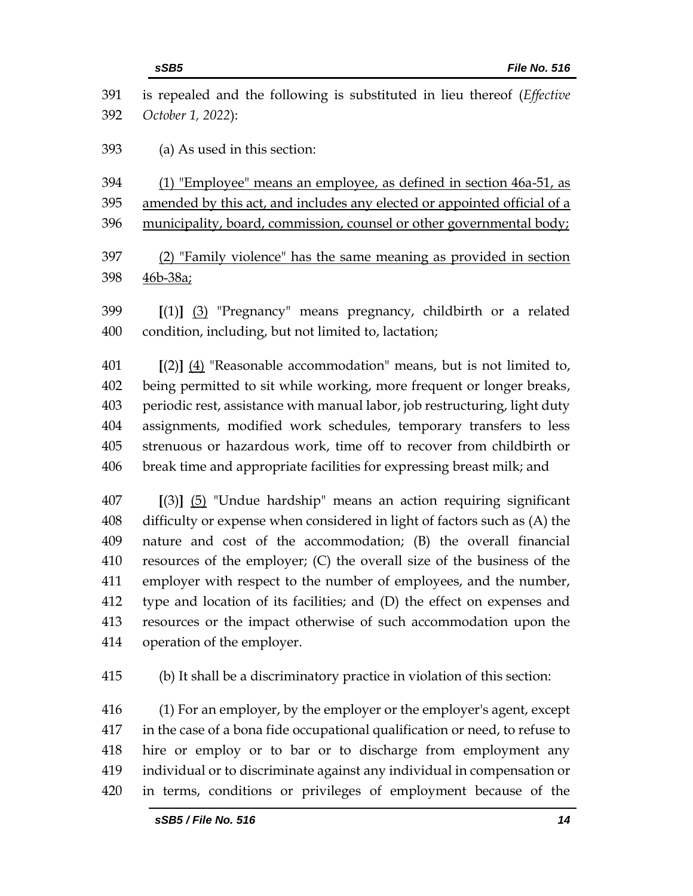391 is repealed and the following is substituted in lieu thereof (*Effective* 392 *October 1, 2022*):

393 (a) As used in this section:

394 <u>(1) "Employee" means an employee, as defined in section 46a-51, as</u> 395 <u>amended by this act, and includes any elected or appointed official of a</u> 396 <u>municipality, board, commission, counsel or other governmental body;</u>

397 <u>(2) "Family violence" has the same meaning as provided in section</u> 398 <u>46b-38a;</u>

399 **[**(1)**]** <u>(3)</u> "Pregnancy" means pregnancy, childbirth or a related 400 condition, including, but not limited to, lactation;

401 **[**(2)**]** <u>(4)</u> "Reasonable accommodation" means, but is not limited to, 402 being permitted to sit while working, more frequent or longer breaks, 403 periodic rest, assistance with manual labor, job restructuring, light duty 404 assignments, modified work schedules, temporary transfers to less 405 strenuous or hazardous work, time off to recover from childbirth or 406 break time and appropriate facilities for expressing breast milk; and

407 **[**(3)**]** <u>(5)</u> "Undue hardship" means an action requiring significant 408 difficulty or expense when considered in light of factors such as (A) the 409 nature and cost of the accommodation; (B) the overall financial 410 resources of the employer; (C) the overall size of the business of the 411 employer with respect to the number of employees, and the number, 412 type and location of its facilities; and (D) the effect on expenses and 413 resources or the impact otherwise of such accommodation upon the 414 operation of the employer.

415 (b) It shall be a discriminatory practice in violation of this section:

416 (1) For an employer, by the employer or the employer's agent, except 417 in the case of a bona fide occupational qualification or need, to refuse to 418 hire or employ or to bar or to discharge from employment any 419 individual or to discriminate against any individual in compensation or 420 in terms, conditions or privileges of employment because of the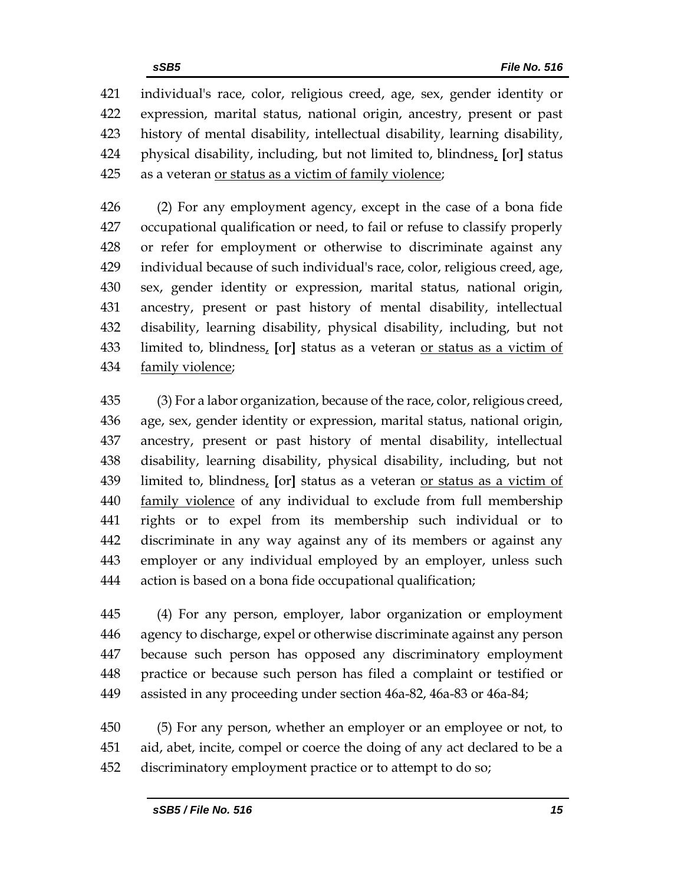421 individual's race, color, religious creed, age, sex, gender identity or
422 expression, marital status, national origin, ancestry, present or past
423 history of mental disability, intellectual disability, learning disability,
424 physical disability, including, but not limited to, blindness, [or] status
425 as a veteran or status as a victim of family violence;

426 (2) For any employment agency, except in the case of a bona fide
427 occupational qualification or need, to fail or refuse to classify properly
428 or refer for employment or otherwise to discriminate against any
429 individual because of such individual's race, color, religious creed, age,
430 sex, gender identity or expression, marital status, national origin,
431 ancestry, present or past history of mental disability, intellectual
432 disability, learning disability, physical disability, including, but not
433 limited to, blindness, [or] status as a veteran or status as a victim of
434 family violence;

435 (3) For a labor organization, because of the race, color, religious creed,
436 age, sex, gender identity or expression, marital status, national origin,
437 ancestry, present or past history of mental disability, intellectual
438 disability, learning disability, physical disability, including, but not
439 limited to, blindness, [or] status as a veteran or status as a victim of
440 family violence of any individual to exclude from full membership
441 rights or to expel from its membership such individual or to
442 discriminate in any way against any of its members or against any
443 employer or any individual employed by an employer, unless such
444 action is based on a bona fide occupational qualification;

445 (4) For any person, employer, labor organization or employment
446 agency to discharge, expel or otherwise discriminate against any person
447 because such person has opposed any discriminatory employment
448 practice or because such person has filed a complaint or testified or
449 assisted in any proceeding under section 46a-82, 46a-83 or 46a-84;

450 (5) For any person, whether an employer or an employee or not, to
451 aid, abet, incite, compel or coerce the doing of any act declared to be a
452 discriminatory employment practice or to attempt to do so;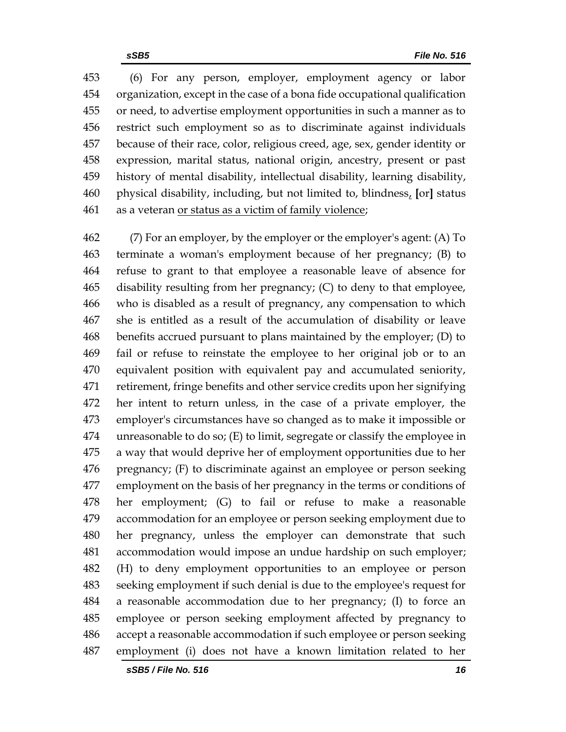(6) For any person, employer, employment agency or labor organization, except in the case of a bona fide occupational qualification or need, to advertise employment opportunities in such a manner as to restrict such employment so as to discriminate against individuals because of their race, color, religious creed, age, sex, gender identity or expression, marital status, national origin, ancestry, present or past history of mental disability, intellectual disability, learning disability, physical disability, including, but not limited to, blindness, [or] status as a veteran or status as a victim of family violence;

(7) For an employer, by the employer or the employer's agent: (A) To terminate a woman's employment because of her pregnancy; (B) to refuse to grant to that employee a reasonable leave of absence for disability resulting from her pregnancy; (C) to deny to that employee, who is disabled as a result of pregnancy, any compensation to which she is entitled as a result of the accumulation of disability or leave benefits accrued pursuant to plans maintained by the employer; (D) to fail or refuse to reinstate the employee to her original job or to an equivalent position with equivalent pay and accumulated seniority, retirement, fringe benefits and other service credits upon her signifying her intent to return unless, in the case of a private employer, the employer's circumstances have so changed as to make it impossible or unreasonable to do so; (E) to limit, segregate or classify the employee in a way that would deprive her of employment opportunities due to her pregnancy; (F) to discriminate against an employee or person seeking employment on the basis of her pregnancy in the terms or conditions of her employment; (G) to fail or refuse to make a reasonable accommodation for an employee or person seeking employment due to her pregnancy, unless the employer can demonstrate that such accommodation would impose an undue hardship on such employer; (H) to deny employment opportunities to an employee or person seeking employment if such denial is due to the employee's request for a reasonable accommodation due to her pregnancy; (I) to force an employee or person seeking employment affected by pregnancy to accept a reasonable accommodation if such employee or person seeking employment (i) does not have a known limitation related to her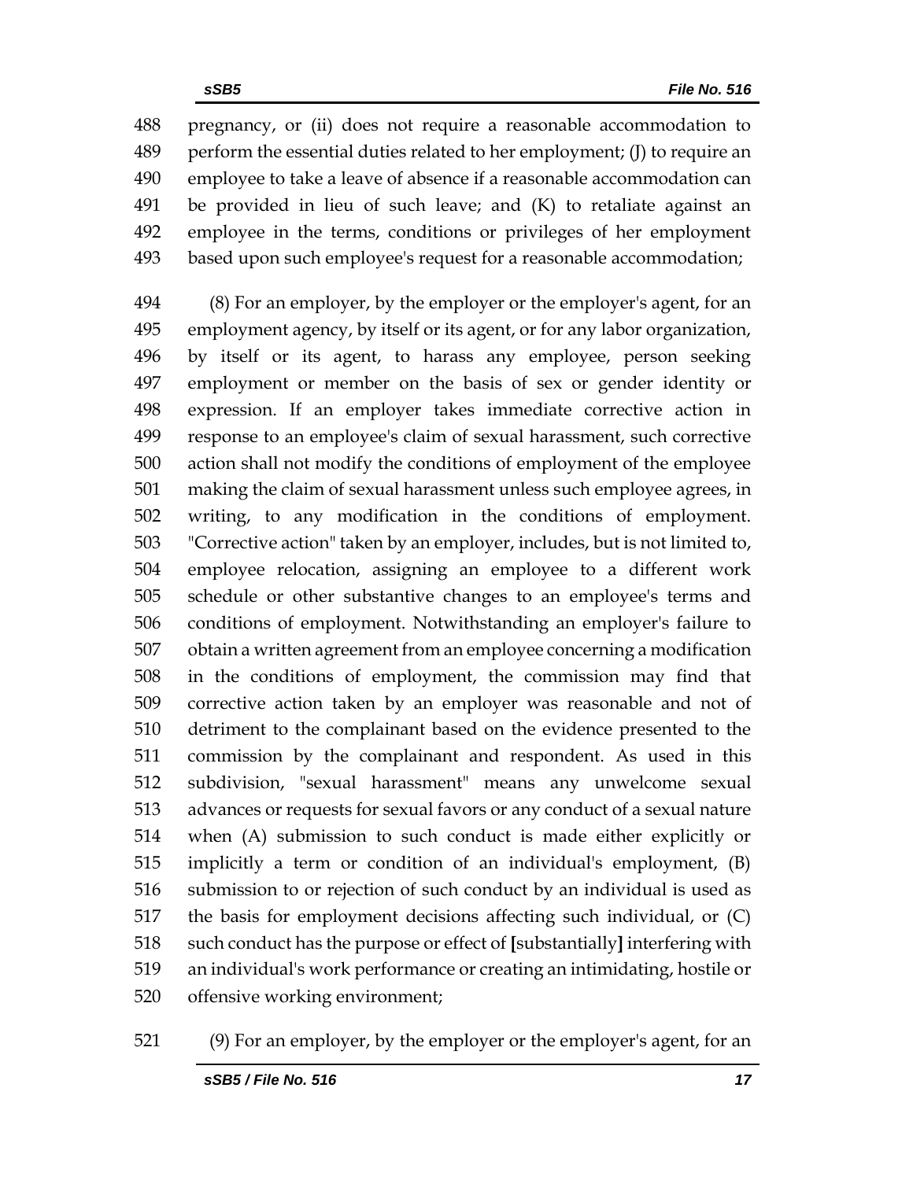pregnancy, or (ii) does not require a reasonable accommodation to perform the essential duties related to her employment; (J) to require an employee to take a leave of absence if a reasonable accommodation can be provided in lieu of such leave; and (K) to retaliate against an employee in the terms, conditions or privileges of her employment based upon such employee's request for a reasonable accommodation;

(8) For an employer, by the employer or the employer's agent, for an employment agency, by itself or its agent, or for any labor organization, by itself or its agent, to harass any employee, person seeking employment or member on the basis of sex or gender identity or expression. If an employer takes immediate corrective action in response to an employee's claim of sexual harassment, such corrective action shall not modify the conditions of employment of the employee making the claim of sexual harassment unless such employee agrees, in writing, to any modification in the conditions of employment. "Corrective action" taken by an employer, includes, but is not limited to, employee relocation, assigning an employee to a different work schedule or other substantive changes to an employee's terms and conditions of employment. Notwithstanding an employer's failure to obtain a written agreement from an employee concerning a modification in the conditions of employment, the commission may find that corrective action taken by an employer was reasonable and not of detriment to the complainant based on the evidence presented to the commission by the complainant and respondent. As used in this subdivision, "sexual harassment" means any unwelcome sexual advances or requests for sexual favors or any conduct of a sexual nature when (A) submission to such conduct is made either explicitly or implicitly a term or condition of an individual's employment, (B) submission to or rejection of such conduct by an individual is used as the basis for employment decisions affecting such individual, or (C) such conduct has the purpose or effect of **[**substantially**]** interfering with an individual's work performance or creating an intimidating, hostile or offensive working environment;

(9) For an employer, by the employer or the employer's agent, for an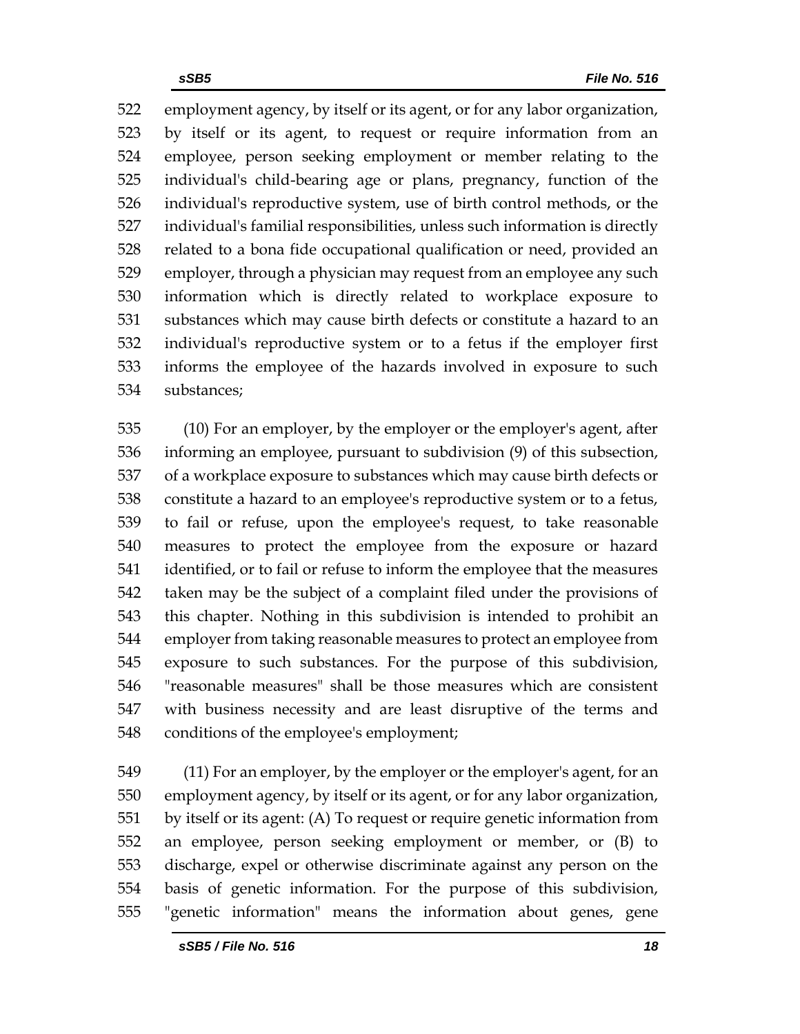employment agency, by itself or its agent, or for any labor organization, by itself or its agent, to request or require information from an employee, person seeking employment or member relating to the individual's child-bearing age or plans, pregnancy, function of the individual's reproductive system, use of birth control methods, or the individual's familial responsibilities, unless such information is directly related to a bona fide occupational qualification or need, provided an employer, through a physician may request from an employee any such information which is directly related to workplace exposure to substances which may cause birth defects or constitute a hazard to an individual's reproductive system or to a fetus if the employer first informs the employee of the hazards involved in exposure to such substances;

(10) For an employer, by the employer or the employer's agent, after informing an employee, pursuant to subdivision (9) of this subsection, of a workplace exposure to substances which may cause birth defects or constitute a hazard to an employee's reproductive system or to a fetus, to fail or refuse, upon the employee's request, to take reasonable measures to protect the employee from the exposure or hazard identified, or to fail or refuse to inform the employee that the measures taken may be the subject of a complaint filed under the provisions of this chapter. Nothing in this subdivision is intended to prohibit an employer from taking reasonable measures to protect an employee from exposure to such substances. For the purpose of this subdivision, "reasonable measures" shall be those measures which are consistent with business necessity and are least disruptive of the terms and conditions of the employee's employment;

(11) For an employer, by the employer or the employer's agent, for an employment agency, by itself or its agent, or for any labor organization, by itself or its agent: (A) To request or require genetic information from an employee, person seeking employment or member, or (B) to discharge, expel or otherwise discriminate against any person on the basis of genetic information. For the purpose of this subdivision, "genetic information" means the information about genes, gene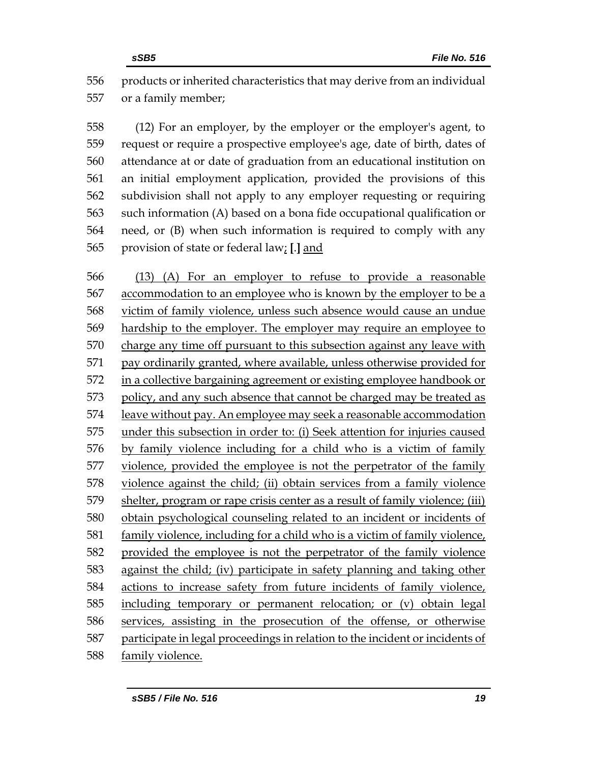products or inherited characteristics that may derive from an individual or a family member;

(12) For an employer, by the employer or the employer's agent, to request or require a prospective employee's age, date of birth, dates of attendance at or date of graduation from an educational institution on an initial employment application, provided the provisions of this subdivision shall not apply to any employer requesting or requiring such information (A) based on a bona fide occupational qualification or need, or (B) when such information is required to comply with any provision of state or federal law; [.] and

(13) (A) For an employer to refuse to provide a reasonable accommodation to an employee who is known by the employer to be a victim of family violence, unless such absence would cause an undue hardship to the employer. The employer may require an employee to charge any time off pursuant to this subsection against any leave with pay ordinarily granted, where available, unless otherwise provided for in a collective bargaining agreement or existing employee handbook or policy, and any such absence that cannot be charged may be treated as leave without pay. An employee may seek a reasonable accommodation under this subsection in order to: (i) Seek attention for injuries caused by family violence including for a child who is a victim of family violence, provided the employee is not the perpetrator of the family violence against the child; (ii) obtain services from a family violence shelter, program or rape crisis center as a result of family violence; (iii) obtain psychological counseling related to an incident or incidents of family violence, including for a child who is a victim of family violence, provided the employee is not the perpetrator of the family violence against the child; (iv) participate in safety planning and taking other actions to increase safety from future incidents of family violence, including temporary or permanent relocation; or (v) obtain legal services, assisting in the prosecution of the offense, or otherwise participate in legal proceedings in relation to the incident or incidents of family violence.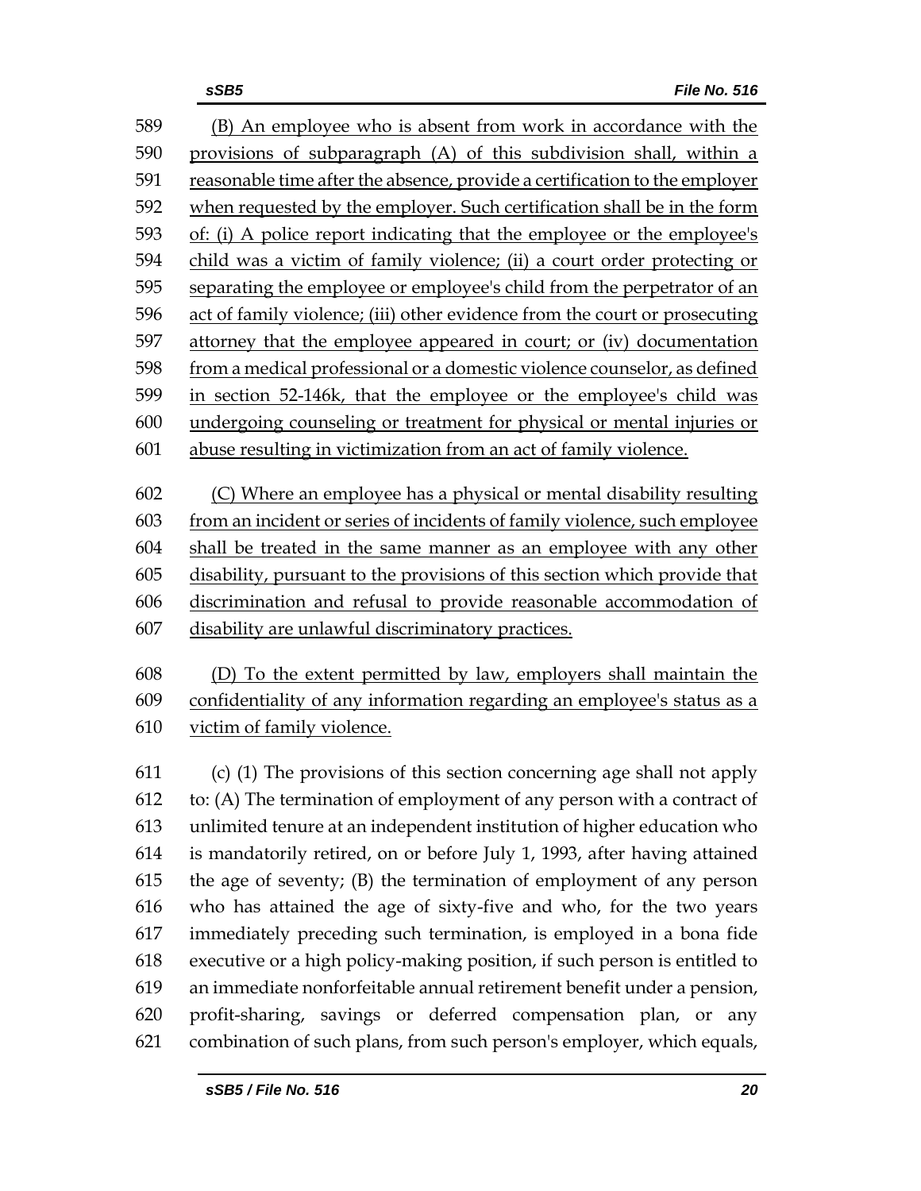589 (B) An employee who is absent from work in accordance with the
590 provisions of subparagraph (A) of this subdivision shall, within a
591 reasonable time after the absence, provide a certification to the employer
592 when requested by the employer. Such certification shall be in the form
593 of: (i) A police report indicating that the employee or the employee's
594 child was a victim of family violence; (ii) a court order protecting or
595 separating the employee or employee's child from the perpetrator of an
596 act of family violence; (iii) other evidence from the court or prosecuting
597 attorney that the employee appeared in court; or (iv) documentation
598 from a medical professional or a domestic violence counselor, as defined
599 in section 52-146k, that the employee or the employee's child was
600 undergoing counseling or treatment for physical or mental injuries or
601 abuse resulting in victimization from an act of family violence.

602 (C) Where an employee has a physical or mental disability resulting
603 from an incident or series of incidents of family violence, such employee
604 shall be treated in the same manner as an employee with any other
605 disability, pursuant to the provisions of this section which provide that
606 discrimination and refusal to provide reasonable accommodation of
607 disability are unlawful discriminatory practices.

608 (D) To the extent permitted by law, employers shall maintain the
609 confidentiality of any information regarding an employee's status as a
610 victim of family violence.

611 (c) (1) The provisions of this section concerning age shall not apply
612 to: (A) The termination of employment of any person with a contract of
613 unlimited tenure at an independent institution of higher education who
614 is mandatorily retired, on or before July 1, 1993, after having attained
615 the age of seventy; (B) the termination of employment of any person
616 who has attained the age of sixty-five and who, for the two years
617 immediately preceding such termination, is employed in a bona fide
618 executive or a high policy-making position, if such person is entitled to
619 an immediate nonforfeitable annual retirement benefit under a pension,
620 profit-sharing, savings or deferred compensation plan, or any
621 combination of such plans, from such person's employer, which equals,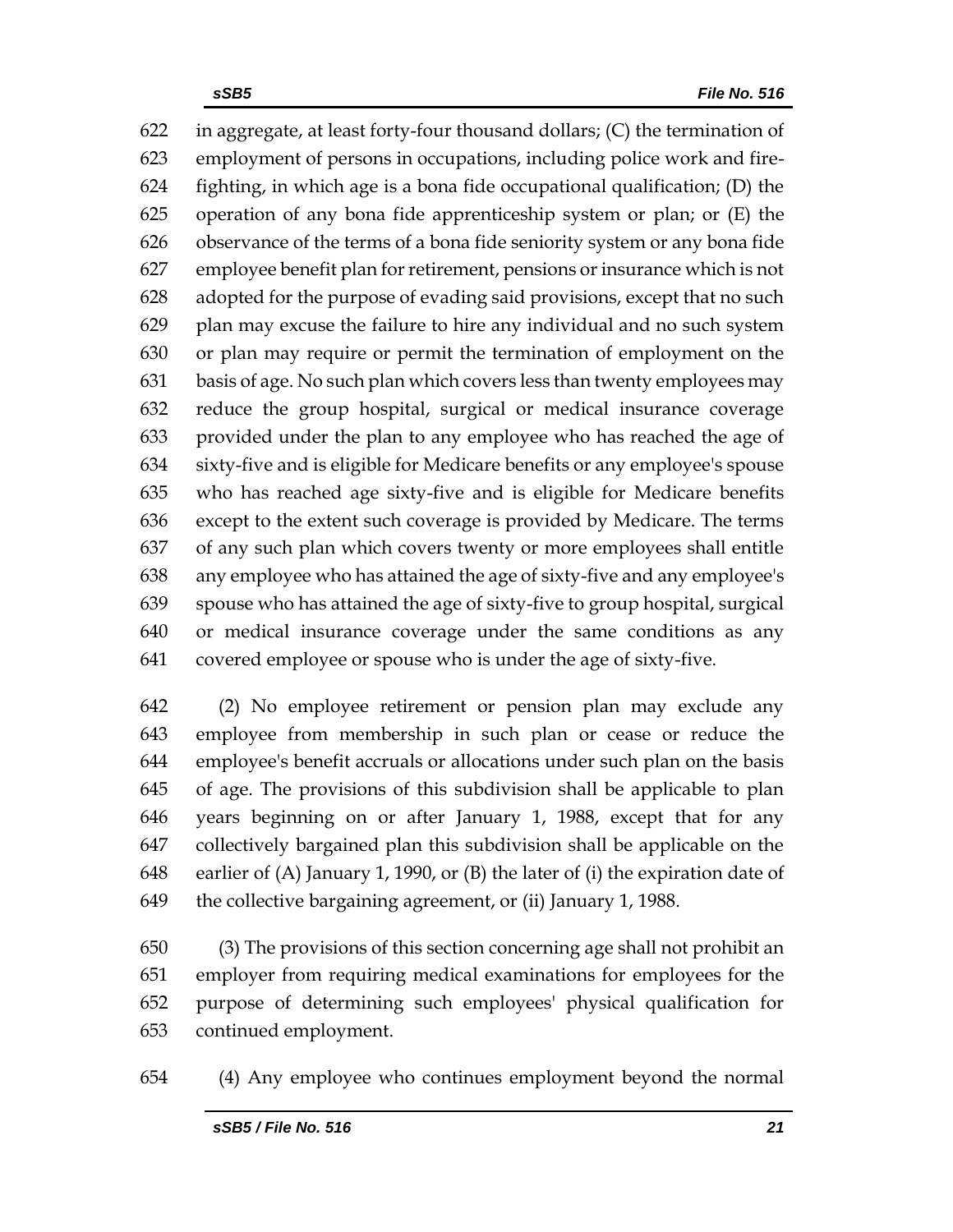in aggregate, at least forty-four thousand dollars; (C) the termination of employment of persons in occupations, including police work and fire-fighting, in which age is a bona fide occupational qualification; (D) the operation of any bona fide apprenticeship system or plan; or (E) the observance of the terms of a bona fide seniority system or any bona fide employee benefit plan for retirement, pensions or insurance which is not adopted for the purpose of evading said provisions, except that no such plan may excuse the failure to hire any individual and no such system or plan may require or permit the termination of employment on the basis of age. No such plan which covers less than twenty employees may reduce the group hospital, surgical or medical insurance coverage provided under the plan to any employee who has reached the age of sixty-five and is eligible for Medicare benefits or any employee's spouse who has reached age sixty-five and is eligible for Medicare benefits except to the extent such coverage is provided by Medicare. The terms of any such plan which covers twenty or more employees shall entitle any employee who has attained the age of sixty-five and any employee's spouse who has attained the age of sixty-five to group hospital, surgical or medical insurance coverage under the same conditions as any covered employee or spouse who is under the age of sixty-five.

(2) No employee retirement or pension plan may exclude any employee from membership in such plan or cease or reduce the employee's benefit accruals or allocations under such plan on the basis of age. The provisions of this subdivision shall be applicable to plan years beginning on or after January 1, 1988, except that for any collectively bargained plan this subdivision shall be applicable on the earlier of (A) January 1, 1990, or (B) the later of (i) the expiration date of the collective bargaining agreement, or (ii) January 1, 1988.

(3) The provisions of this section concerning age shall not prohibit an employer from requiring medical examinations for employees for the purpose of determining such employees' physical qualification for continued employment.

(4) Any employee who continues employment beyond the normal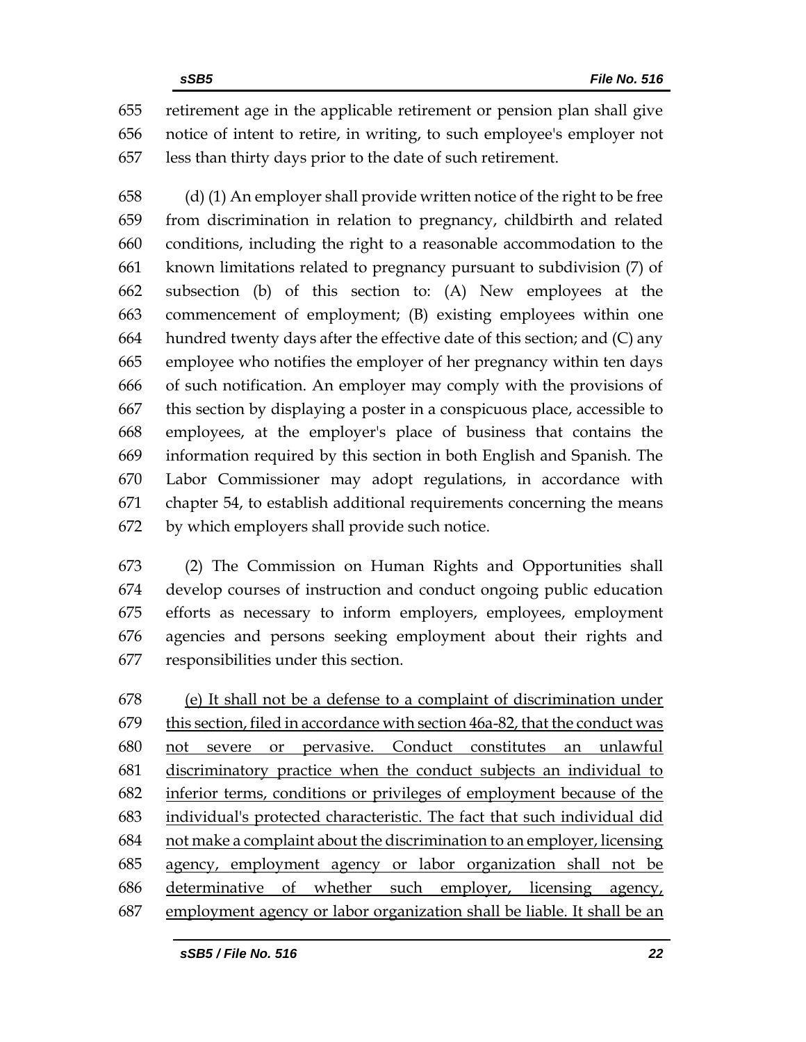retirement age in the applicable retirement or pension plan shall give notice of intent to retire, in writing, to such employee's employer not less than thirty days prior to the date of such retirement.

(d) (1) An employer shall provide written notice of the right to be free from discrimination in relation to pregnancy, childbirth and related conditions, including the right to a reasonable accommodation to the known limitations related to pregnancy pursuant to subdivision (7) of subsection (b) of this section to: (A) New employees at the commencement of employment; (B) existing employees within one hundred twenty days after the effective date of this section; and (C) any employee who notifies the employer of her pregnancy within ten days of such notification. An employer may comply with the provisions of this section by displaying a poster in a conspicuous place, accessible to employees, at the employer's place of business that contains the information required by this section in both English and Spanish. The Labor Commissioner may adopt regulations, in accordance with chapter 54, to establish additional requirements concerning the means by which employers shall provide such notice.

(2) The Commission on Human Rights and Opportunities shall develop courses of instruction and conduct ongoing public education efforts as necessary to inform employers, employees, employment agencies and persons seeking employment about their rights and responsibilities under this section.

<u>(e) It shall not be a defense to a complaint of discrimination under this section, filed in accordance with section 46a-82, that the conduct was not severe or pervasive. Conduct constitutes an unlawful discriminatory practice when the conduct subjects an individual to inferior terms, conditions or privileges of employment because of the individual's protected characteristic. The fact that such individual did not make a complaint about the discrimination to an employer, licensing agency, employment agency or labor organization shall not be determinative of whether such employer, licensing agency, employment agency or labor organization shall be liable. It shall be an</u>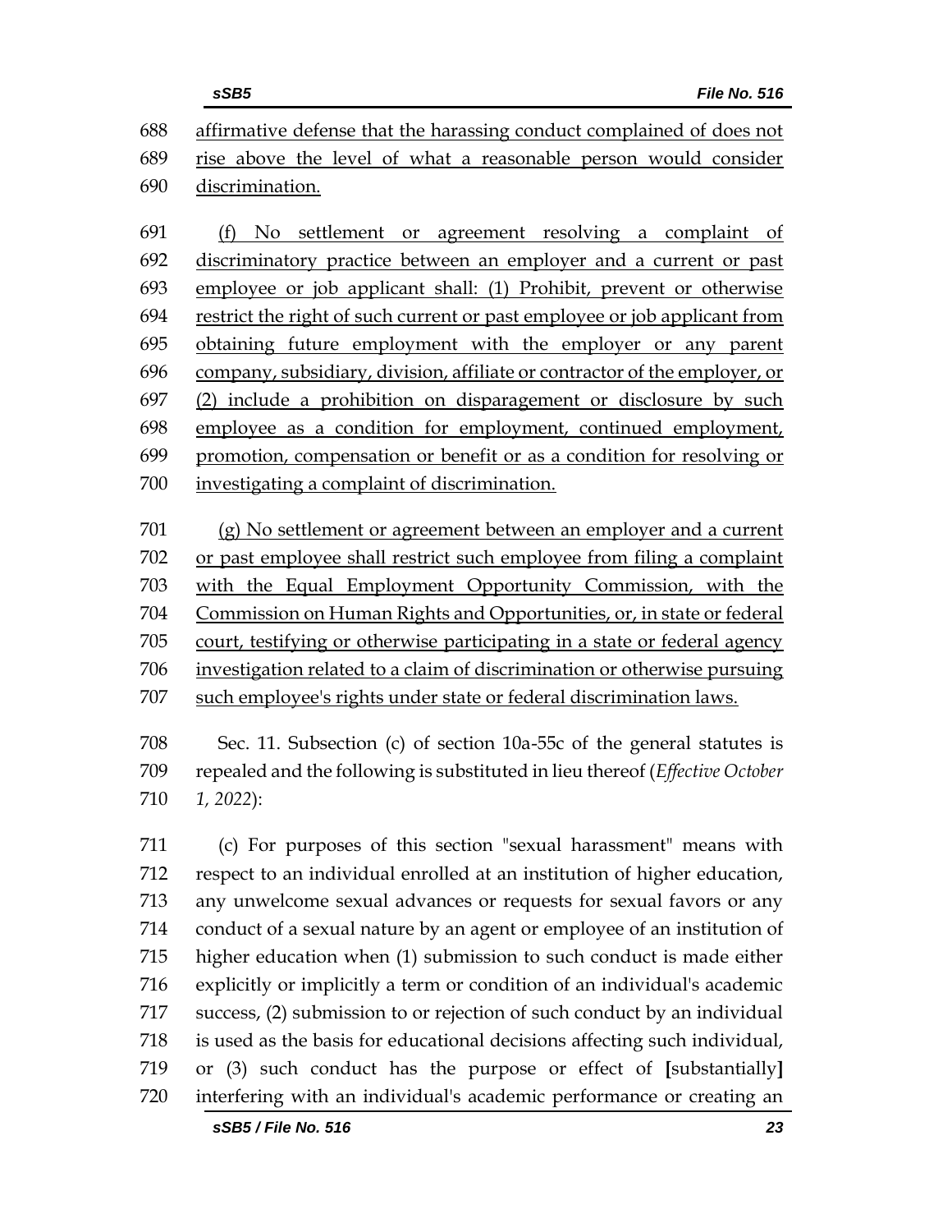affirmative defense that the harassing conduct complained of does not rise above the level of what a reasonable person would consider discrimination.

(f) No settlement or agreement resolving a complaint of discriminatory practice between an employer and a current or past employee or job applicant shall: (1) Prohibit, prevent or otherwise restrict the right of such current or past employee or job applicant from obtaining future employment with the employer or any parent company, subsidiary, division, affiliate or contractor of the employer, or (2) include a prohibition on disparagement or disclosure by such employee as a condition for employment, continued employment, promotion, compensation or benefit or as a condition for resolving or investigating a complaint of discrimination.

(g) No settlement or agreement between an employer and a current or past employee shall restrict such employee from filing a complaint with the Equal Employment Opportunity Commission, with the Commission on Human Rights and Opportunities, or, in state or federal court, testifying or otherwise participating in a state or federal agency investigation related to a claim of discrimination or otherwise pursuing such employee's rights under state or federal discrimination laws.

Sec. 11. Subsection (c) of section 10a-55c of the general statutes is repealed and the following is substituted in lieu thereof (*Effective October 1, 2022*):

(c) For purposes of this section "sexual harassment" means with respect to an individual enrolled at an institution of higher education, any unwelcome sexual advances or requests for sexual favors or any conduct of a sexual nature by an agent or employee of an institution of higher education when (1) submission to such conduct is made either explicitly or implicitly a term or condition of an individual's academic success, (2) submission to or rejection of such conduct by an individual is used as the basis for educational decisions affecting such individual, or (3) such conduct has the purpose or effect of [substantially] interfering with an individual's academic performance or creating an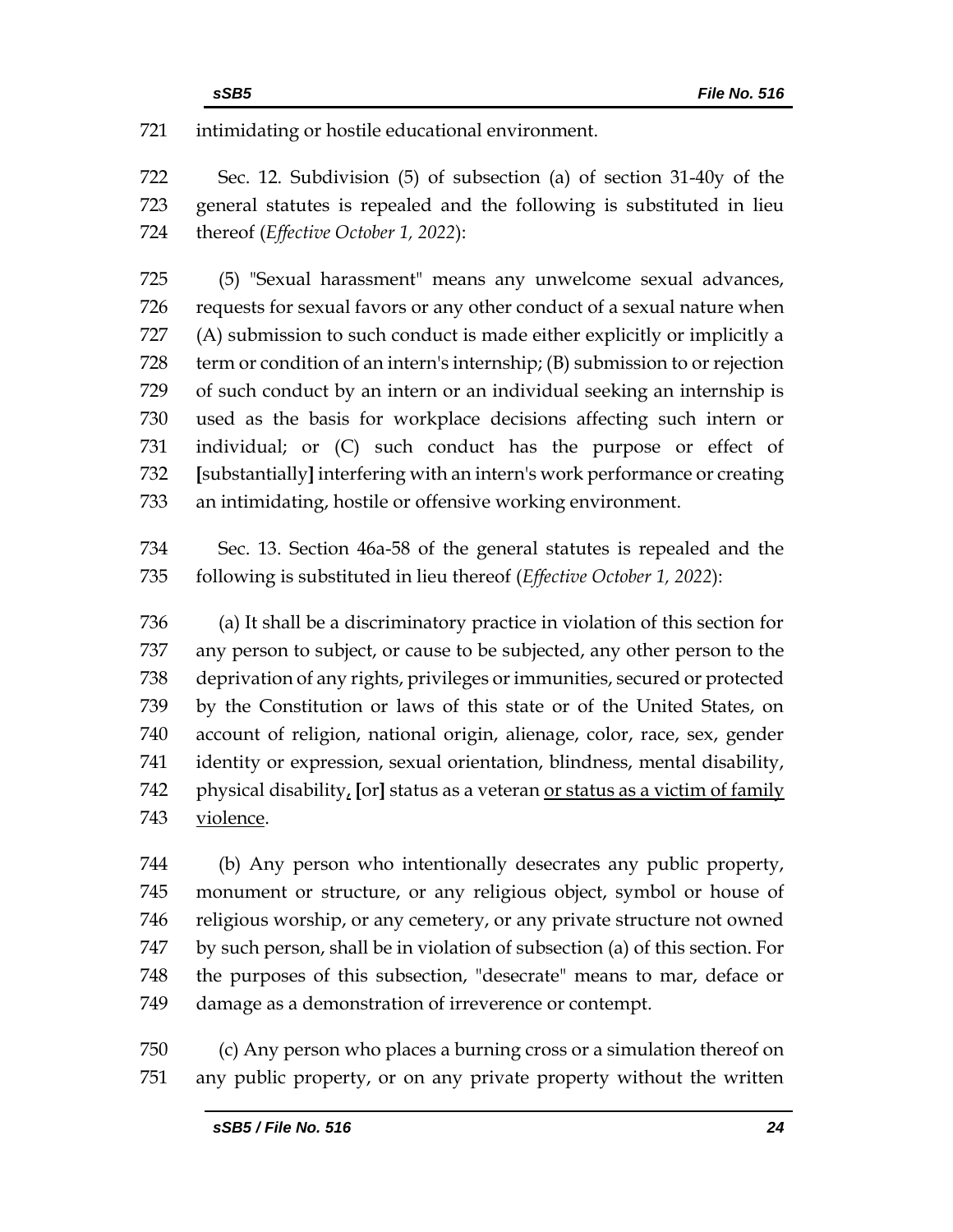intimidating or hostile educational environment.

Sec. 12. Subdivision (5) of subsection (a) of section 31-40y of the general statutes is repealed and the following is substituted in lieu thereof (*Effective October 1, 2022*):

(5) "Sexual harassment" means any unwelcome sexual advances, requests for sexual favors or any other conduct of a sexual nature when (A) submission to such conduct is made either explicitly or implicitly a term or condition of an intern's internship; (B) submission to or rejection of such conduct by an intern or an individual seeking an internship is used as the basis for workplace decisions affecting such intern or individual; or (C) such conduct has the purpose or effect of **[**substantially**]** interfering with an intern's work performance or creating an intimidating, hostile or offensive working environment.

Sec. 13. Section 46a-58 of the general statutes is repealed and the following is substituted in lieu thereof (*Effective October 1, 2022*):

(a) It shall be a discriminatory practice in violation of this section for any person to subject, or cause to be subjected, any other person to the deprivation of any rights, privileges or immunities, secured or protected by the Constitution or laws of this state or of the United States, on account of religion, national origin, alienage, color, race, sex, gender identity or expression, sexual orientation, blindness, mental disability, physical disability, **[**or**]** status as a veteran <u>or status as a victim of family violence</u>.

(b) Any person who intentionally desecrates any public property, monument or structure, or any religious object, symbol or house of religious worship, or any cemetery, or any private structure not owned by such person, shall be in violation of subsection (a) of this section. For the purposes of this subsection, "desecrate" means to mar, deface or damage as a demonstration of irreverence or contempt.

(c) Any person who places a burning cross or a simulation thereof on any public property, or on any private property without the written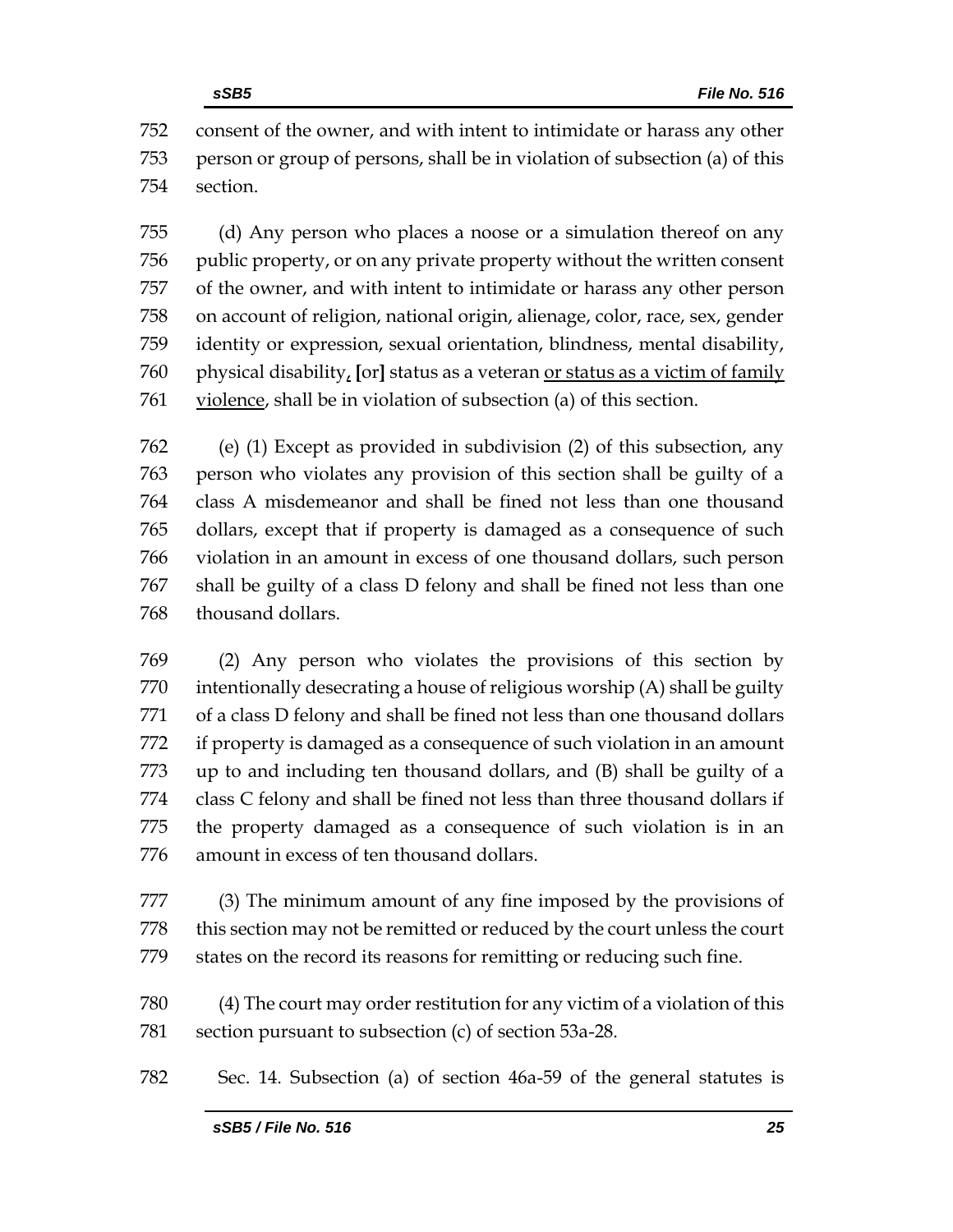consent of the owner, and with intent to intimidate or harass any other person or group of persons, shall be in violation of subsection (a) of this section.

(d) Any person who places a noose or a simulation thereof on any public property, or on any private property without the written consent of the owner, and with intent to intimidate or harass any other person on account of religion, national origin, alienage, color, race, sex, gender identity or expression, sexual orientation, blindness, mental disability, physical disability, [or] status as a veteran or status as a victim of family violence, shall be in violation of subsection (a) of this section.

(e) (1) Except as provided in subdivision (2) of this subsection, any person who violates any provision of this section shall be guilty of a class A misdemeanor and shall be fined not less than one thousand dollars, except that if property is damaged as a consequence of such violation in an amount in excess of one thousand dollars, such person shall be guilty of a class D felony and shall be fined not less than one thousand dollars.

(2) Any person who violates the provisions of this section by intentionally desecrating a house of religious worship (A) shall be guilty of a class D felony and shall be fined not less than one thousand dollars if property is damaged as a consequence of such violation in an amount up to and including ten thousand dollars, and (B) shall be guilty of a class C felony and shall be fined not less than three thousand dollars if the property damaged as a consequence of such violation is in an amount in excess of ten thousand dollars.

(3) The minimum amount of any fine imposed by the provisions of this section may not be remitted or reduced by the court unless the court states on the record its reasons for remitting or reducing such fine.

(4) The court may order restitution for any victim of a violation of this section pursuant to subsection (c) of section 53a-28.

Sec. 14. Subsection (a) of section 46a-59 of the general statutes is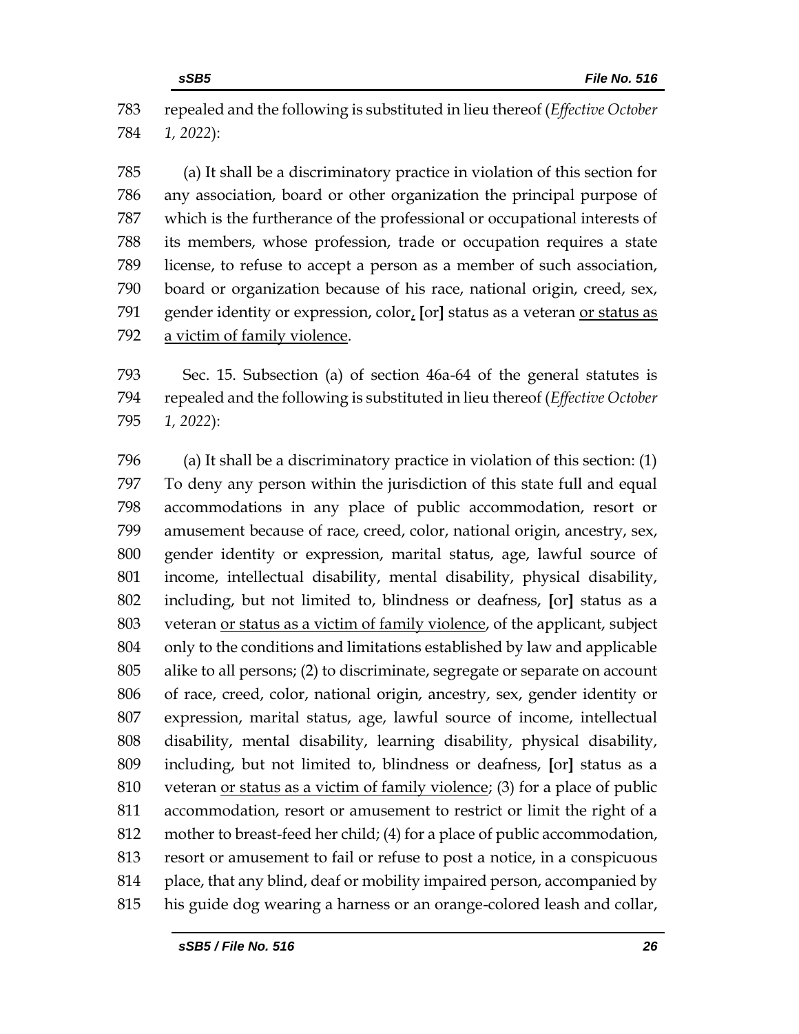repealed and the following is substituted in lieu thereof (*Effective October 1, 2022*):

(a) It shall be a discriminatory practice in violation of this section for any association, board or other organization the principal purpose of which is the furtherance of the professional or occupational interests of its members, whose profession, trade or occupation requires a state license, to refuse to accept a person as a member of such association, board or organization because of his race, national origin, creed, sex, gender identity or expression, color, [or] status as a veteran or status as a victim of family violence.

Sec. 15. Subsection (a) of section 46a-64 of the general statutes is repealed and the following is substituted in lieu thereof (*Effective October 1, 2022*):

(a) It shall be a discriminatory practice in violation of this section: (1) To deny any person within the jurisdiction of this state full and equal accommodations in any place of public accommodation, resort or amusement because of race, creed, color, national origin, ancestry, sex, gender identity or expression, marital status, age, lawful source of income, intellectual disability, mental disability, physical disability, including, but not limited to, blindness or deafness, [or] status as a veteran or status as a victim of family violence, of the applicant, subject only to the conditions and limitations established by law and applicable alike to all persons; (2) to discriminate, segregate or separate on account of race, creed, color, national origin, ancestry, sex, gender identity or expression, marital status, age, lawful source of income, intellectual disability, mental disability, learning disability, physical disability, including, but not limited to, blindness or deafness, [or] status as a veteran or status as a victim of family violence; (3) for a place of public accommodation, resort or amusement to restrict or limit the right of a mother to breast-feed her child; (4) for a place of public accommodation, resort or amusement to fail or refuse to post a notice, in a conspicuous place, that any blind, deaf or mobility impaired person, accompanied by his guide dog wearing a harness or an orange-colored leash and collar,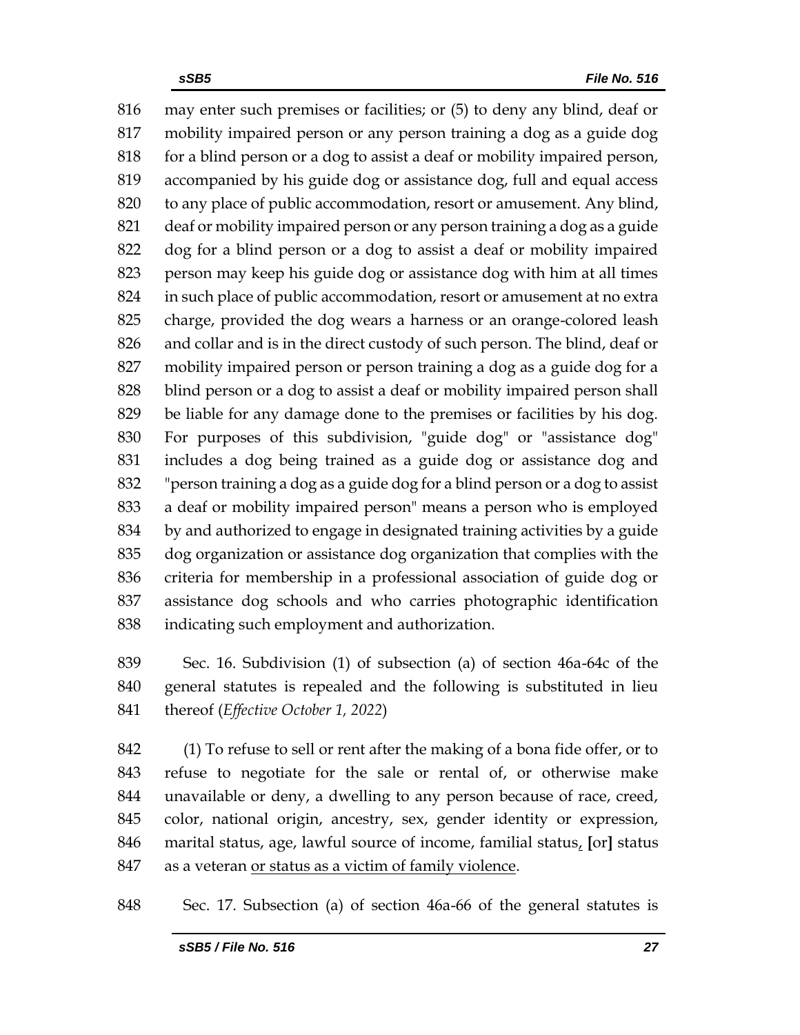816 may enter such premises or facilities; or (5) to deny any blind, deaf or
817 mobility impaired person or any person training a dog as a guide dog
818 for a blind person or a dog to assist a deaf or mobility impaired person,
819 accompanied by his guide dog or assistance dog, full and equal access
820 to any place of public accommodation, resort or amusement. Any blind,
821 deaf or mobility impaired person or any person training a dog as a guide
822 dog for a blind person or a dog to assist a deaf or mobility impaired
823 person may keep his guide dog or assistance dog with him at all times
824 in such place of public accommodation, resort or amusement at no extra
825 charge, provided the dog wears a harness or an orange-colored leash
826 and collar and is in the direct custody of such person. The blind, deaf or
827 mobility impaired person or person training a dog as a guide dog for a
828 blind person or a dog to assist a deaf or mobility impaired person shall
829 be liable for any damage done to the premises or facilities by his dog.
830 For purposes of this subdivision, "guide dog" or "assistance dog"
831 includes a dog being trained as a guide dog or assistance dog and
832 "person training a dog as a guide dog for a blind person or a dog to assist
833 a deaf or mobility impaired person" means a person who is employed
834 by and authorized to engage in designated training activities by a guide
835 dog organization or assistance dog organization that complies with the
836 criteria for membership in a professional association of guide dog or
837 assistance dog schools and who carries photographic identification
838 indicating such employment and authorization.

839 Sec. 16. Subdivision (1) of subsection (a) of section 46a-64c of the
840 general statutes is repealed and the following is substituted in lieu
841 thereof (*Effective October 1, 2022*)

842 (1) To refuse to sell or rent after the making of a bona fide offer, or to
843 refuse to negotiate for the sale or rental of, or otherwise make
844 unavailable or deny, a dwelling to any person because of race, creed,
845 color, national origin, ancestry, sex, gender identity or expression,
846 marital status, age, lawful source of income, familial status<u>,</u> **[**or**]** status
847 as a veteran <u>or status as a victim of family violence</u>.

848 Sec. 17. Subsection (a) of section 46a-66 of the general statutes is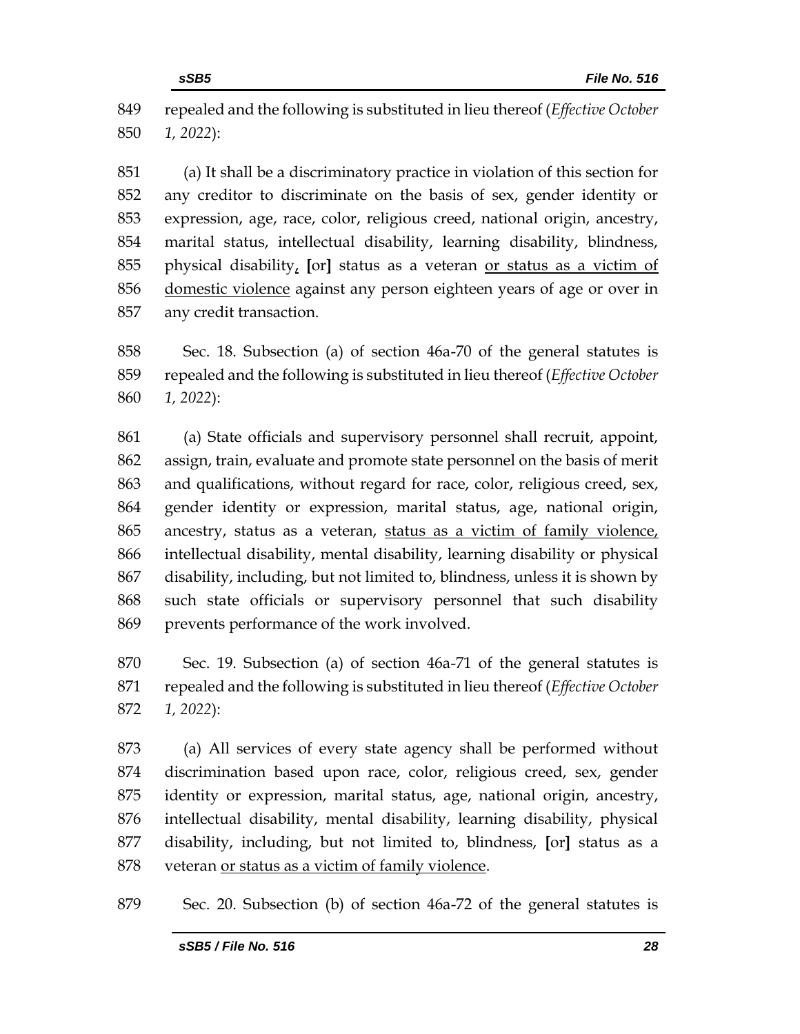849 repealed and the following is substituted in lieu thereof (*Effective October*
850 *1, 2022*):

851 (a) It shall be a discriminatory practice in violation of this section for
852 any creditor to discriminate on the basis of sex, gender identity or
853 expression, age, race, color, religious creed, national origin, ancestry,
854 marital status, intellectual disability, learning disability, blindness,
855 physical disability, **[**or**]** status as a veteran <u>or status as a victim of</u>
856 <u>domestic violence</u> against any person eighteen years of age or over in
857 any credit transaction.

858 Sec. 18. Subsection (a) of section 46a-70 of the general statutes is
859 repealed and the following is substituted in lieu thereof (*Effective October*
860 *1, 2022*):

861 (a) State officials and supervisory personnel shall recruit, appoint,
862 assign, train, evaluate and promote state personnel on the basis of merit
863 and qualifications, without regard for race, color, religious creed, sex,
864 gender identity or expression, marital status, age, national origin,
865 ancestry, status as a veteran, <u>status as a victim of family violence,</u>
866 intellectual disability, mental disability, learning disability or physical
867 disability, including, but not limited to, blindness, unless it is shown by
868 such state officials or supervisory personnel that such disability
869 prevents performance of the work involved.

870 Sec. 19. Subsection (a) of section 46a-71 of the general statutes is
871 repealed and the following is substituted in lieu thereof (*Effective October*
872 *1, 2022*):

873 (a) All services of every state agency shall be performed without
874 discrimination based upon race, color, religious creed, sex, gender
875 identity or expression, marital status, age, national origin, ancestry,
876 intellectual disability, mental disability, learning disability, physical
877 disability, including, but not limited to, blindness, **[**or**]** status as a
878 veteran <u>or status as a victim of family violence</u>.

879 Sec. 20. Subsection (b) of section 46a-72 of the general statutes is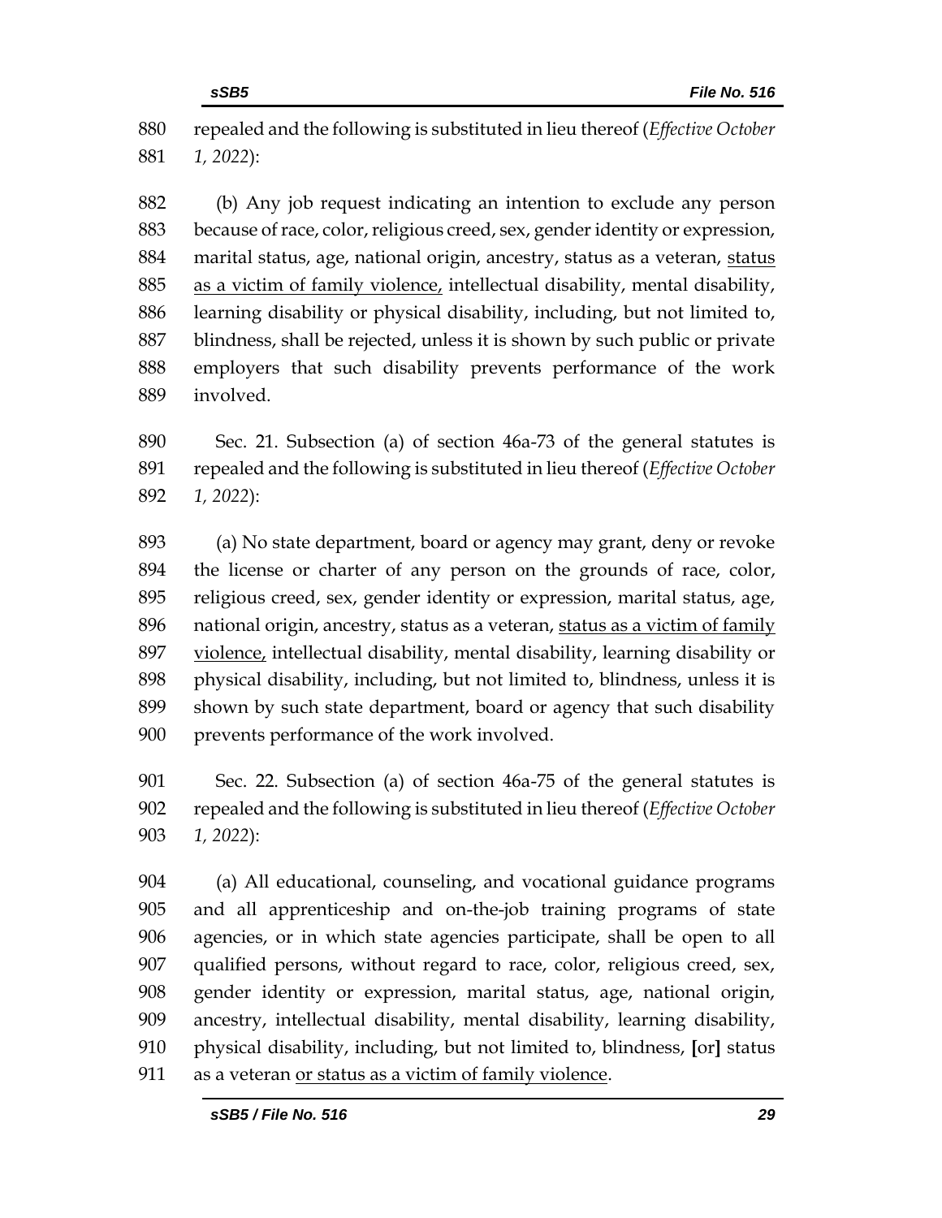880 repealed and the following is substituted in lieu thereof (*Effective October*
881 *1, 2022*):

882 (b) Any job request indicating an intention to exclude any person
883 because of race, color, religious creed, sex, gender identity or expression,
884 marital status, age, national origin, ancestry, status as a veteran, <u>status</u>
885 <u>as a victim of family violence,</u> intellectual disability, mental disability,
886 learning disability or physical disability, including, but not limited to,
887 blindness, shall be rejected, unless it is shown by such public or private
888 employers that such disability prevents performance of the work
889 involved.

890 Sec. 21. Subsection (a) of section 46a-73 of the general statutes is
891 repealed and the following is substituted in lieu thereof (*Effective October*
892 *1, 2022*):

893 (a) No state department, board or agency may grant, deny or revoke
894 the license or charter of any person on the grounds of race, color,
895 religious creed, sex, gender identity or expression, marital status, age,
896 national origin, ancestry, status as a veteran, <u>status as a victim of family</u>
897 <u>violence,</u> intellectual disability, mental disability, learning disability or
898 physical disability, including, but not limited to, blindness, unless it is
899 shown by such state department, board or agency that such disability
900 prevents performance of the work involved.

901 Sec. 22. Subsection (a) of section 46a-75 of the general statutes is
902 repealed and the following is substituted in lieu thereof (*Effective October*
903 *1, 2022*):

904 (a) All educational, counseling, and vocational guidance programs
905 and all apprenticeship and on-the-job training programs of state
906 agencies, or in which state agencies participate, shall be open to all
907 qualified persons, without regard to race, color, religious creed, sex,
908 gender identity or expression, marital status, age, national origin,
909 ancestry, intellectual disability, mental disability, learning disability,
910 physical disability, including, but not limited to, blindness, **[**or**]** status
911 as a veteran <u>or status as a victim of family violence</u>.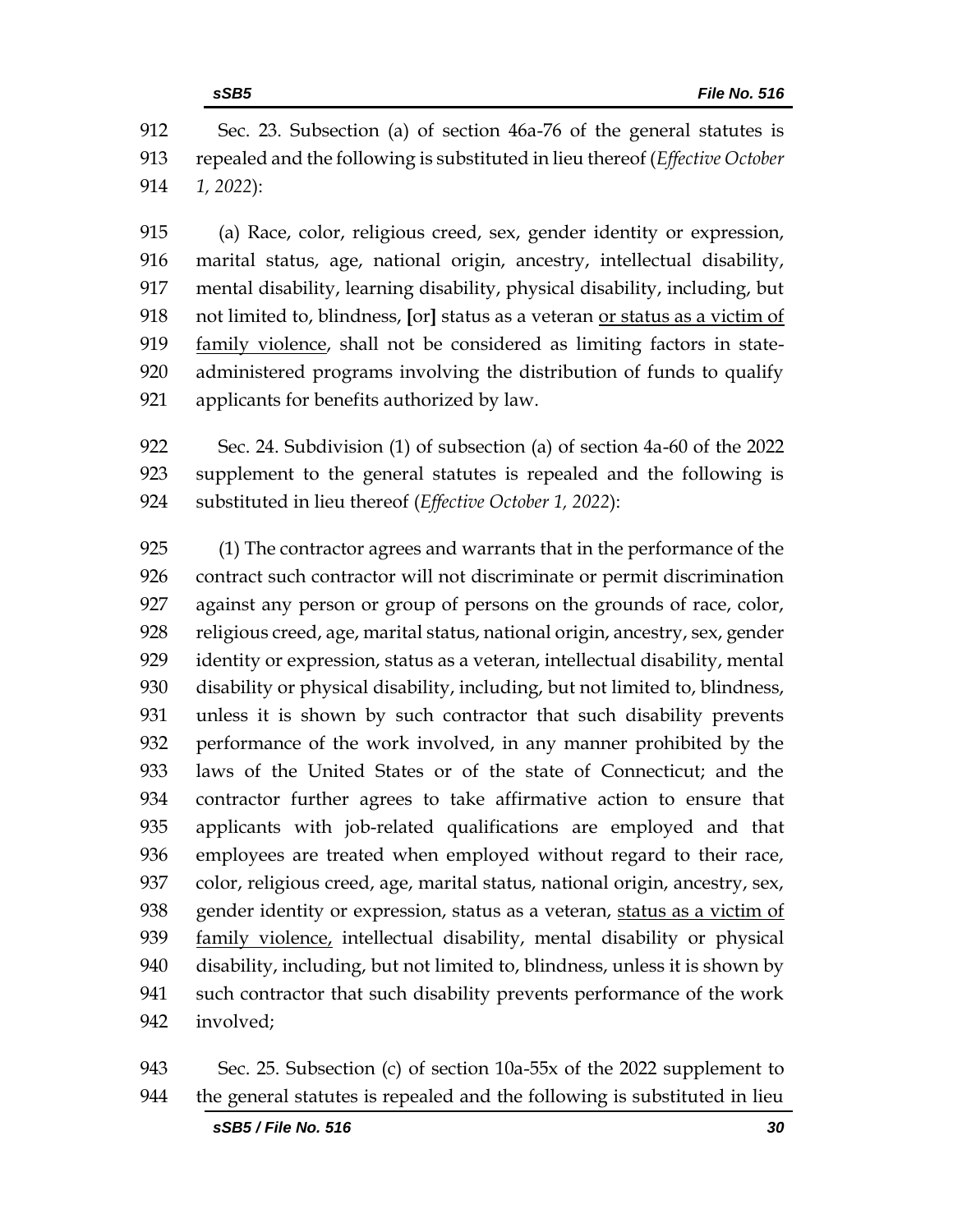912 Sec. 23. Subsection (a) of section 46a-76 of the general statutes is
913 repealed and the following is substituted in lieu thereof (*Effective October*
914 *1, 2022*):

915 (a) Race, color, religious creed, sex, gender identity or expression,
916 marital status, age, national origin, ancestry, intellectual disability,
917 mental disability, learning disability, physical disability, including, but
918 not limited to, blindness, **[**or**]** status as a veteran <u>or status as a victim of</u>
919 <u>family violence</u>, shall not be considered as limiting factors in state-
920 administered programs involving the distribution of funds to qualify
921 applicants for benefits authorized by law.

922 Sec. 24. Subdivision (1) of subsection (a) of section 4a-60 of the 2022
923 supplement to the general statutes is repealed and the following is
924 substituted in lieu thereof (*Effective October 1, 2022*):

925 (1) The contractor agrees and warrants that in the performance of the
926 contract such contractor will not discriminate or permit discrimination
927 against any person or group of persons on the grounds of race, color,
928 religious creed, age, marital status, national origin, ancestry, sex, gender
929 identity or expression, status as a veteran, intellectual disability, mental
930 disability or physical disability, including, but not limited to, blindness,
931 unless it is shown by such contractor that such disability prevents
932 performance of the work involved, in any manner prohibited by the
933 laws of the United States or of the state of Connecticut; and the
934 contractor further agrees to take affirmative action to ensure that
935 applicants with job-related qualifications are employed and that
936 employees are treated when employed without regard to their race,
937 color, religious creed, age, marital status, national origin, ancestry, sex,
938 gender identity or expression, status as a veteran, <u>status as a victim of</u>
939 <u>family violence,</u> intellectual disability, mental disability or physical
940 disability, including, but not limited to, blindness, unless it is shown by
941 such contractor that such disability prevents performance of the work
942 involved;

943 Sec. 25. Subsection (c) of section 10a-55x of the 2022 supplement to
944 the general statutes is repealed and the following is substituted in lieu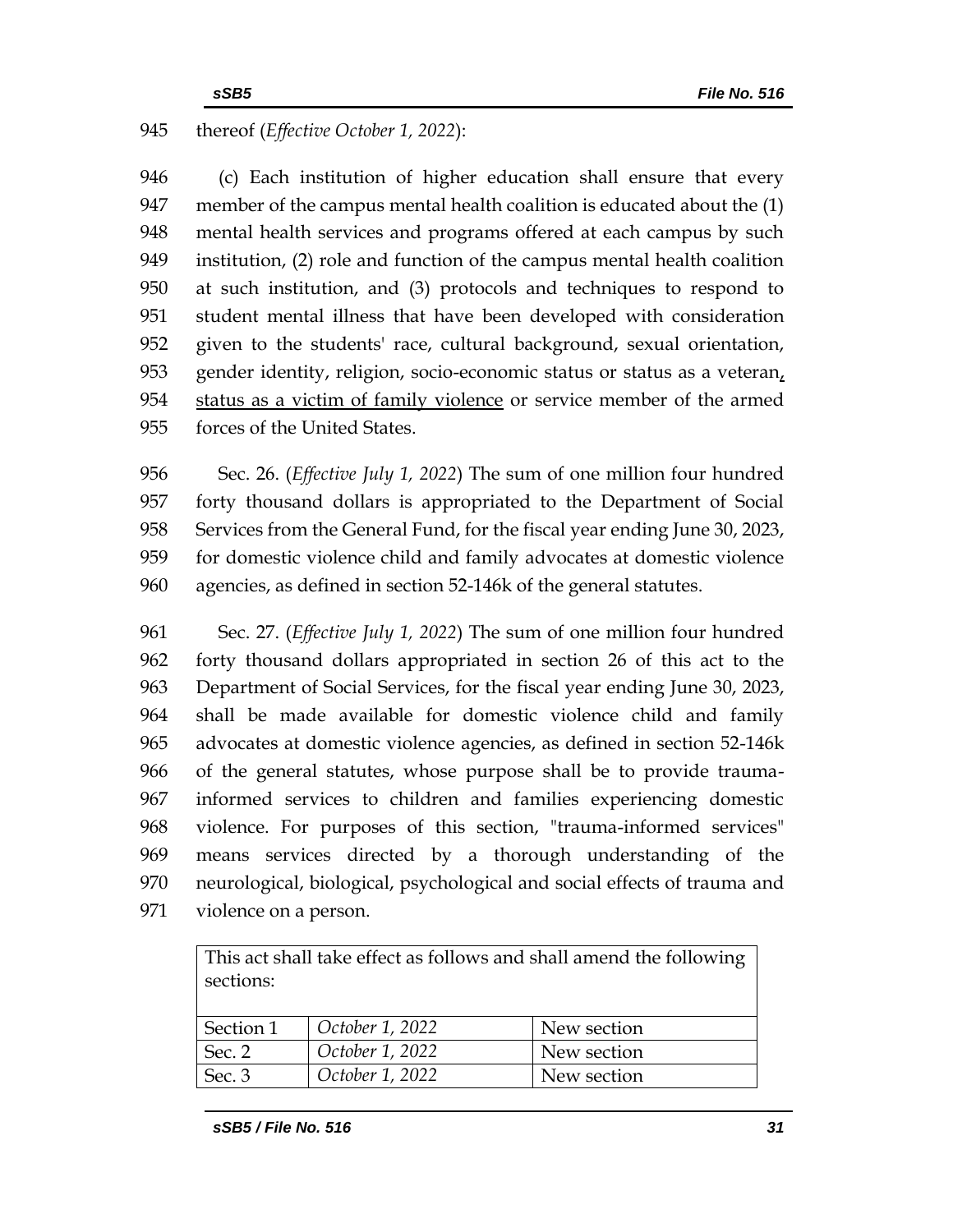thereof (*Effective October 1, 2022*):

(c) Each institution of higher education shall ensure that every member of the campus mental health coalition is educated about the (1) mental health services and programs offered at each campus by such institution, (2) role and function of the campus mental health coalition at such institution, and (3) protocols and techniques to respond to student mental illness that have been developed with consideration given to the students' race, cultural background, sexual orientation, gender identity, religion, socio-economic status or status as a veteran, status as a victim of family violence or service member of the armed forces of the United States.

Sec. 26. (*Effective July 1, 2022*) The sum of one million four hundred forty thousand dollars is appropriated to the Department of Social Services from the General Fund, for the fiscal year ending June 30, 2023, for domestic violence child and family advocates at domestic violence agencies, as defined in section 52-146k of the general statutes.

Sec. 27. (*Effective July 1, 2022*) The sum of one million four hundred forty thousand dollars appropriated in section 26 of this act to the Department of Social Services, for the fiscal year ending June 30, 2023, shall be made available for domestic violence child and family advocates at domestic violence agencies, as defined in section 52-146k of the general statutes, whose purpose shall be to provide trauma-informed services to children and families experiencing domestic violence. For purposes of this section, "trauma-informed services" means services directed by a thorough understanding of the neurological, biological, psychological and social effects of trauma and violence on a person.

| This act shall take effect as follows and shall amend the following sections: | | |
|---|---|---|
| Section 1 | *October 1, 2022* | New section |
| Sec. 2 | *October 1, 2022* | New section |
| Sec. 3 | *October 1, 2022* | New section |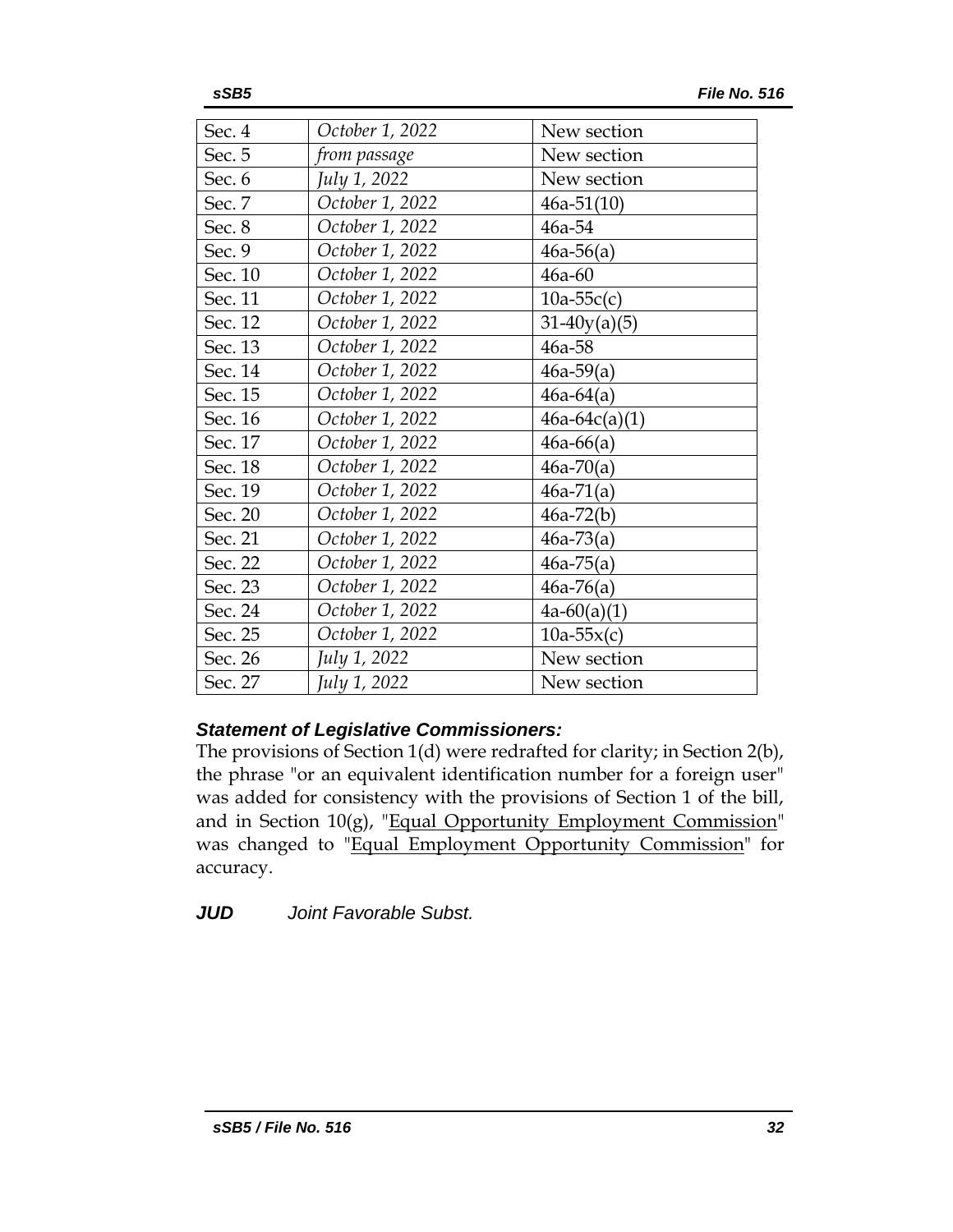| | | |
|---|---|---|
| Sec. 4 | *October 1, 2022* | New section |
| Sec. 5 | *from passage* | New section |
| Sec. 6 | *July 1, 2022* | New section |
| Sec. 7 | *October 1, 2022* | 46a-51(10) |
| Sec. 8 | *October 1, 2022* | 46a-54 |
| Sec. 9 | *October 1, 2022* | 46a-56(a) |
| Sec. 10 | *October 1, 2022* | 46a-60 |
| Sec. 11 | *October 1, 2022* | 10a-55c(c) |
| Sec. 12 | *October 1, 2022* | 31-40y(a)(5) |
| Sec. 13 | *October 1, 2022* | 46a-58 |
| Sec. 14 | *October 1, 2022* | 46a-59(a) |
| Sec. 15 | *October 1, 2022* | 46a-64(a) |
| Sec. 16 | *October 1, 2022* | 46a-64c(a)(1) |
| Sec. 17 | *October 1, 2022* | 46a-66(a) |
| Sec. 18 | *October 1, 2022* | 46a-70(a) |
| Sec. 19 | *October 1, 2022* | 46a-71(a) |
| Sec. 20 | *October 1, 2022* | 46a-72(b) |
| Sec. 21 | *October 1, 2022* | 46a-73(a) |
| Sec. 22 | *October 1, 2022* | 46a-75(a) |
| Sec. 23 | *October 1, 2022* | 46a-76(a) |
| Sec. 24 | *October 1, 2022* | 4a-60(a)(1) |
| Sec. 25 | *October 1, 2022* | 10a-55x(c) |
| Sec. 26 | *July 1, 2022* | New section |
| Sec. 27 | *July 1, 2022* | New section |

***Statement of Legislative Commissioners:***

The provisions of Section 1(d) were redrafted for clarity; in Section 2(b), the phrase "or an equivalent identification number for a foreign user" was added for consistency with the provisions of Section 1 of the bill, and in Section 10(g), "Equal Opportunity Employment Commission" was changed to "Equal Employment Opportunity Commission" for accuracy.

***JUD*** *Joint Favorable Subst.*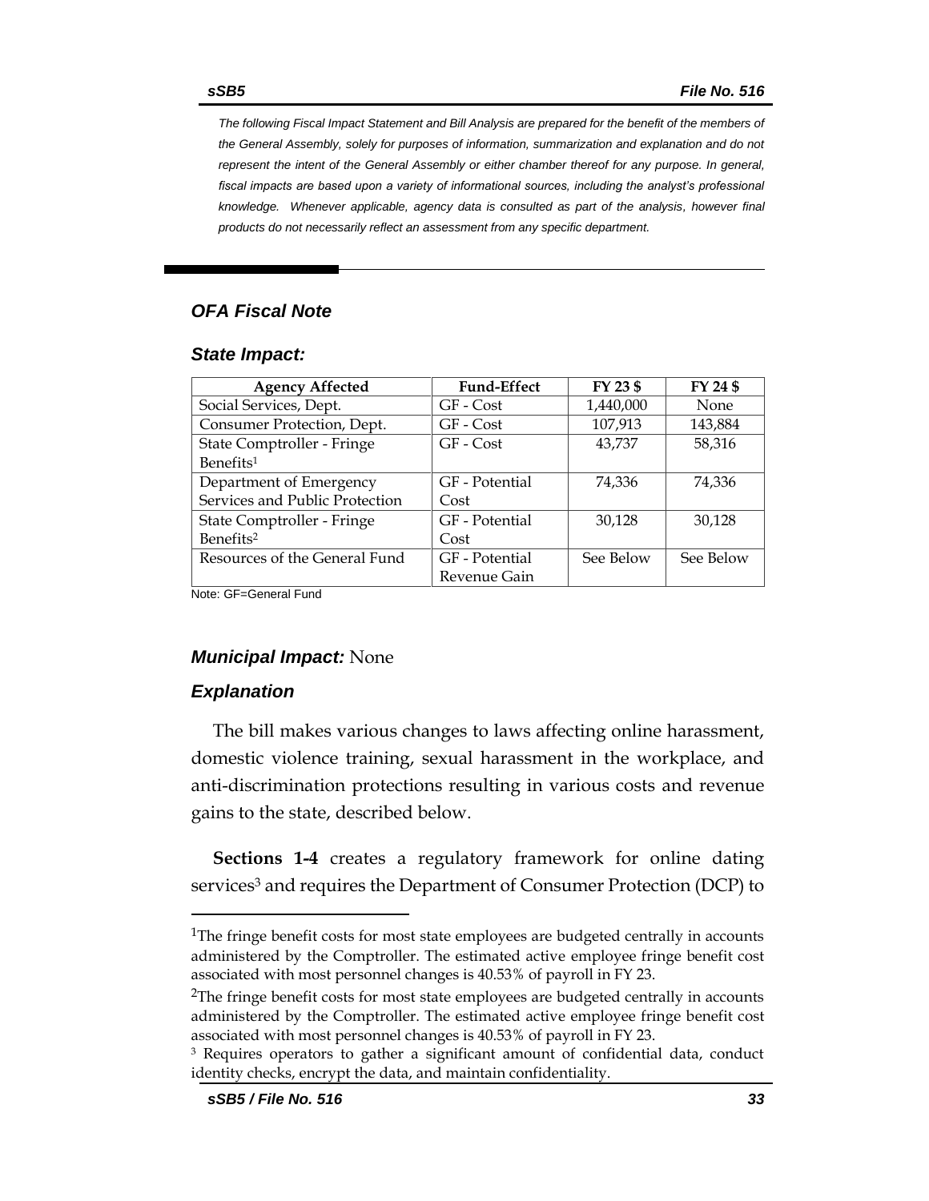*The following Fiscal Impact Statement and Bill Analysis are prepared for the benefit of the members of the General Assembly, solely for purposes of information, summarization and explanation and do not represent the intent of the General Assembly or either chamber thereof for any purpose. In general, fiscal impacts are based upon a variety of informational sources, including the analyst's professional knowledge. Whenever applicable, agency data is consulted as part of the analysis, however final products do not necessarily reflect an assessment from any specific department.*

## *OFA Fiscal Note*

### *State Impact:*

| Agency Affected | Fund-Effect | FY 23 $ | FY 24 $ |
|---|---|---|---|
| Social Services, Dept. | GF - Cost | 1,440,000 | None |
| Consumer Protection, Dept. | GF - Cost | 107,913 | 143,884 |
| State Comptroller - Fringe Benefits[1] | GF - Cost | 43,737 | 58,316 |
| Department of Emergency Services and Public Protection | GF - Potential Cost | 74,336 | 74,336 |
| State Comptroller - Fringe Benefits[2] | GF - Potential Cost | 30,128 | 30,128 |
| Resources of the General Fund | GF - Potential Revenue Gain | See Below | See Below |

Note: GF=General Fund

### *Municipal Impact:* None

### *Explanation*

The bill makes various changes to laws affecting online harassment, domestic violence training, sexual harassment in the workplace, and anti-discrimination protections resulting in various costs and revenue gains to the state, described below.

**Sections 1-4** creates a regulatory framework for online dating services[3] and requires the Department of Consumer Protection (DCP) to

[1]The fringe benefit costs for most state employees are budgeted centrally in accounts administered by the Comptroller. The estimated active employee fringe benefit cost associated with most personnel changes is 40.53% of payroll in FY 23.

[2]The fringe benefit costs for most state employees are budgeted centrally in accounts administered by the Comptroller. The estimated active employee fringe benefit cost associated with most personnel changes is 40.53% of payroll in FY 23.

[3] Requires operators to gather a significant amount of confidential data, conduct identity checks, encrypt the data, and maintain confidentiality.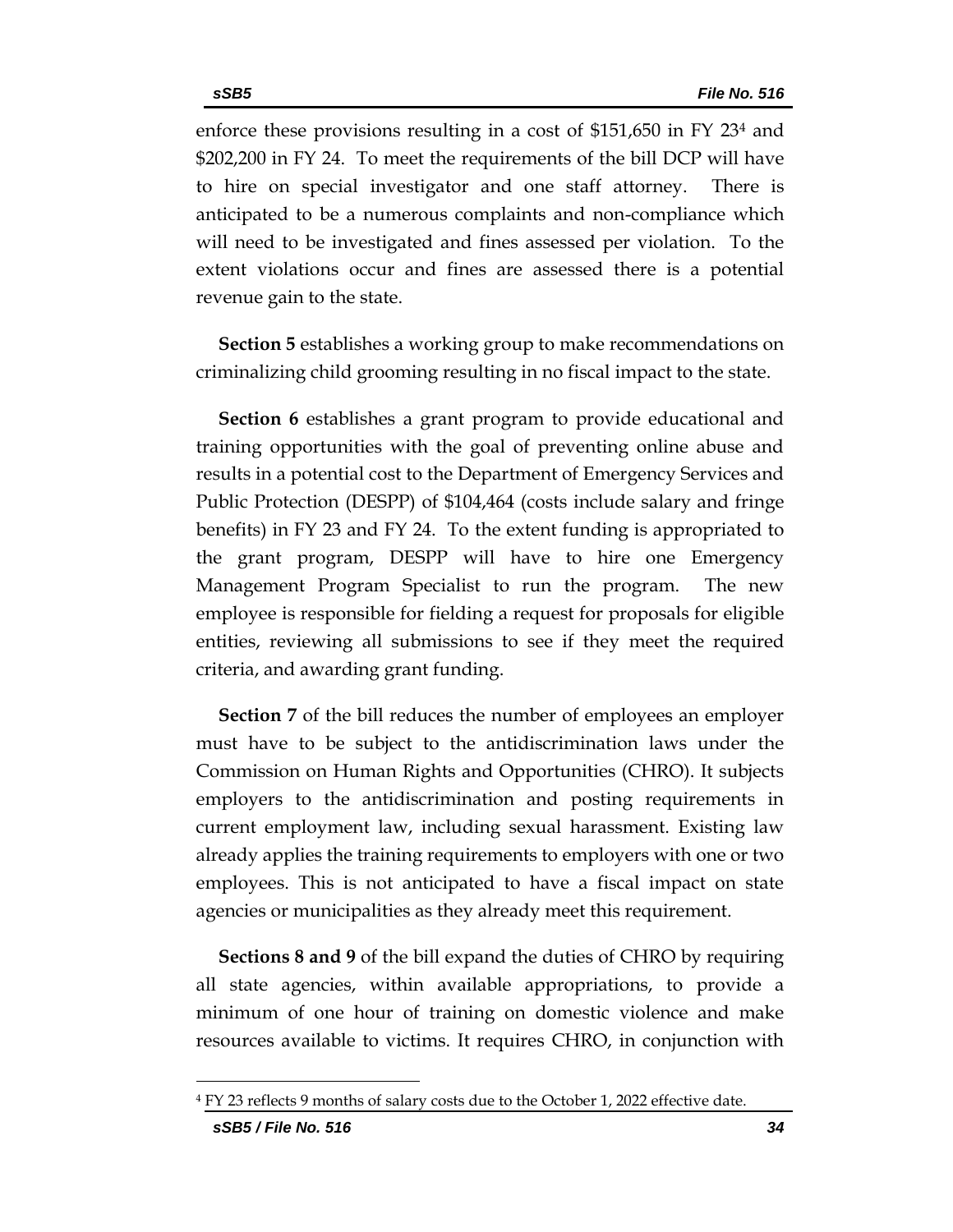enforce these provisions resulting in a cost of $151,650 in FY 23[4] and $202,200 in FY 24. To meet the requirements of the bill DCP will have to hire on special investigator and one staff attorney. There is anticipated to be a numerous complaints and non-compliance which will need to be investigated and fines assessed per violation. To the extent violations occur and fines are assessed there is a potential revenue gain to the state.

**Section 5** establishes a working group to make recommendations on criminalizing child grooming resulting in no fiscal impact to the state.

**Section 6** establishes a grant program to provide educational and training opportunities with the goal of preventing online abuse and results in a potential cost to the Department of Emergency Services and Public Protection (DESPP) of $104,464 (costs include salary and fringe benefits) in FY 23 and FY 24. To the extent funding is appropriated to the grant program, DESPP will have to hire one Emergency Management Program Specialist to run the program. The new employee is responsible for fielding a request for proposals for eligible entities, reviewing all submissions to see if they meet the required criteria, and awarding grant funding.

**Section 7** of the bill reduces the number of employees an employer must have to be subject to the antidiscrimination laws under the Commission on Human Rights and Opportunities (CHRO). It subjects employers to the antidiscrimination and posting requirements in current employment law, including sexual harassment. Existing law already applies the training requirements to employers with one or two employees. This is not anticipated to have a fiscal impact on state agencies or municipalities as they already meet this requirement.

**Sections 8 and 9** of the bill expand the duties of CHRO by requiring all state agencies, within available appropriations, to provide a minimum of one hour of training on domestic violence and make resources available to victims. It requires CHRO, in conjunction with

[4] FY 23 reflects 9 months of salary costs due to the October 1, 2022 effective date.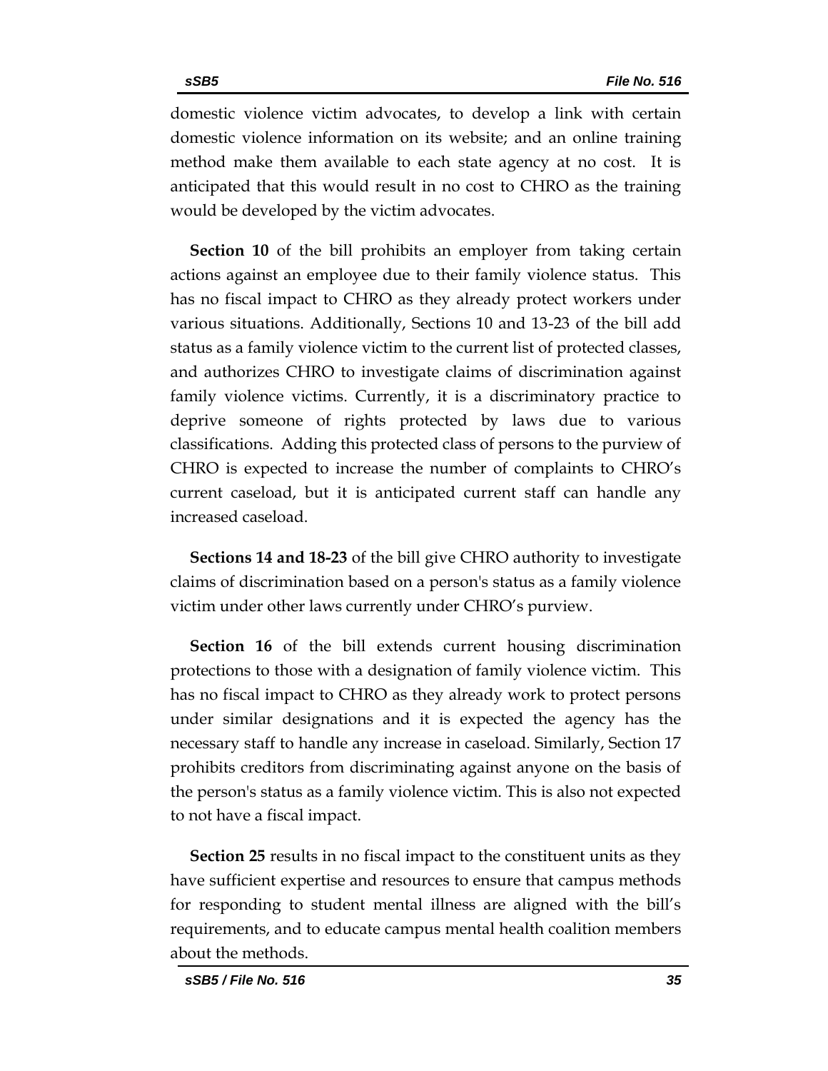domestic violence victim advocates, to develop a link with certain domestic violence information on its website; and an online training method make them available to each state agency at no cost. It is anticipated that this would result in no cost to CHRO as the training would be developed by the victim advocates.

**Section 10** of the bill prohibits an employer from taking certain actions against an employee due to their family violence status. This has no fiscal impact to CHRO as they already protect workers under various situations. Additionally, Sections 10 and 13-23 of the bill add status as a family violence victim to the current list of protected classes, and authorizes CHRO to investigate claims of discrimination against family violence victims. Currently, it is a discriminatory practice to deprive someone of rights protected by laws due to various classifications. Adding this protected class of persons to the purview of CHRO is expected to increase the number of complaints to CHRO's current caseload, but it is anticipated current staff can handle any increased caseload.

**Sections 14 and 18-23** of the bill give CHRO authority to investigate claims of discrimination based on a person's status as a family violence victim under other laws currently under CHRO's purview.

**Section 16** of the bill extends current housing discrimination protections to those with a designation of family violence victim. This has no fiscal impact to CHRO as they already work to protect persons under similar designations and it is expected the agency has the necessary staff to handle any increase in caseload. Similarly, Section 17 prohibits creditors from discriminating against anyone on the basis of the person's status as a family violence victim. This is also not expected to not have a fiscal impact.

**Section 25** results in no fiscal impact to the constituent units as they have sufficient expertise and resources to ensure that campus methods for responding to student mental illness are aligned with the bill's requirements, and to educate campus mental health coalition members about the methods.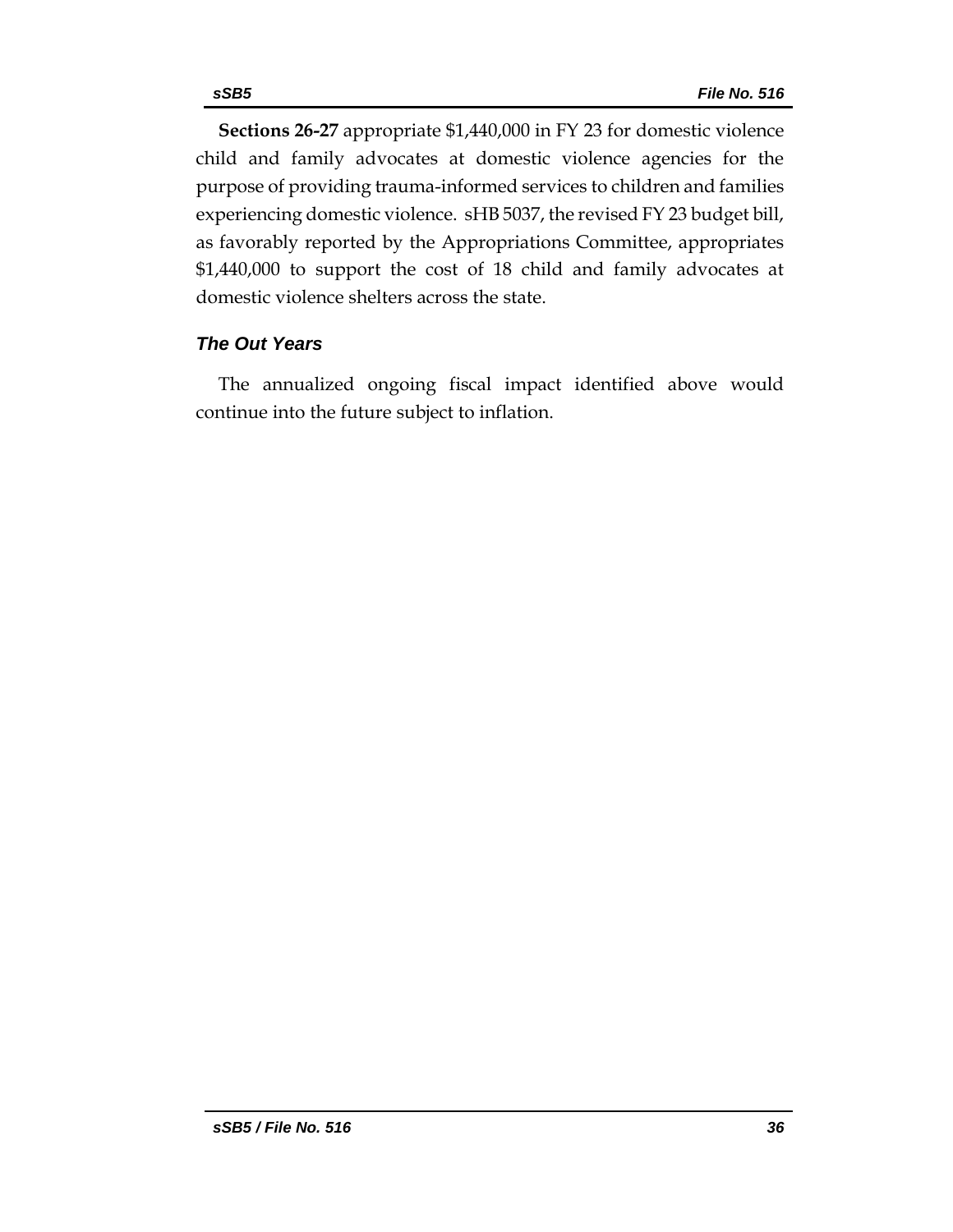**Sections 26-27** appropriate $1,440,000 in FY 23 for domestic violence child and family advocates at domestic violence agencies for the purpose of providing trauma-informed services to children and families experiencing domestic violence. sHB 5037, the revised FY 23 budget bill, as favorably reported by the Appropriations Committee, appropriates $1,440,000 to support the cost of 18 child and family advocates at domestic violence shelters across the state.

### *The Out Years*

The annualized ongoing fiscal impact identified above would continue into the future subject to inflation.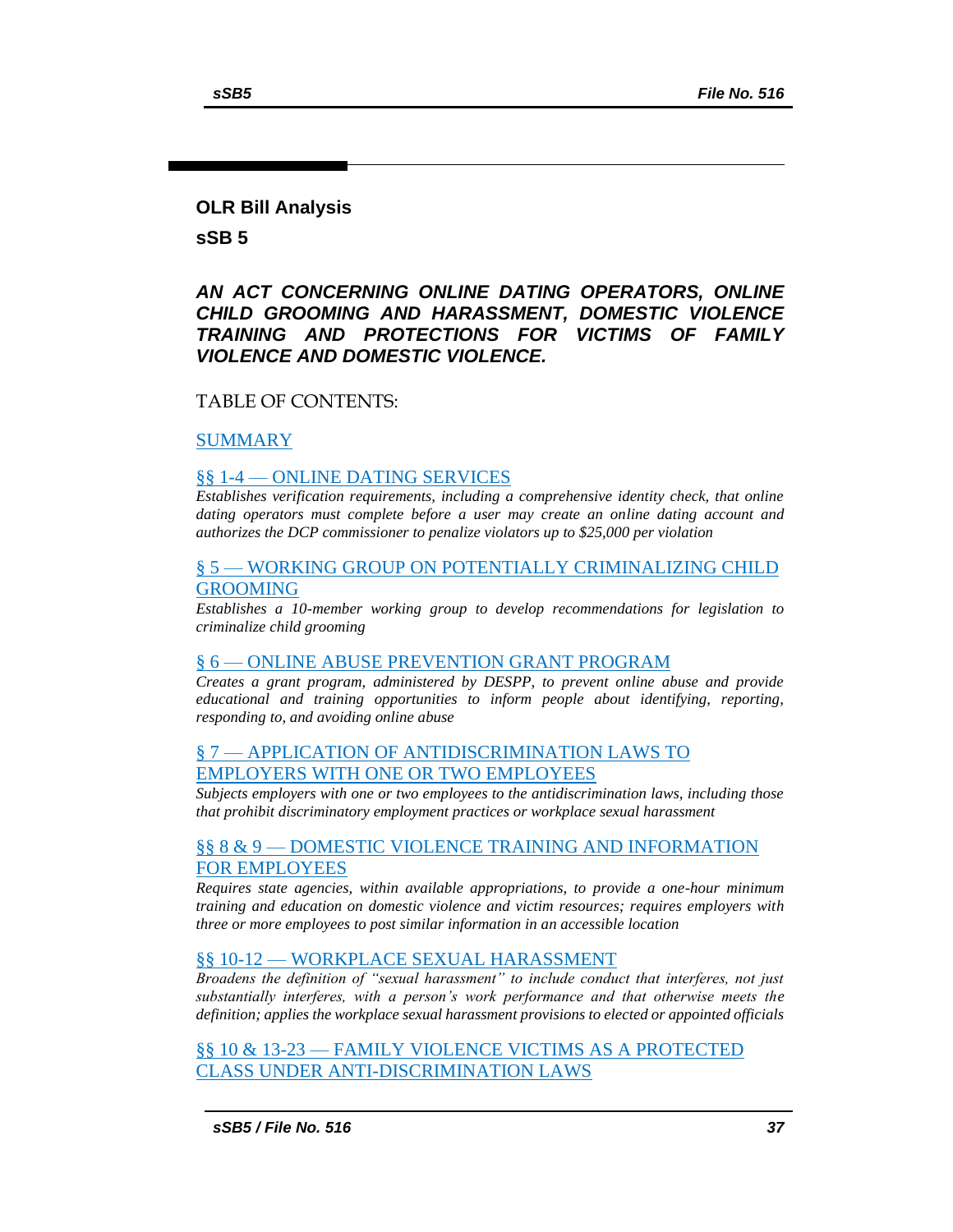## OLR Bill Analysis

## sSB 5

### *AN ACT CONCERNING ONLINE DATING OPERATORS, ONLINE CHILD GROOMING AND HARASSMENT, DOMESTIC VIOLENCE TRAINING AND PROTECTIONS FOR VICTIMS OF FAMILY VIOLENCE AND DOMESTIC VIOLENCE.*

TABLE OF CONTENTS:

SUMMARY

§§ 1-4 — ONLINE DATING SERVICES

*Establishes verification requirements, including a comprehensive identity check, that online dating operators must complete before a user may create an online dating account and authorizes the DCP commissioner to penalize violators up to $25,000 per violation*

§ 5 — WORKING GROUP ON POTENTIALLY CRIMINALIZING CHILD GROOMING

*Establishes a 10-member working group to develop recommendations for legislation to criminalize child grooming*

§ 6 — ONLINE ABUSE PREVENTION GRANT PROGRAM

*Creates a grant program, administered by DESPP, to prevent online abuse and provide educational and training opportunities to inform people about identifying, reporting, responding to, and avoiding online abuse*

§ 7 — APPLICATION OF ANTIDISCRIMINATION LAWS TO EMPLOYERS WITH ONE OR TWO EMPLOYEES

*Subjects employers with one or two employees to the antidiscrimination laws, including those that prohibit discriminatory employment practices or workplace sexual harassment*

§§ 8 & 9 — DOMESTIC VIOLENCE TRAINING AND INFORMATION FOR EMPLOYEES

*Requires state agencies, within available appropriations, to provide a one-hour minimum training and education on domestic violence and victim resources; requires employers with three or more employees to post similar information in an accessible location*

§§ 10-12 — WORKPLACE SEXUAL HARASSMENT

*Broadens the definition of "sexual harassment" to include conduct that interferes, not just substantially interferes, with a person's work performance and that otherwise meets the definition; applies the workplace sexual harassment provisions to elected or appointed officials*

§§ 10 & 13-23 — FAMILY VIOLENCE VICTIMS AS A PROTECTED CLASS UNDER ANTI-DISCRIMINATION LAWS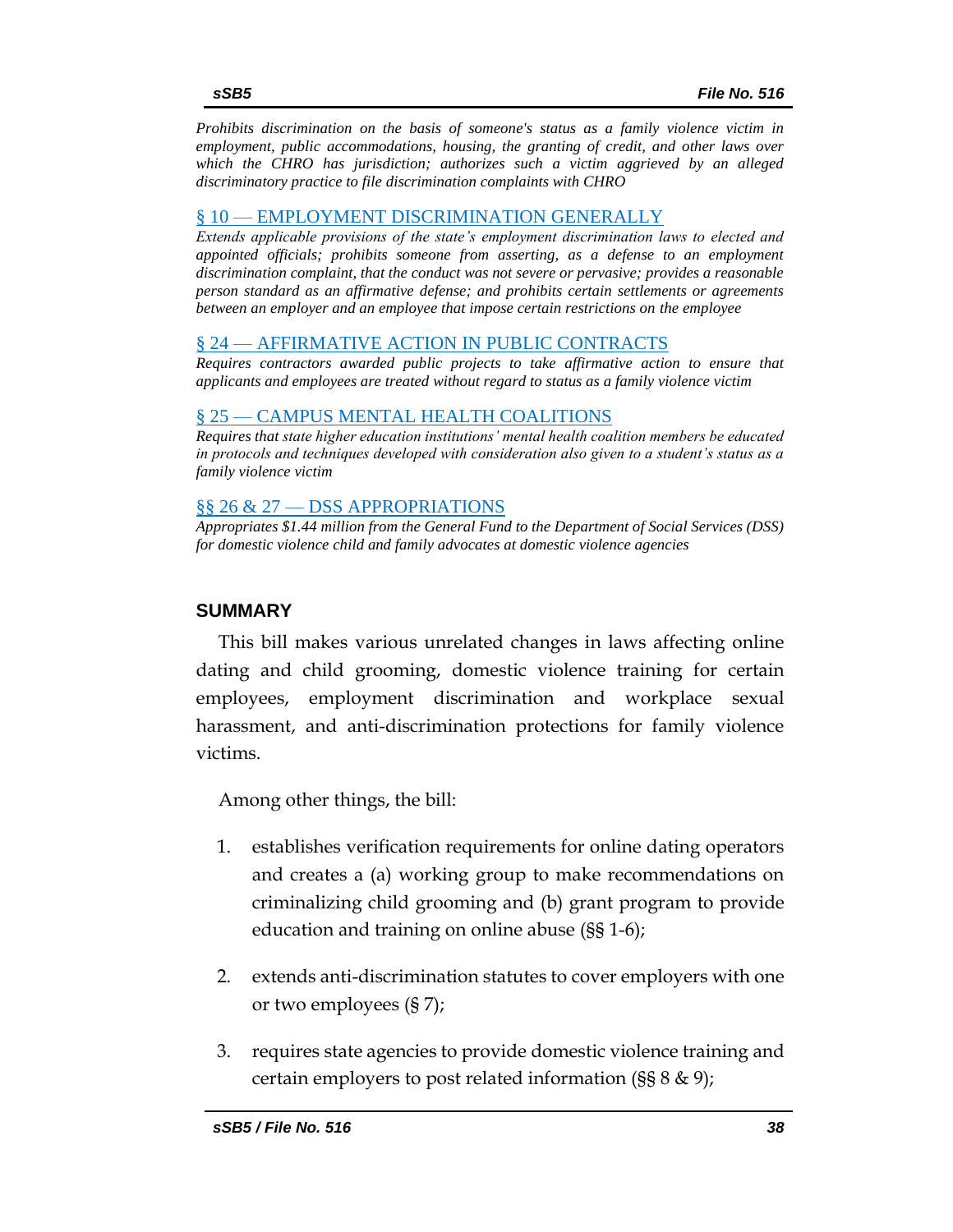*Prohibits discrimination on the basis of someone's status as a family violence victim in employment, public accommodations, housing, the granting of credit, and other laws over which the CHRO has jurisdiction; authorizes such a victim aggrieved by an alleged discriminatory practice to file discrimination complaints with CHRO*

§ 10 — EMPLOYMENT DISCRIMINATION GENERALLY

*Extends applicable provisions of the state's employment discrimination laws to elected and appointed officials; prohibits someone from asserting, as a defense to an employment discrimination complaint, that the conduct was not severe or pervasive; provides a reasonable person standard as an affirmative defense; and prohibits certain settlements or agreements between an employer and an employee that impose certain restrictions on the employee*

§ 24 — AFFIRMATIVE ACTION IN PUBLIC CONTRACTS

*Requires contractors awarded public projects to take affirmative action to ensure that applicants and employees are treated without regard to status as a family violence victim*

§ 25 — CAMPUS MENTAL HEALTH COALITIONS

*Requires that state higher education institutions' mental health coalition members be educated in protocols and techniques developed with consideration also given to a student's status as a family violence victim*

§§ 26 & 27 — DSS APPROPRIATIONS

*Appropriates $1.44 million from the General Fund to the Department of Social Services (DSS) for domestic violence child and family advocates at domestic violence agencies*

## SUMMARY

This bill makes various unrelated changes in laws affecting online dating and child grooming, domestic violence training for certain employees, employment discrimination and workplace sexual harassment, and anti-discrimination protections for family violence victims.

Among other things, the bill:

1. establishes verification requirements for online dating operators and creates a (a) working group to make recommendations on criminalizing child grooming and (b) grant program to provide education and training on online abuse (§§ 1-6);
2. extends anti-discrimination statutes to cover employers with one or two employees (§ 7);
3. requires state agencies to provide domestic violence training and certain employers to post related information (§§ 8 & 9);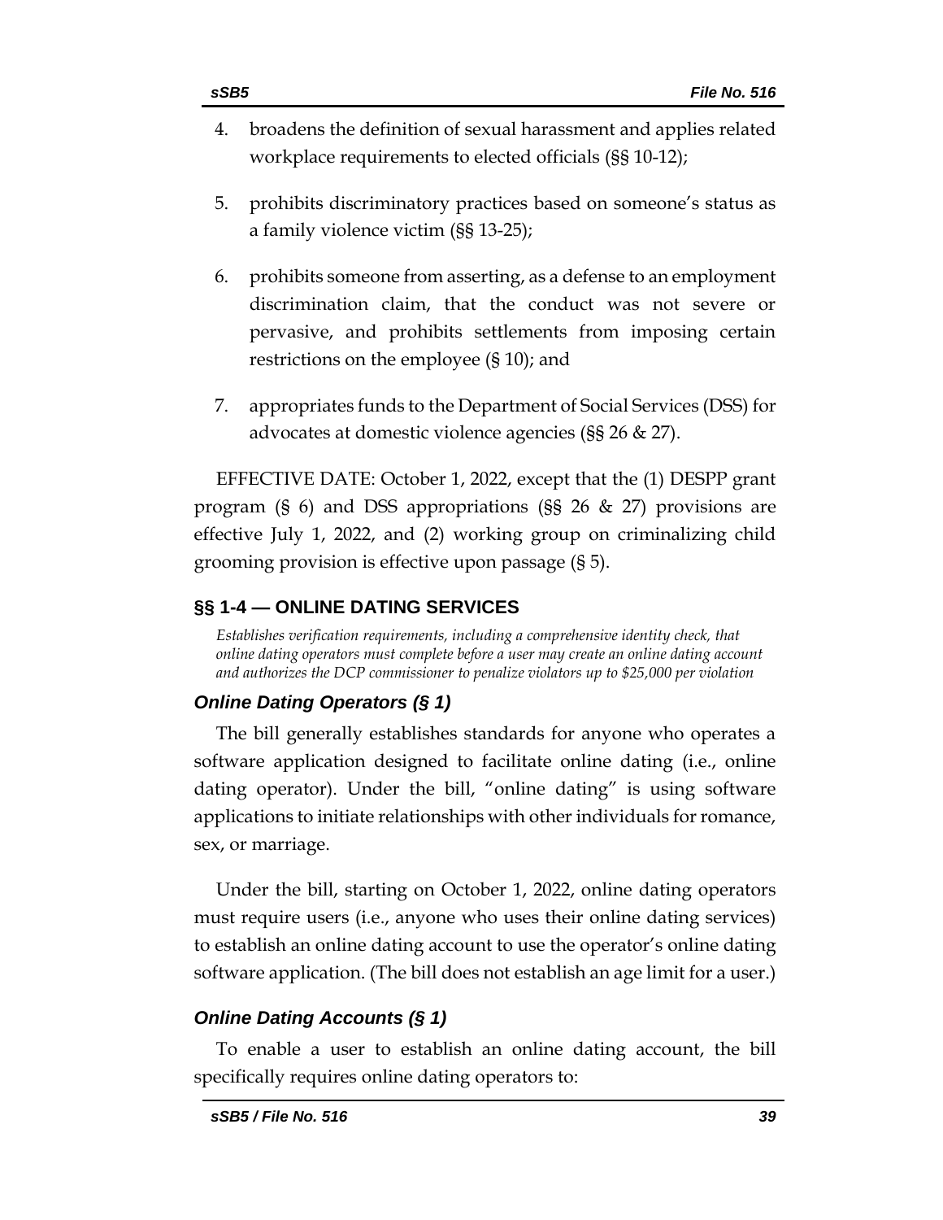4. broadens the definition of sexual harassment and applies related workplace requirements to elected officials (§§ 10-12);

5. prohibits discriminatory practices based on someone's status as a family violence victim (§§ 13-25);

6. prohibits someone from asserting, as a defense to an employment discrimination claim, that the conduct was not severe or pervasive, and prohibits settlements from imposing certain restrictions on the employee (§ 10); and

7. appropriates funds to the Department of Social Services (DSS) for advocates at domestic violence agencies (§§ 26 & 27).

EFFECTIVE DATE: October 1, 2022, except that the (1) DESPP grant program (§ 6) and DSS appropriations (§§ 26 & 27) provisions are effective July 1, 2022, and (2) working group on criminalizing child grooming provision is effective upon passage (§ 5).

## §§ 1-4 — ONLINE DATING SERVICES

*Establishes verification requirements, including a comprehensive identity check, that online dating operators must complete before a user may create an online dating account and authorizes the DCP commissioner to penalize violators up to $25,000 per violation*

### *Online Dating Operators (§ 1)*

The bill generally establishes standards for anyone who operates a software application designed to facilitate online dating (i.e., online dating operator). Under the bill, "online dating" is using software applications to initiate relationships with other individuals for romance, sex, or marriage.

Under the bill, starting on October 1, 2022, online dating operators must require users (i.e., anyone who uses their online dating services) to establish an online dating account to use the operator's online dating software application. (The bill does not establish an age limit for a user.)

### *Online Dating Accounts (§ 1)*

To enable a user to establish an online dating account, the bill specifically requires online dating operators to: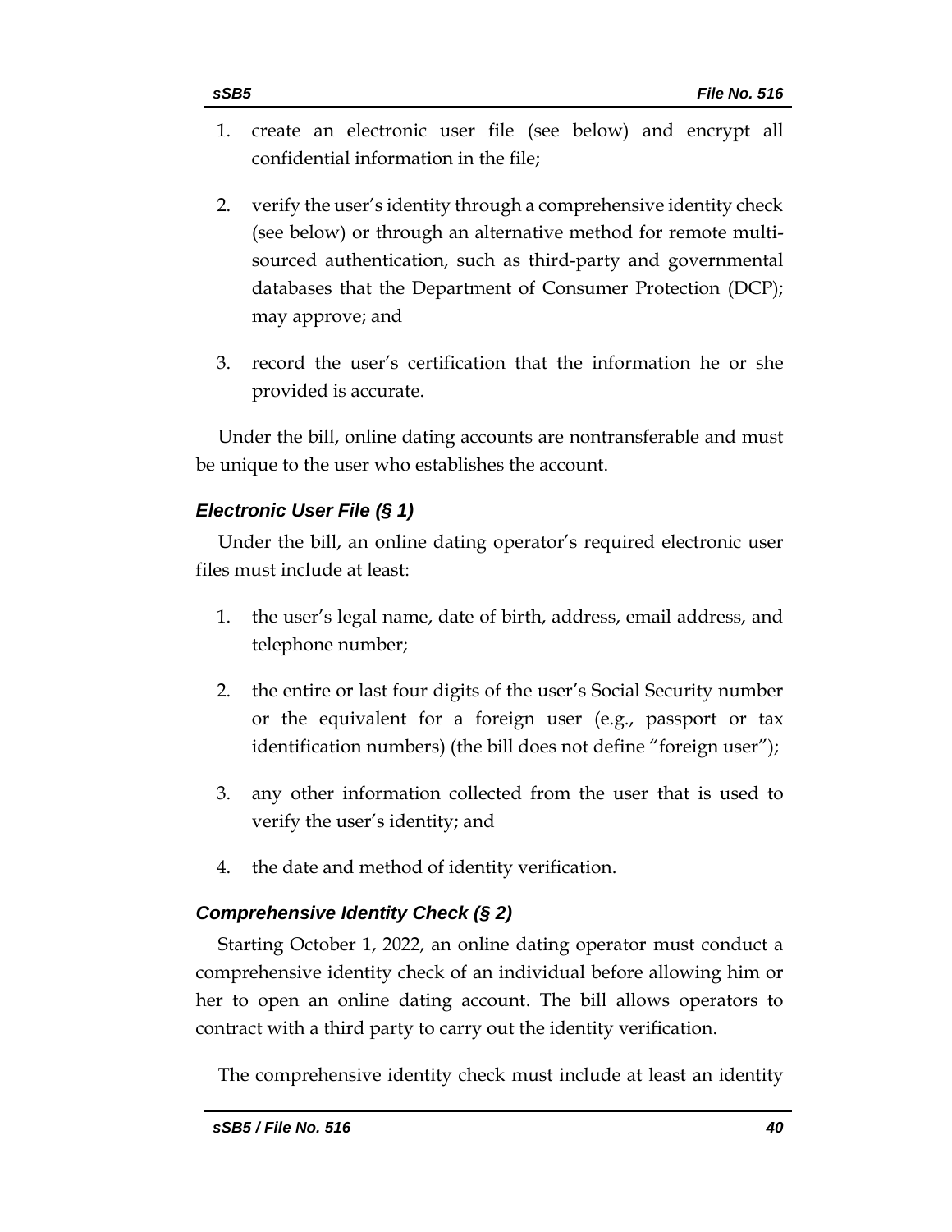1. create an electronic user file (see below) and encrypt all confidential information in the file;

2. verify the user's identity through a comprehensive identity check (see below) or through an alternative method for remote multi-sourced authentication, such as third-party and governmental databases that the Department of Consumer Protection (DCP); may approve; and

3. record the user's certification that the information he or she provided is accurate.

Under the bill, online dating accounts are nontransferable and must be unique to the user who establishes the account.

### *Electronic User File (§ 1)*

Under the bill, an online dating operator's required electronic user files must include at least:

1. the user's legal name, date of birth, address, email address, and telephone number;

2. the entire or last four digits of the user's Social Security number or the equivalent for a foreign user (e.g., passport or tax identification numbers) (the bill does not define "foreign user");

3. any other information collected from the user that is used to verify the user's identity; and

4. the date and method of identity verification.

### *Comprehensive Identity Check (§ 2)*

Starting October 1, 2022, an online dating operator must conduct a comprehensive identity check of an individual before allowing him or her to open an online dating account. The bill allows operators to contract with a third party to carry out the identity verification.

The comprehensive identity check must include at least an identity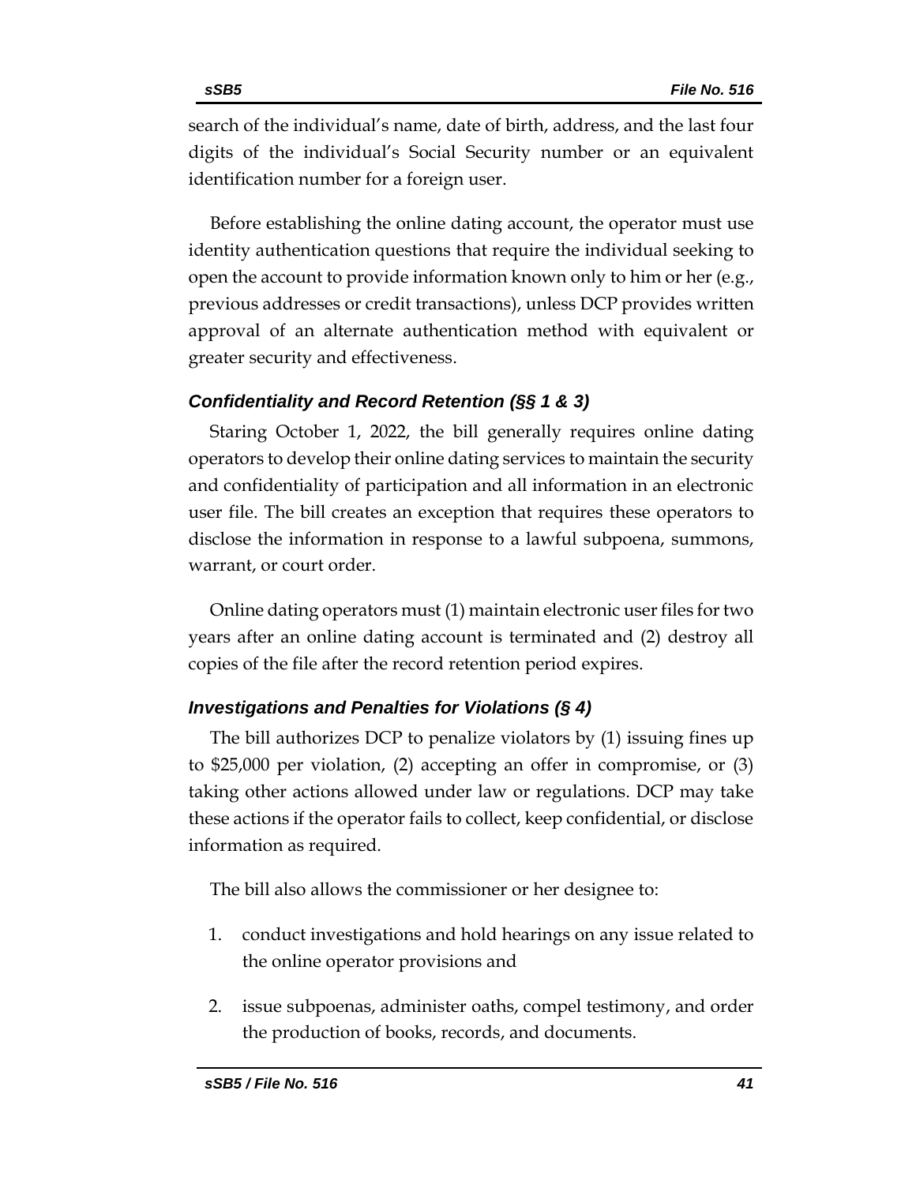search of the individual's name, date of birth, address, and the last four digits of the individual's Social Security number or an equivalent identification number for a foreign user.

Before establishing the online dating account, the operator must use identity authentication questions that require the individual seeking to open the account to provide information known only to him or her (e.g., previous addresses or credit transactions), unless DCP provides written approval of an alternate authentication method with equivalent or greater security and effectiveness.

### *Confidentiality and Record Retention (§§ 1 & 3)*

Staring October 1, 2022, the bill generally requires online dating operators to develop their online dating services to maintain the security and confidentiality of participation and all information in an electronic user file. The bill creates an exception that requires these operators to disclose the information in response to a lawful subpoena, summons, warrant, or court order.

Online dating operators must (1) maintain electronic user files for two years after an online dating account is terminated and (2) destroy all copies of the file after the record retention period expires.

### *Investigations and Penalties for Violations (§ 4)*

The bill authorizes DCP to penalize violators by (1) issuing fines up to $25,000 per violation, (2) accepting an offer in compromise, or (3) taking other actions allowed under law or regulations. DCP may take these actions if the operator fails to collect, keep confidential, or disclose information as required.

The bill also allows the commissioner or her designee to:

1. conduct investigations and hold hearings on any issue related to the online operator provisions and
2. issue subpoenas, administer oaths, compel testimony, and order the production of books, records, and documents.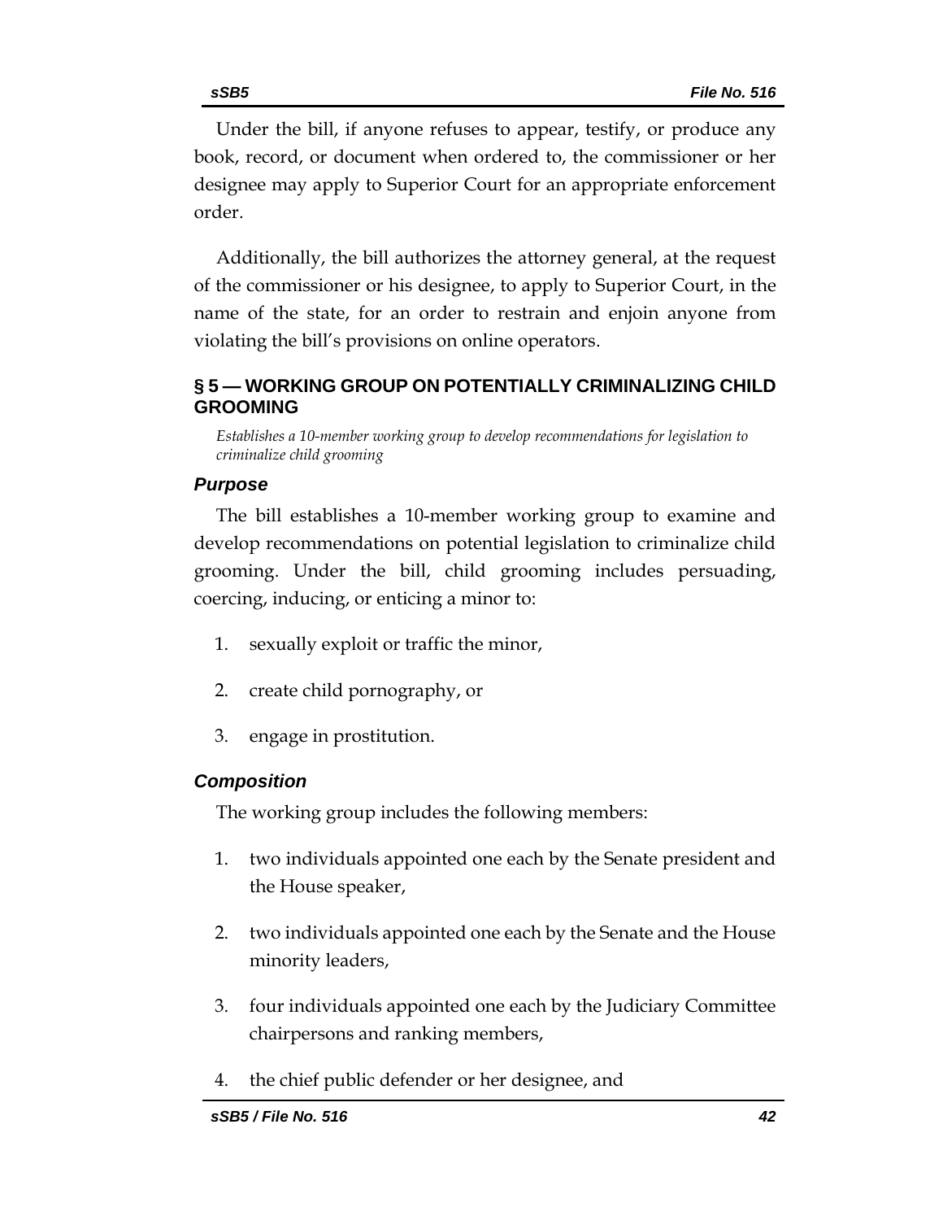Under the bill, if anyone refuses to appear, testify, or produce any book, record, or document when ordered to, the commissioner or her designee may apply to Superior Court for an appropriate enforcement order.

Additionally, the bill authorizes the attorney general, at the request of the commissioner or his designee, to apply to Superior Court, in the name of the state, for an order to restrain and enjoin anyone from violating the bill's provisions on online operators.

## § 5 — WORKING GROUP ON POTENTIALLY CRIMINALIZING CHILD GROOMING

*Establishes a 10-member working group to develop recommendations for legislation to criminalize child grooming*

### *Purpose*

The bill establishes a 10-member working group to examine and develop recommendations on potential legislation to criminalize child grooming. Under the bill, child grooming includes persuading, coercing, inducing, or enticing a minor to:

1. sexually exploit or traffic the minor,
2. create child pornography, or
3. engage in prostitution.

### *Composition*

The working group includes the following members:

1. two individuals appointed one each by the Senate president and the House speaker,
2. two individuals appointed one each by the Senate and the House minority leaders,
3. four individuals appointed one each by the Judiciary Committee chairpersons and ranking members,
4. the chief public defender or her designee, and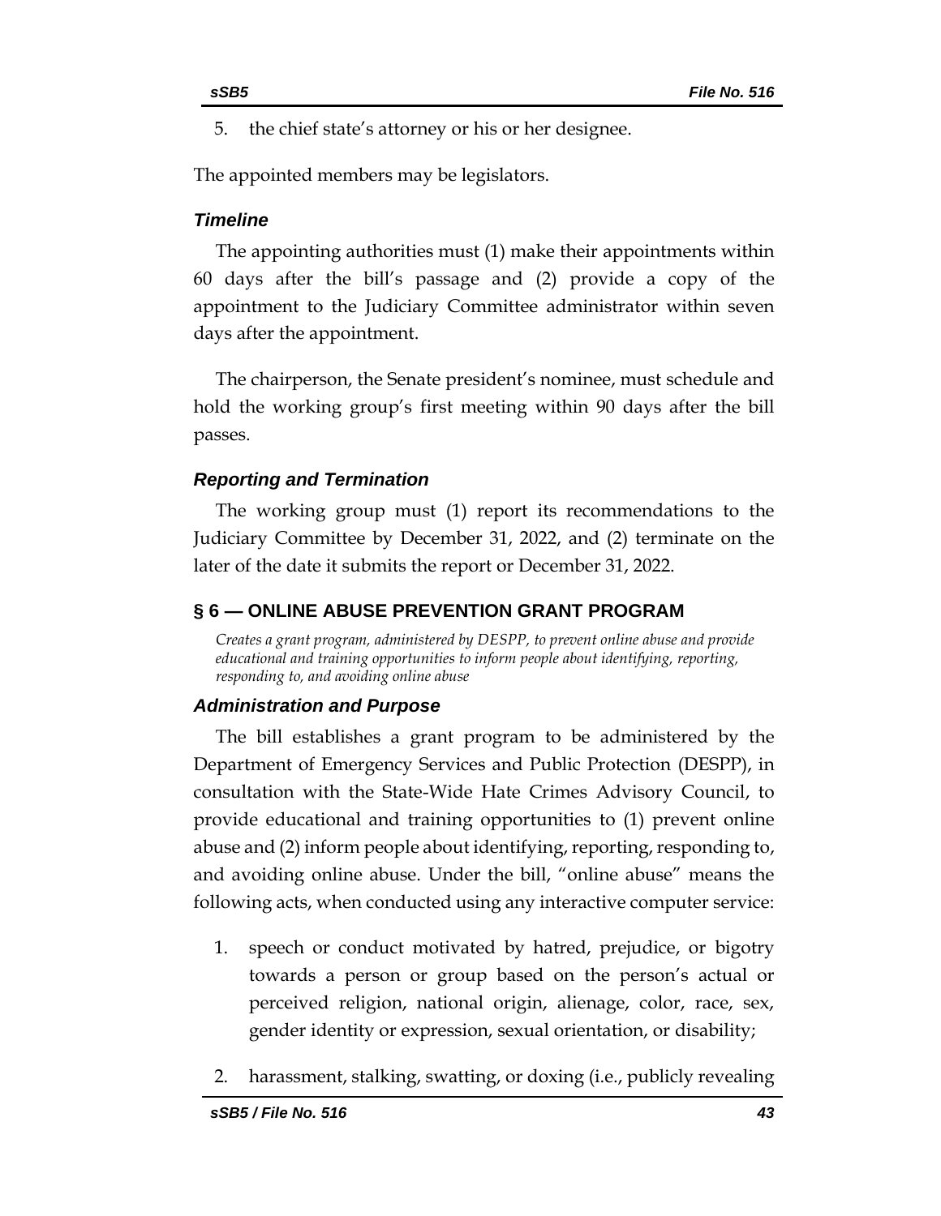5. the chief state's attorney or his or her designee.

The appointed members may be legislators.

### *Timeline*

The appointing authorities must (1) make their appointments within 60 days after the bill's passage and (2) provide a copy of the appointment to the Judiciary Committee administrator within seven days after the appointment.

The chairperson, the Senate president's nominee, must schedule and hold the working group's first meeting within 90 days after the bill passes.

### *Reporting and Termination*

The working group must (1) report its recommendations to the Judiciary Committee by December 31, 2022, and (2) terminate on the later of the date it submits the report or December 31, 2022.

## § 6 — ONLINE ABUSE PREVENTION GRANT PROGRAM

*Creates a grant program, administered by DESPP, to prevent online abuse and provide educational and training opportunities to inform people about identifying, reporting, responding to, and avoiding online abuse*

### *Administration and Purpose*

The bill establishes a grant program to be administered by the Department of Emergency Services and Public Protection (DESPP), in consultation with the State-Wide Hate Crimes Advisory Council, to provide educational and training opportunities to (1) prevent online abuse and (2) inform people about identifying, reporting, responding to, and avoiding online abuse. Under the bill, "online abuse" means the following acts, when conducted using any interactive computer service:

1. speech or conduct motivated by hatred, prejudice, or bigotry towards a person or group based on the person's actual or perceived religion, national origin, alienage, color, race, sex, gender identity or expression, sexual orientation, or disability;

2. harassment, stalking, swatting, or doxing (i.e., publicly revealing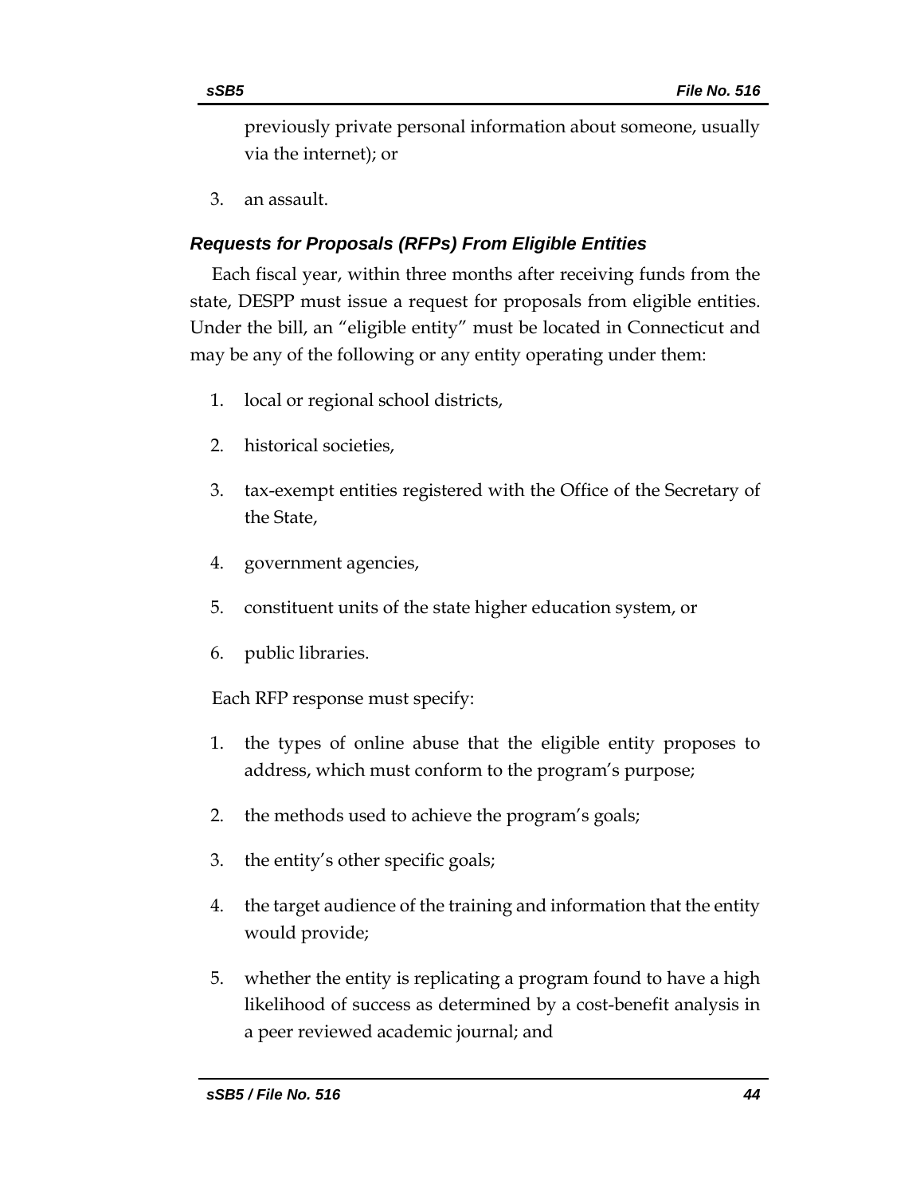previously private personal information about someone, usually via the internet); or

3. an assault.

### *Requests for Proposals (RFPs) From Eligible Entities*

Each fiscal year, within three months after receiving funds from the state, DESPP must issue a request for proposals from eligible entities. Under the bill, an "eligible entity" must be located in Connecticut and may be any of the following or any entity operating under them:

1. local or regional school districts,
2. historical societies,
3. tax-exempt entities registered with the Office of the Secretary of the State,
4. government agencies,
5. constituent units of the state higher education system, or
6. public libraries.

Each RFP response must specify:

1. the types of online abuse that the eligible entity proposes to address, which must conform to the program's purpose;
2. the methods used to achieve the program's goals;
3. the entity's other specific goals;
4. the target audience of the training and information that the entity would provide;
5. whether the entity is replicating a program found to have a high likelihood of success as determined by a cost-benefit analysis in a peer reviewed academic journal; and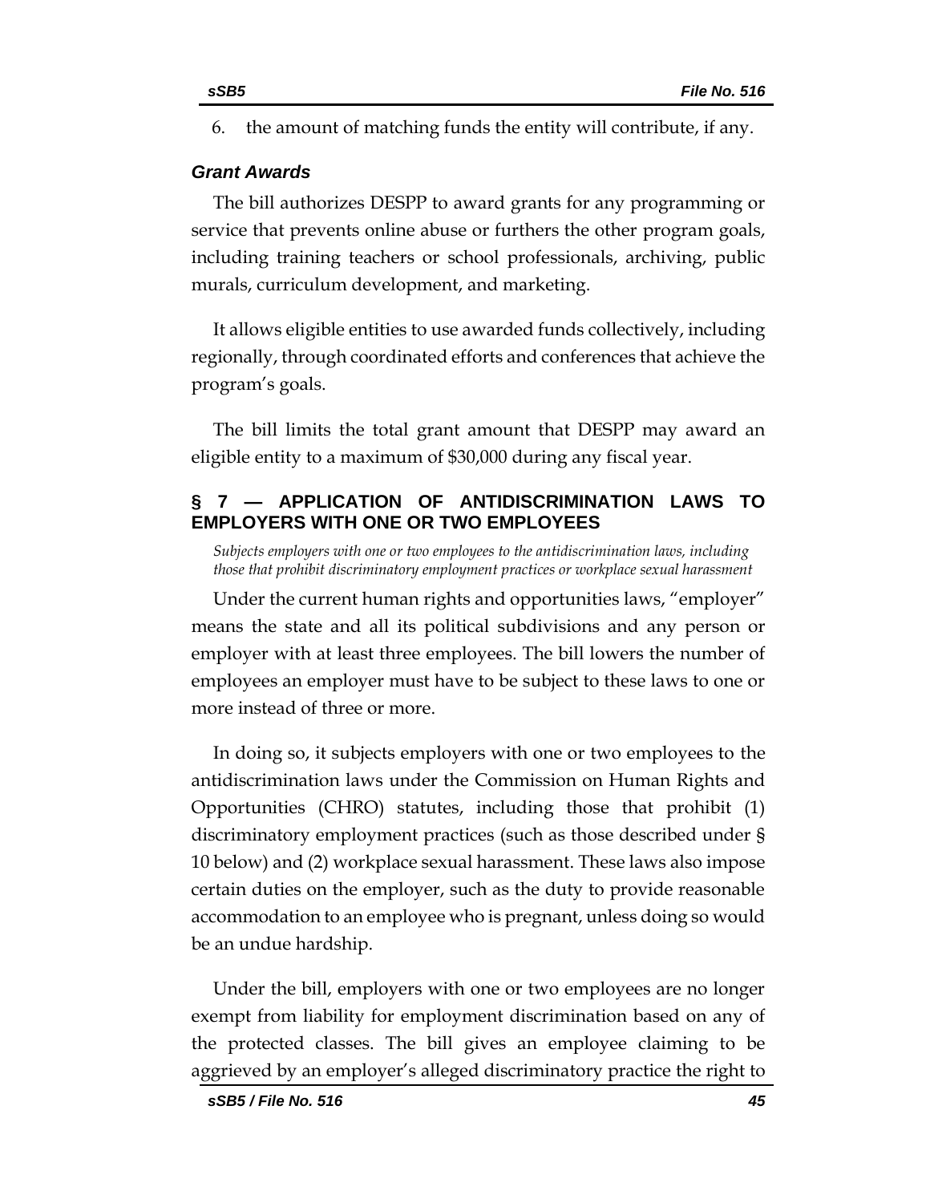6. the amount of matching funds the entity will contribute, if any.

### *Grant Awards*

The bill authorizes DESPP to award grants for any programming or service that prevents online abuse or furthers the other program goals, including training teachers or school professionals, archiving, public murals, curriculum development, and marketing.

It allows eligible entities to use awarded funds collectively, including regionally, through coordinated efforts and conferences that achieve the program's goals.

The bill limits the total grant amount that DESPP may award an eligible entity to a maximum of $30,000 during any fiscal year.

## § 7 — APPLICATION OF ANTIDISCRIMINATION LAWS TO EMPLOYERS WITH ONE OR TWO EMPLOYEES

*Subjects employers with one or two employees to the antidiscrimination laws, including those that prohibit discriminatory employment practices or workplace sexual harassment*

Under the current human rights and opportunities laws, "employer" means the state and all its political subdivisions and any person or employer with at least three employees. The bill lowers the number of employees an employer must have to be subject to these laws to one or more instead of three or more.

In doing so, it subjects employers with one or two employees to the antidiscrimination laws under the Commission on Human Rights and Opportunities (CHRO) statutes, including those that prohibit (1) discriminatory employment practices (such as those described under § 10 below) and (2) workplace sexual harassment. These laws also impose certain duties on the employer, such as the duty to provide reasonable accommodation to an employee who is pregnant, unless doing so would be an undue hardship.

Under the bill, employers with one or two employees are no longer exempt from liability for employment discrimination based on any of the protected classes. The bill gives an employee claiming to be aggrieved by an employer's alleged discriminatory practice the right to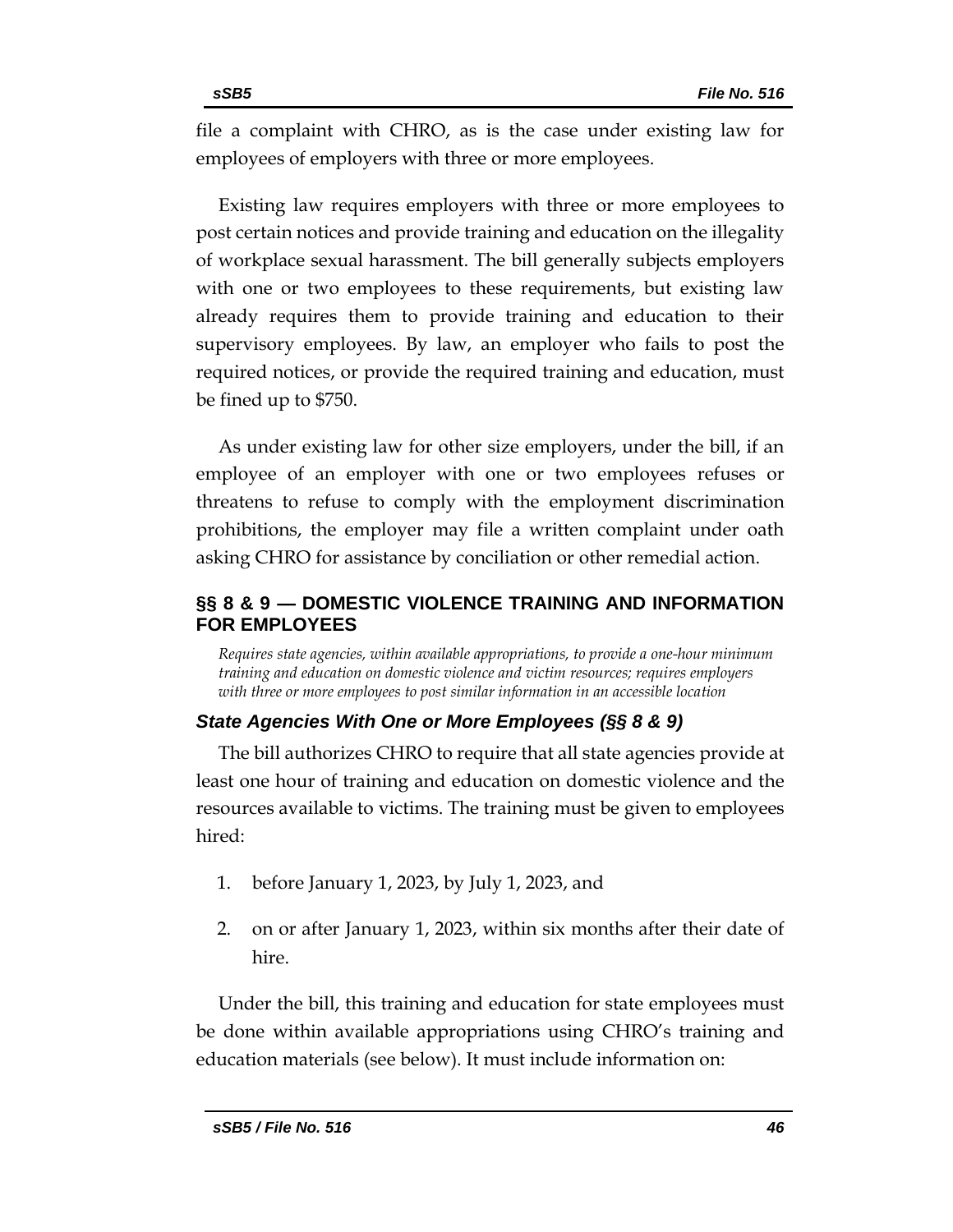file a complaint with CHRO, as is the case under existing law for employees of employers with three or more employees.

Existing law requires employers with three or more employees to post certain notices and provide training and education on the illegality of workplace sexual harassment. The bill generally subjects employers with one or two employees to these requirements, but existing law already requires them to provide training and education to their supervisory employees. By law, an employer who fails to post the required notices, or provide the required training and education, must be fined up to $750.

As under existing law for other size employers, under the bill, if an employee of an employer with one or two employees refuses or threatens to refuse to comply with the employment discrimination prohibitions, the employer may file a written complaint under oath asking CHRO for assistance by conciliation or other remedial action.

## §§ 8 & 9 — DOMESTIC VIOLENCE TRAINING AND INFORMATION FOR EMPLOYEES

*Requires state agencies, within available appropriations, to provide a one-hour minimum training and education on domestic violence and victim resources; requires employers with three or more employees to post similar information in an accessible location*

### *State Agencies With One or More Employees (§§ 8 & 9)*

The bill authorizes CHRO to require that all state agencies provide at least one hour of training and education on domestic violence and the resources available to victims. The training must be given to employees hired:

1. before January 1, 2023, by July 1, 2023, and
2. on or after January 1, 2023, within six months after their date of hire.

Under the bill, this training and education for state employees must be done within available appropriations using CHRO's training and education materials (see below). It must include information on: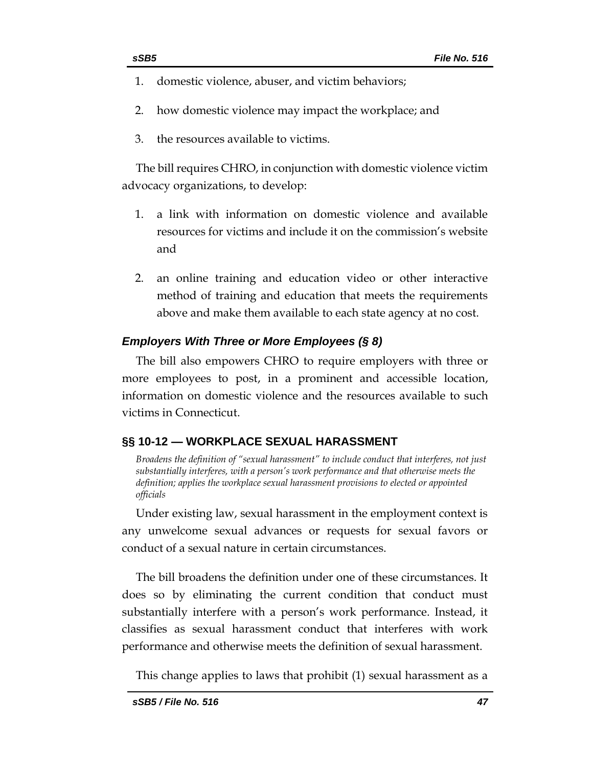1. domestic violence, abuser, and victim behaviors;
2. how domestic violence may impact the workplace; and
3. the resources available to victims.

The bill requires CHRO, in conjunction with domestic violence victim advocacy organizations, to develop:

1. a link with information on domestic violence and available resources for victims and include it on the commission's website and
2. an online training and education video or other interactive method of training and education that meets the requirements above and make them available to each state agency at no cost.

### *Employers With Three or More Employees (§ 8)*

The bill also empowers CHRO to require employers with three or more employees to post, in a prominent and accessible location, information on domestic violence and the resources available to such victims in Connecticut.

## §§ 10-12 — WORKPLACE SEXUAL HARASSMENT

*Broadens the definition of "sexual harassment" to include conduct that interferes, not just substantially interferes, with a person's work performance and that otherwise meets the definition; applies the workplace sexual harassment provisions to elected or appointed officials*

Under existing law, sexual harassment in the employment context is any unwelcome sexual advances or requests for sexual favors or conduct of a sexual nature in certain circumstances.

The bill broadens the definition under one of these circumstances. It does so by eliminating the current condition that conduct must substantially interfere with a person's work performance. Instead, it classifies as sexual harassment conduct that interferes with work performance and otherwise meets the definition of sexual harassment.

This change applies to laws that prohibit (1) sexual harassment as a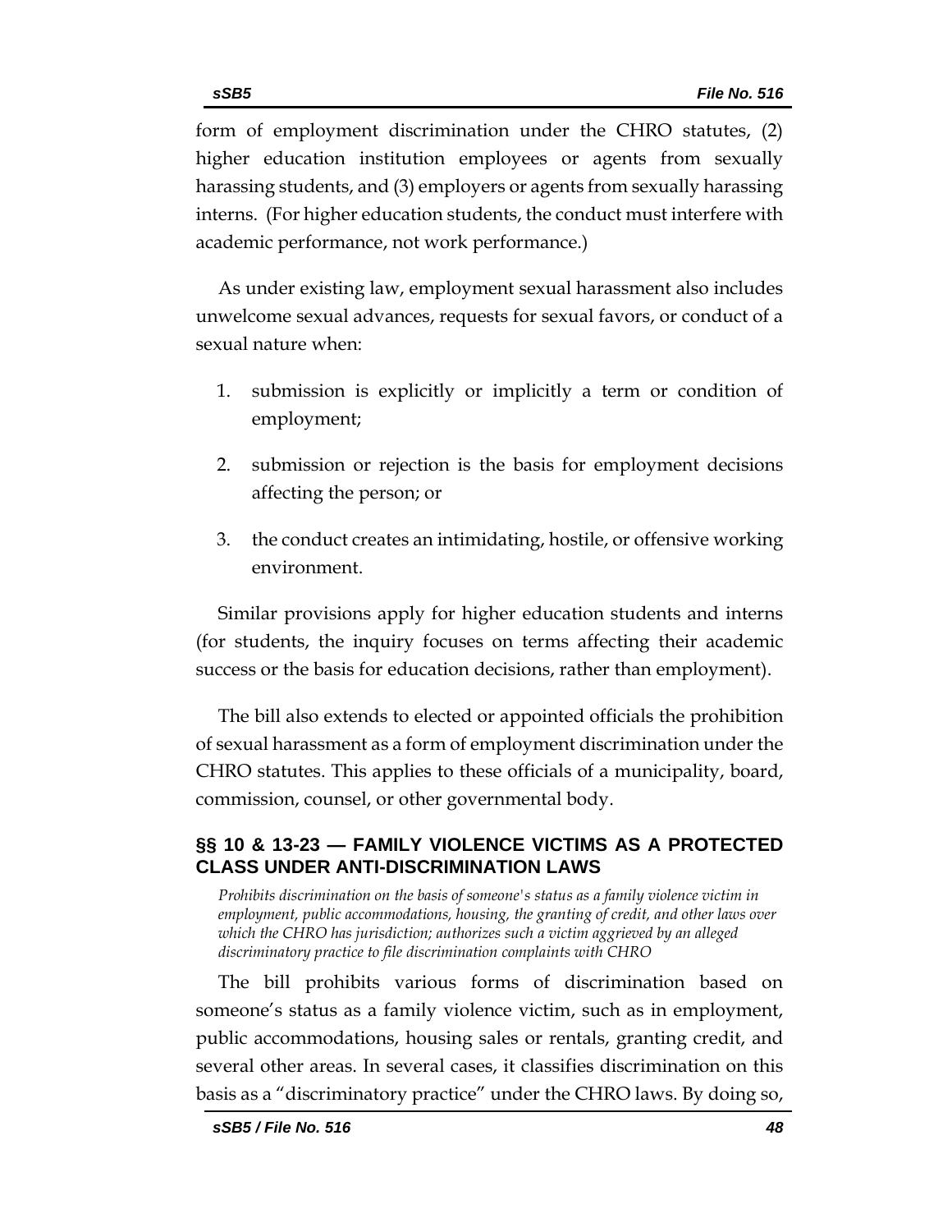form of employment discrimination under the CHRO statutes, (2) higher education institution employees or agents from sexually harassing students, and (3) employers or agents from sexually harassing interns. (For higher education students, the conduct must interfere with academic performance, not work performance.)

As under existing law, employment sexual harassment also includes unwelcome sexual advances, requests for sexual favors, or conduct of a sexual nature when:

1. submission is explicitly or implicitly a term or condition of employment;
2. submission or rejection is the basis for employment decisions affecting the person; or
3. the conduct creates an intimidating, hostile, or offensive working environment.

Similar provisions apply for higher education students and interns (for students, the inquiry focuses on terms affecting their academic success or the basis for education decisions, rather than employment).

The bill also extends to elected or appointed officials the prohibition of sexual harassment as a form of employment discrimination under the CHRO statutes. This applies to these officials of a municipality, board, commission, counsel, or other governmental body.

## §§ 10 & 13-23 — FAMILY VIOLENCE VICTIMS AS A PROTECTED CLASS UNDER ANTI-DISCRIMINATION LAWS

*Prohibits discrimination on the basis of someone's status as a family violence victim in employment, public accommodations, housing, the granting of credit, and other laws over which the CHRO has jurisdiction; authorizes such a victim aggrieved by an alleged discriminatory practice to file discrimination complaints with CHRO*

The bill prohibits various forms of discrimination based on someone's status as a family violence victim, such as in employment, public accommodations, housing sales or rentals, granting credit, and several other areas. In several cases, it classifies discrimination on this basis as a "discriminatory practice" under the CHRO laws. By doing so,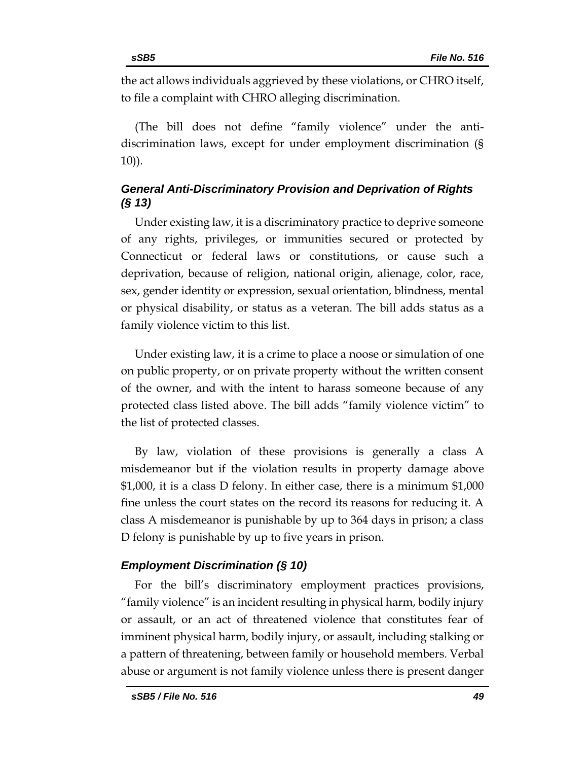the act allows individuals aggrieved by these violations, or CHRO itself, to file a complaint with CHRO alleging discrimination.

(The bill does not define "family violence" under the anti-discrimination laws, except for under employment discrimination (§ 10)).

### *General Anti-Discriminatory Provision and Deprivation of Rights (§ 13)*

Under existing law, it is a discriminatory practice to deprive someone of any rights, privileges, or immunities secured or protected by Connecticut or federal laws or constitutions, or cause such a deprivation, because of religion, national origin, alienage, color, race, sex, gender identity or expression, sexual orientation, blindness, mental or physical disability, or status as a veteran. The bill adds status as a family violence victim to this list.

Under existing law, it is a crime to place a noose or simulation of one on public property, or on private property without the written consent of the owner, and with the intent to harass someone because of any protected class listed above. The bill adds "family violence victim" to the list of protected classes.

By law, violation of these provisions is generally a class A misdemeanor but if the violation results in property damage above $1,000, it is a class D felony. In either case, there is a minimum $1,000 fine unless the court states on the record its reasons for reducing it. A class A misdemeanor is punishable by up to 364 days in prison; a class D felony is punishable by up to five years in prison.

### *Employment Discrimination (§ 10)*

For the bill's discriminatory employment practices provisions, "family violence" is an incident resulting in physical harm, bodily injury or assault, or an act of threatened violence that constitutes fear of imminent physical harm, bodily injury, or assault, including stalking or a pattern of threatening, between family or household members. Verbal abuse or argument is not family violence unless there is present danger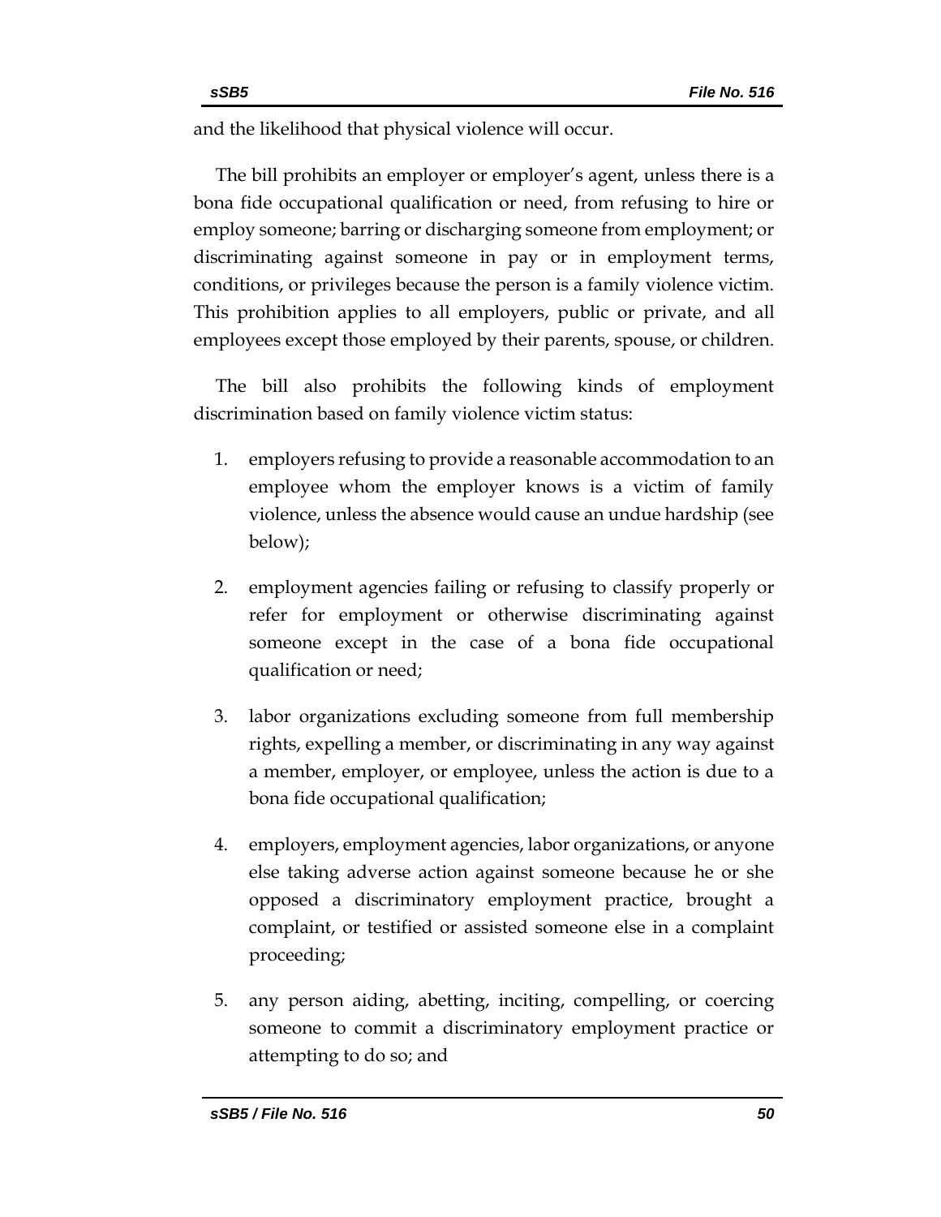and the likelihood that physical violence will occur.

The bill prohibits an employer or employer's agent, unless there is a bona fide occupational qualification or need, from refusing to hire or employ someone; barring or discharging someone from employment; or discriminating against someone in pay or in employment terms, conditions, or privileges because the person is a family violence victim. This prohibition applies to all employers, public or private, and all employees except those employed by their parents, spouse, or children.

The bill also prohibits the following kinds of employment discrimination based on family violence victim status:

1. employers refusing to provide a reasonable accommodation to an employee whom the employer knows is a victim of family violence, unless the absence would cause an undue hardship (see below);

2. employment agencies failing or refusing to classify properly or refer for employment or otherwise discriminating against someone except in the case of a bona fide occupational qualification or need;

3. labor organizations excluding someone from full membership rights, expelling a member, or discriminating in any way against a member, employer, or employee, unless the action is due to a bona fide occupational qualification;

4. employers, employment agencies, labor organizations, or anyone else taking adverse action against someone because he or she opposed a discriminatory employment practice, brought a complaint, or testified or assisted someone else in a complaint proceeding;

5. any person aiding, abetting, inciting, compelling, or coercing someone to commit a discriminatory employment practice or attempting to do so; and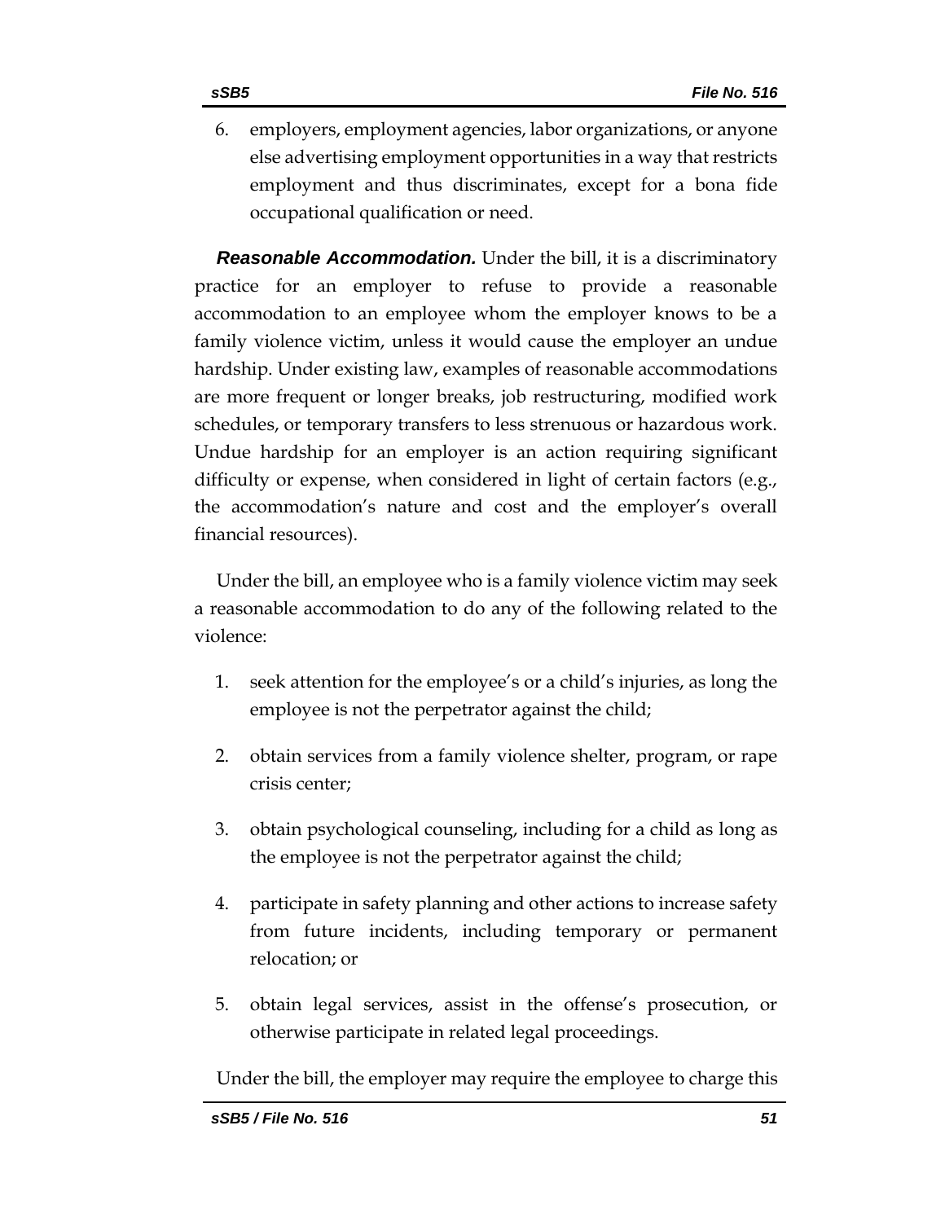6. employers, employment agencies, labor organizations, or anyone else advertising employment opportunities in a way that restricts employment and thus discriminates, except for a bona fide occupational qualification or need.

***Reasonable Accommodation.*** Under the bill, it is a discriminatory practice for an employer to refuse to provide a reasonable accommodation to an employee whom the employer knows to be a family violence victim, unless it would cause the employer an undue hardship. Under existing law, examples of reasonable accommodations are more frequent or longer breaks, job restructuring, modified work schedules, or temporary transfers to less strenuous or hazardous work. Undue hardship for an employer is an action requiring significant difficulty or expense, when considered in light of certain factors (e.g., the accommodation's nature and cost and the employer's overall financial resources).

Under the bill, an employee who is a family violence victim may seek a reasonable accommodation to do any of the following related to the violence:

1. seek attention for the employee's or a child's injuries, as long the employee is not the perpetrator against the child;

2. obtain services from a family violence shelter, program, or rape crisis center;

3. obtain psychological counseling, including for a child as long as the employee is not the perpetrator against the child;

4. participate in safety planning and other actions to increase safety from future incidents, including temporary or permanent relocation; or

5. obtain legal services, assist in the offense's prosecution, or otherwise participate in related legal proceedings.

Under the bill, the employer may require the employee to charge this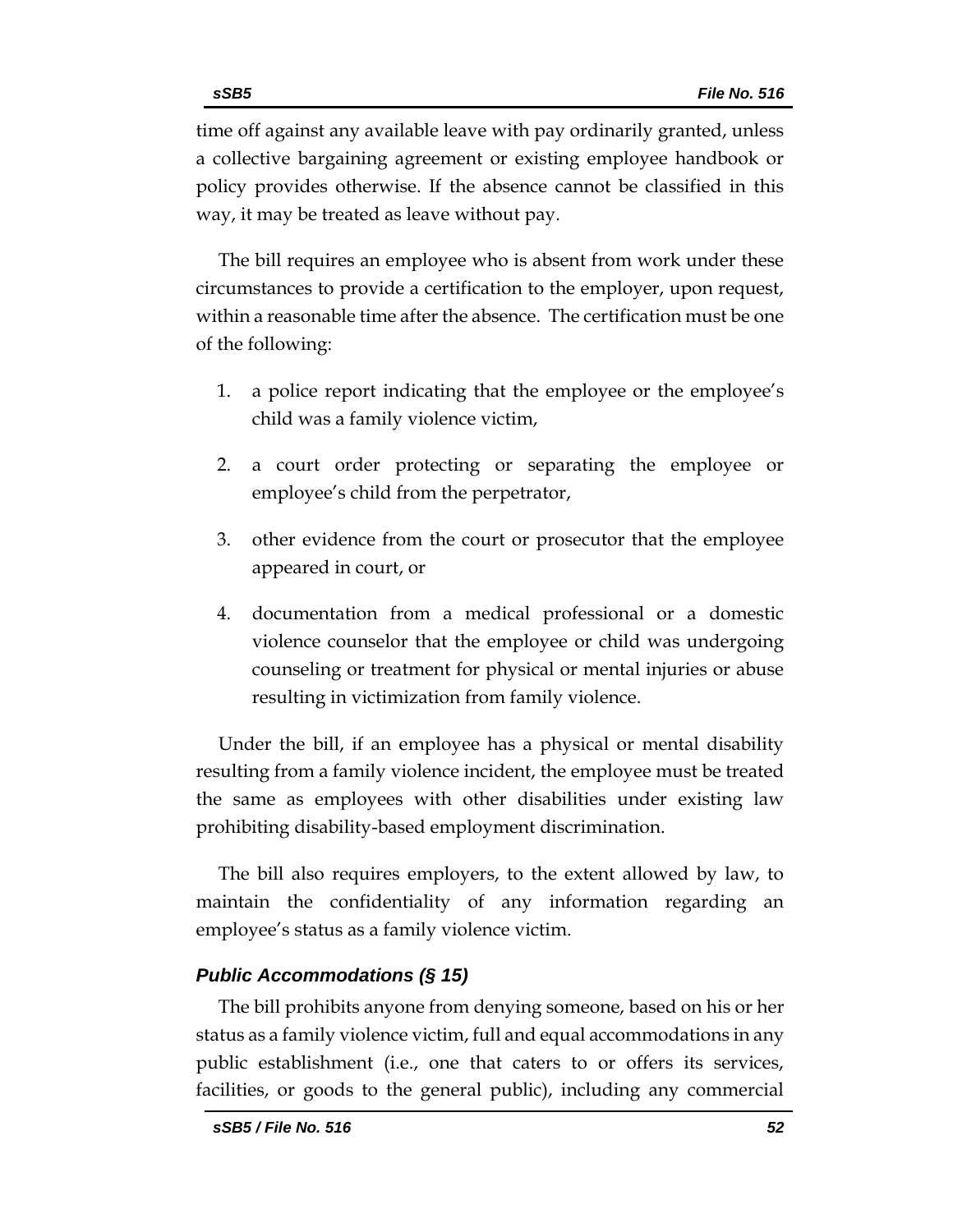time off against any available leave with pay ordinarily granted, unless a collective bargaining agreement or existing employee handbook or policy provides otherwise. If the absence cannot be classified in this way, it may be treated as leave without pay.

The bill requires an employee who is absent from work under these circumstances to provide a certification to the employer, upon request, within a reasonable time after the absence. The certification must be one of the following:

1. a police report indicating that the employee or the employee's child was a family violence victim,
2. a court order protecting or separating the employee or employee's child from the perpetrator,
3. other evidence from the court or prosecutor that the employee appeared in court, or
4. documentation from a medical professional or a domestic violence counselor that the employee or child was undergoing counseling or treatment for physical or mental injuries or abuse resulting in victimization from family violence.

Under the bill, if an employee has a physical or mental disability resulting from a family violence incident, the employee must be treated the same as employees with other disabilities under existing law prohibiting disability-based employment discrimination.

The bill also requires employers, to the extent allowed by law, to maintain the confidentiality of any information regarding an employee's status as a family violence victim.

### *Public Accommodations (§ 15)*

The bill prohibits anyone from denying someone, based on his or her status as a family violence victim, full and equal accommodations in any public establishment (i.e., one that caters to or offers its services, facilities, or goods to the general public), including any commercial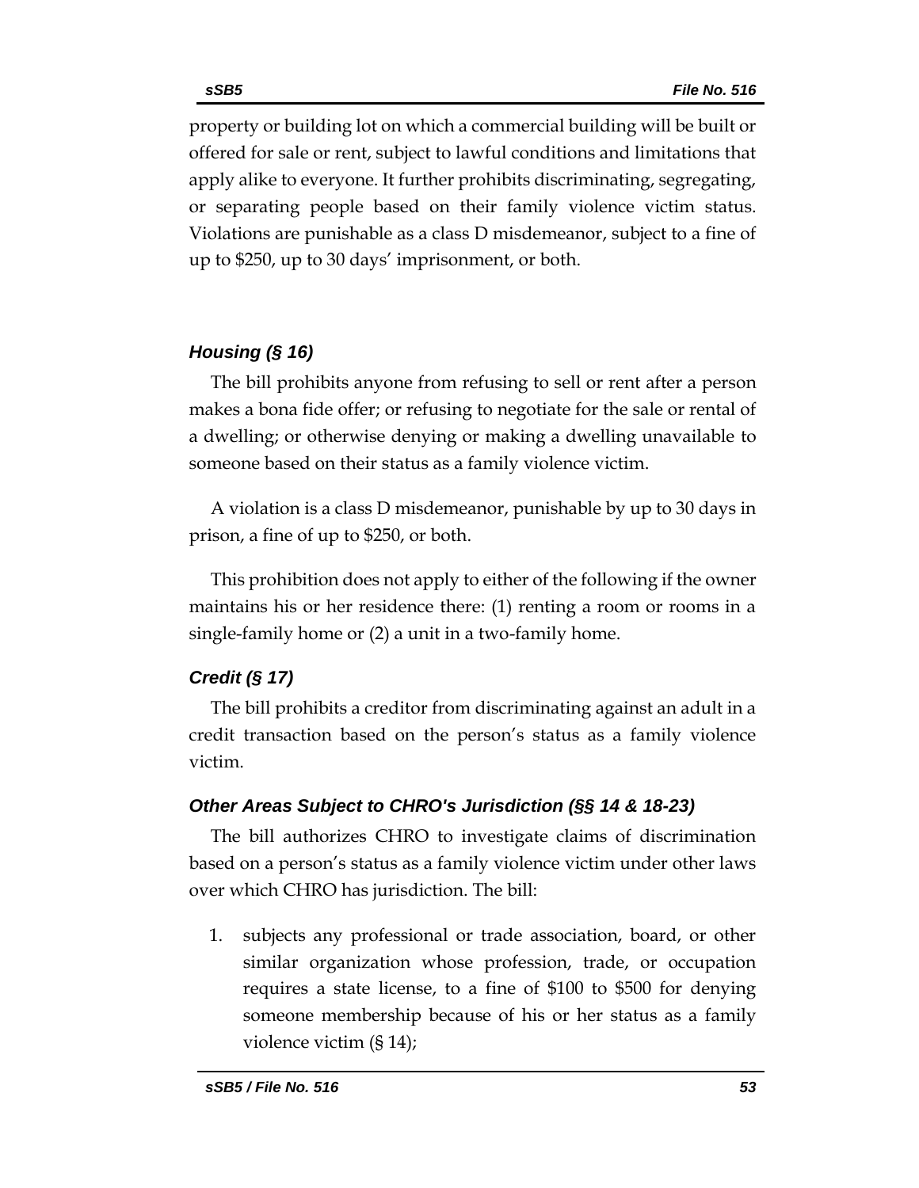property or building lot on which a commercial building will be built or offered for sale or rent, subject to lawful conditions and limitations that apply alike to everyone. It further prohibits discriminating, segregating, or separating people based on their family violence victim status. Violations are punishable as a class D misdemeanor, subject to a fine of up to $250, up to 30 days' imprisonment, or both.

### *Housing (§ 16)*

The bill prohibits anyone from refusing to sell or rent after a person makes a bona fide offer; or refusing to negotiate for the sale or rental of a dwelling; or otherwise denying or making a dwelling unavailable to someone based on their status as a family violence victim.

A violation is a class D misdemeanor, punishable by up to 30 days in prison, a fine of up to $250, or both.

This prohibition does not apply to either of the following if the owner maintains his or her residence there: (1) renting a room or rooms in a single-family home or (2) a unit in a two-family home.

### *Credit (§ 17)*

The bill prohibits a creditor from discriminating against an adult in a credit transaction based on the person's status as a family violence victim.

### *Other Areas Subject to CHRO's Jurisdiction (§§ 14 & 18-23)*

The bill authorizes CHRO to investigate claims of discrimination based on a person's status as a family violence victim under other laws over which CHRO has jurisdiction. The bill:

1. subjects any professional or trade association, board, or other similar organization whose profession, trade, or occupation requires a state license, to a fine of $100 to $500 for denying someone membership because of his or her status as a family violence victim (§ 14);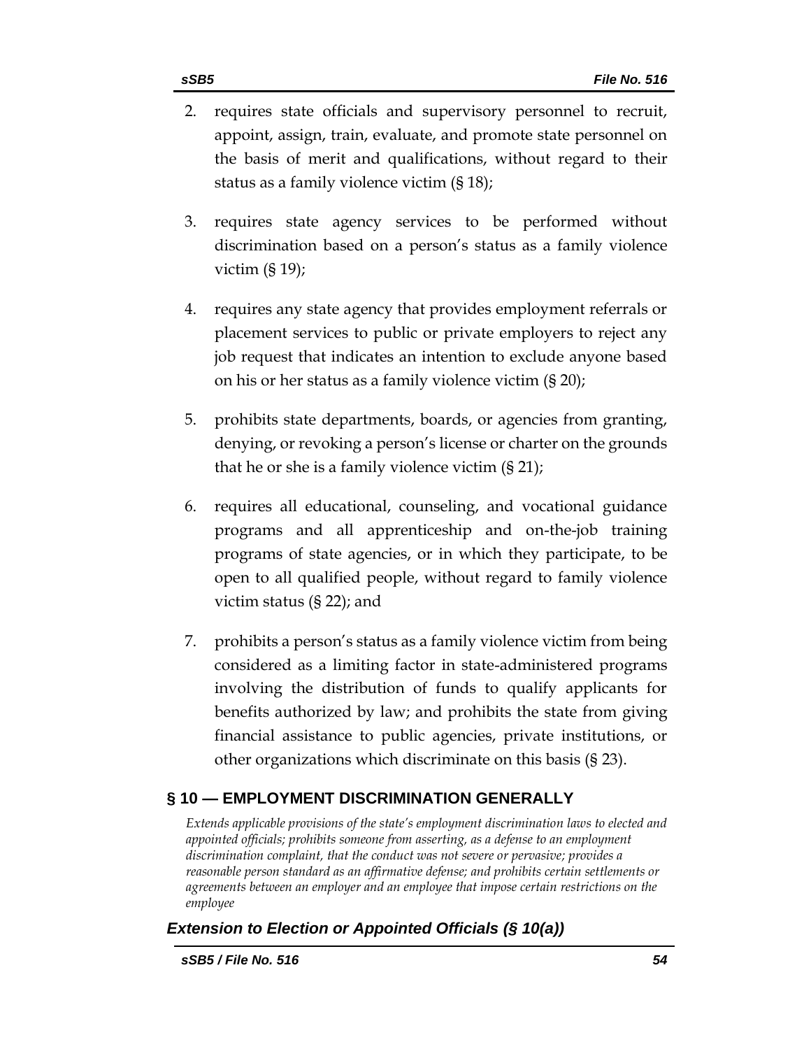2. requires state officials and supervisory personnel to recruit, appoint, assign, train, evaluate, and promote state personnel on the basis of merit and qualifications, without regard to their status as a family violence victim (§ 18);

3. requires state agency services to be performed without discrimination based on a person's status as a family violence victim (§ 19);

4. requires any state agency that provides employment referrals or placement services to public or private employers to reject any job request that indicates an intention to exclude anyone based on his or her status as a family violence victim (§ 20);

5. prohibits state departments, boards, or agencies from granting, denying, or revoking a person's license or charter on the grounds that he or she is a family violence victim (§ 21);

6. requires all educational, counseling, and vocational guidance programs and all apprenticeship and on-the-job training programs of state agencies, or in which they participate, to be open to all qualified people, without regard to family violence victim status (§ 22); and

7. prohibits a person's status as a family violence victim from being considered as a limiting factor in state-administered programs involving the distribution of funds to qualify applicants for benefits authorized by law; and prohibits the state from giving financial assistance to public agencies, private institutions, or other organizations which discriminate on this basis (§ 23).

## § 10 — EMPLOYMENT DISCRIMINATION GENERALLY

*Extends applicable provisions of the state's employment discrimination laws to elected and appointed officials; prohibits someone from asserting, as a defense to an employment discrimination complaint, that the conduct was not severe or pervasive; provides a reasonable person standard as an affirmative defense; and prohibits certain settlements or agreements between an employer and an employee that impose certain restrictions on the employee*

### *Extension to Election or Appointed Officials (§ 10(a))*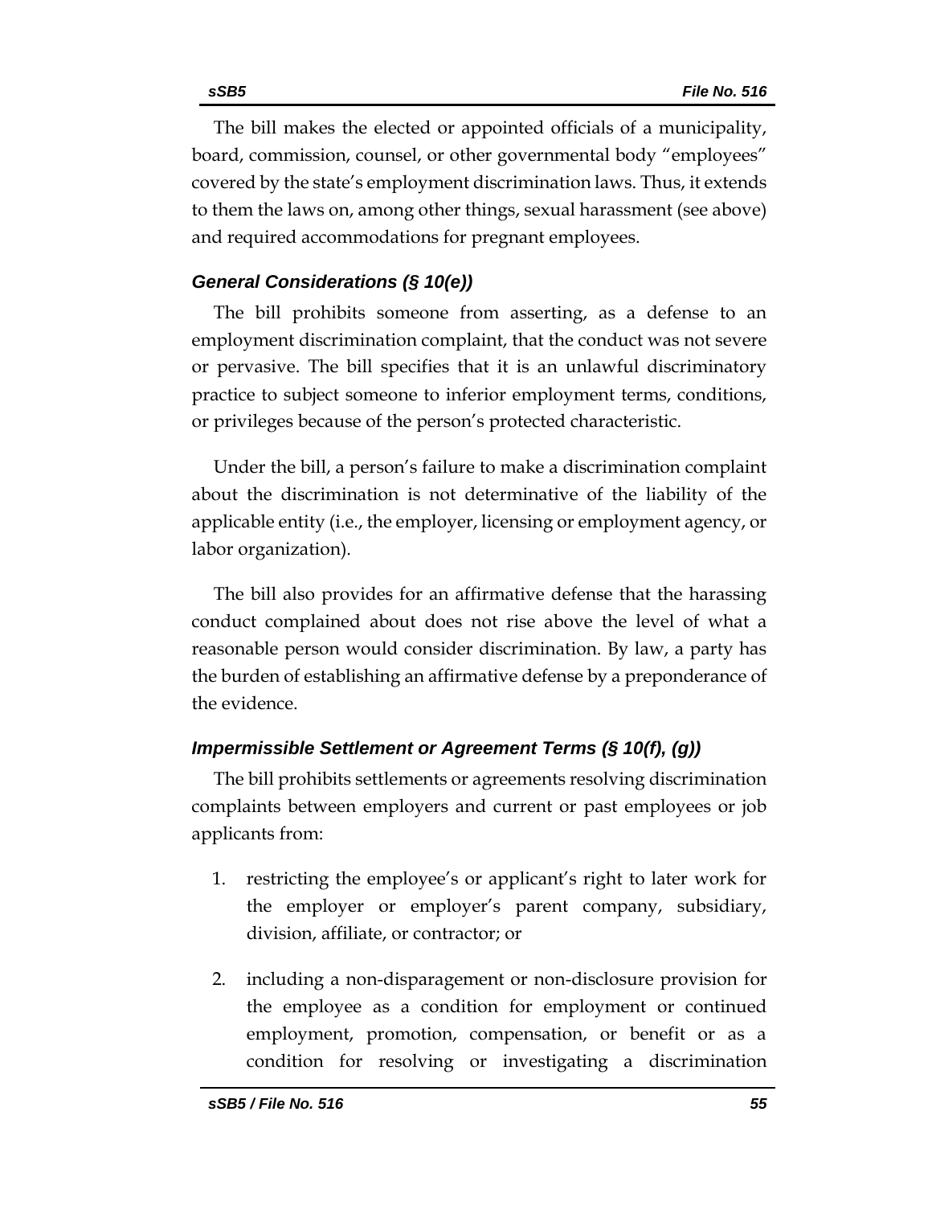The bill makes the elected or appointed officials of a municipality, board, commission, counsel, or other governmental body "employees" covered by the state's employment discrimination laws. Thus, it extends to them the laws on, among other things, sexual harassment (see above) and required accommodations for pregnant employees.

### *General Considerations (§ 10(e))*

The bill prohibits someone from asserting, as a defense to an employment discrimination complaint, that the conduct was not severe or pervasive. The bill specifies that it is an unlawful discriminatory practice to subject someone to inferior employment terms, conditions, or privileges because of the person's protected characteristic.

Under the bill, a person's failure to make a discrimination complaint about the discrimination is not determinative of the liability of the applicable entity (i.e., the employer, licensing or employment agency, or labor organization).

The bill also provides for an affirmative defense that the harassing conduct complained about does not rise above the level of what a reasonable person would consider discrimination. By law, a party has the burden of establishing an affirmative defense by a preponderance of the evidence.

### *Impermissible Settlement or Agreement Terms (§ 10(f), (g))*

The bill prohibits settlements or agreements resolving discrimination complaints between employers and current or past employees or job applicants from:

1. restricting the employee's or applicant's right to later work for the employer or employer's parent company, subsidiary, division, affiliate, or contractor; or
2. including a non-disparagement or non-disclosure provision for the employee as a condition for employment or continued employment, promotion, compensation, or benefit or as a condition for resolving or investigating a discrimination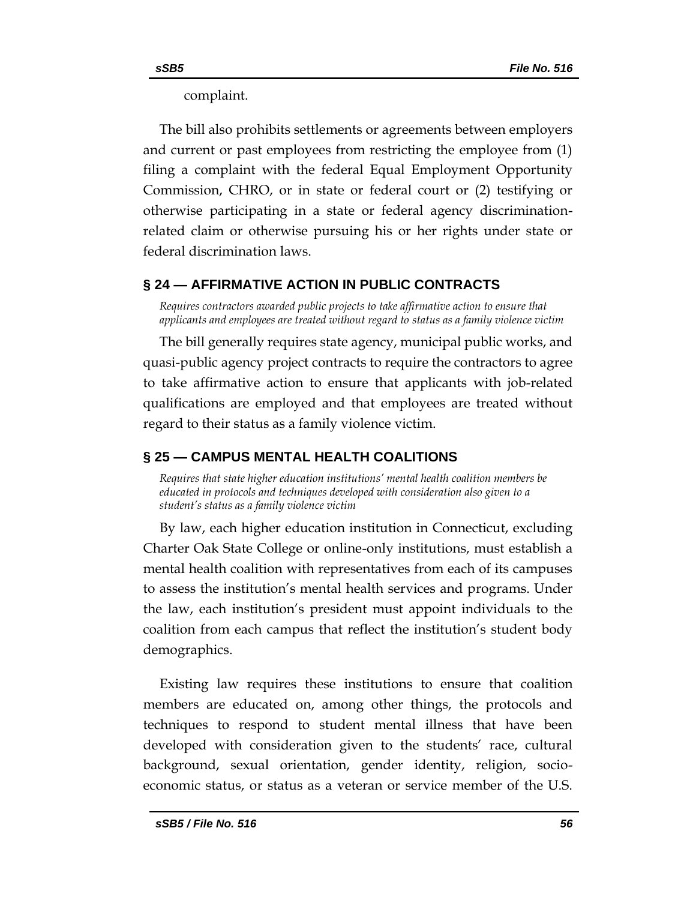complaint.

The bill also prohibits settlements or agreements between employers and current or past employees from restricting the employee from (1) filing a complaint with the federal Equal Employment Opportunity Commission, CHRO, or in state or federal court or (2) testifying or otherwise participating in a state or federal agency discrimination-related claim or otherwise pursuing his or her rights under state or federal discrimination laws.

## § 24 — AFFIRMATIVE ACTION IN PUBLIC CONTRACTS

*Requires contractors awarded public projects to take affirmative action to ensure that applicants and employees are treated without regard to status as a family violence victim*

The bill generally requires state agency, municipal public works, and quasi-public agency project contracts to require the contractors to agree to take affirmative action to ensure that applicants with job-related qualifications are employed and that employees are treated without regard to their status as a family violence victim.

## § 25 — CAMPUS MENTAL HEALTH COALITIONS

*Requires that state higher education institutions' mental health coalition members be educated in protocols and techniques developed with consideration also given to a student's status as a family violence victim*

By law, each higher education institution in Connecticut, excluding Charter Oak State College or online-only institutions, must establish a mental health coalition with representatives from each of its campuses to assess the institution's mental health services and programs. Under the law, each institution's president must appoint individuals to the coalition from each campus that reflect the institution's student body demographics.

Existing law requires these institutions to ensure that coalition members are educated on, among other things, the protocols and techniques to respond to student mental illness that have been developed with consideration given to the students' race, cultural background, sexual orientation, gender identity, religion, socio-economic status, or status as a veteran or service member of the U.S.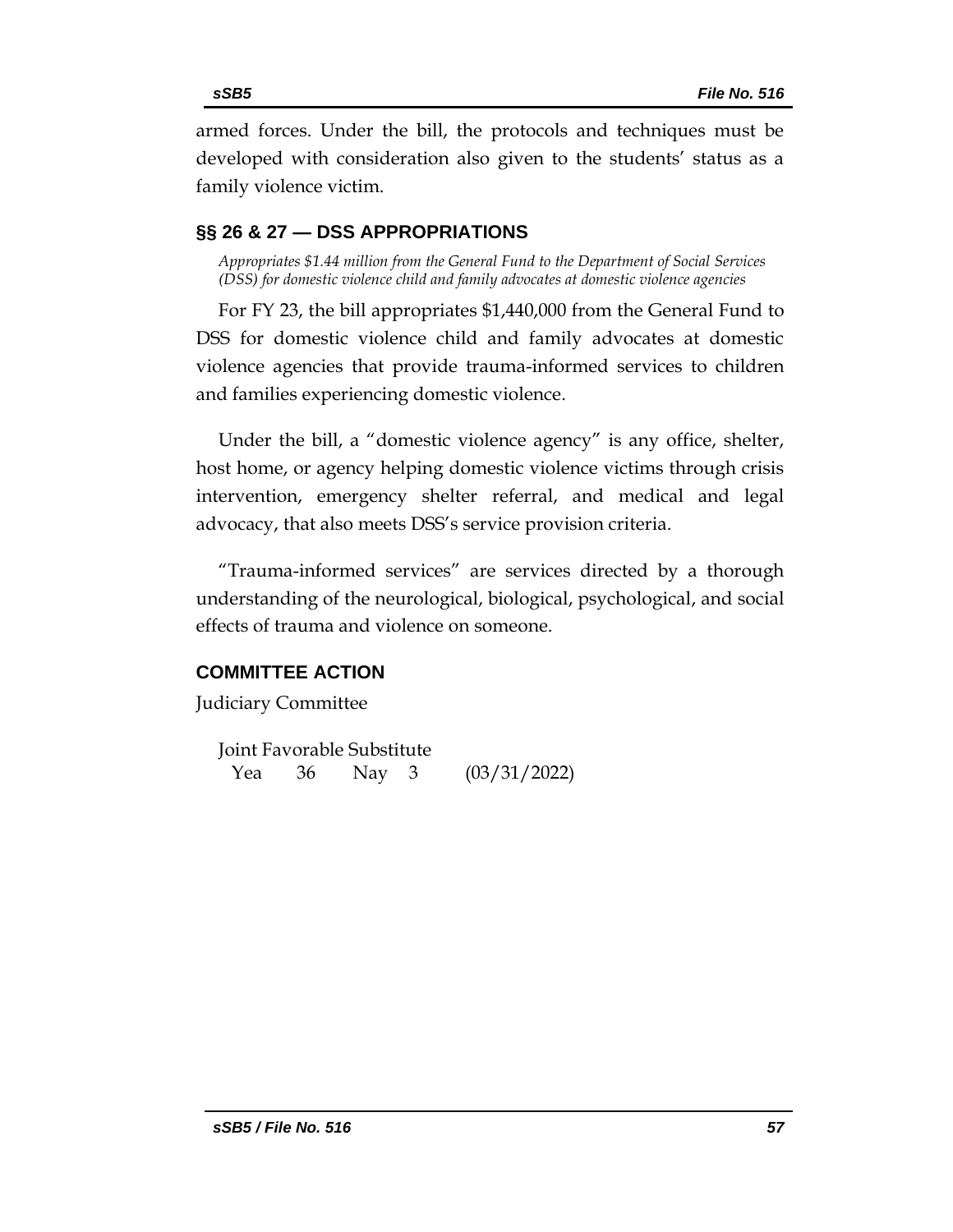armed forces. Under the bill, the protocols and techniques must be developed with consideration also given to the students' status as a family violence victim.

## §§ 26 & 27 — DSS APPROPRIATIONS

*Appropriates $1.44 million from the General Fund to the Department of Social Services (DSS) for domestic violence child and family advocates at domestic violence agencies*

For FY 23, the bill appropriates $1,440,000 from the General Fund to DSS for domestic violence child and family advocates at domestic violence agencies that provide trauma-informed services to children and families experiencing domestic violence.

Under the bill, a "domestic violence agency" is any office, shelter, host home, or agency helping domestic violence victims through crisis intervention, emergency shelter referral, and medical and legal advocacy, that also meets DSS's service provision criteria.

"Trauma-informed services" are services directed by a thorough understanding of the neurological, biological, psychological, and social effects of trauma and violence on someone.

## COMMITTEE ACTION

Judiciary Committee

Joint Favorable Substitute
Yea 36 Nay 3 (03/31/2022)